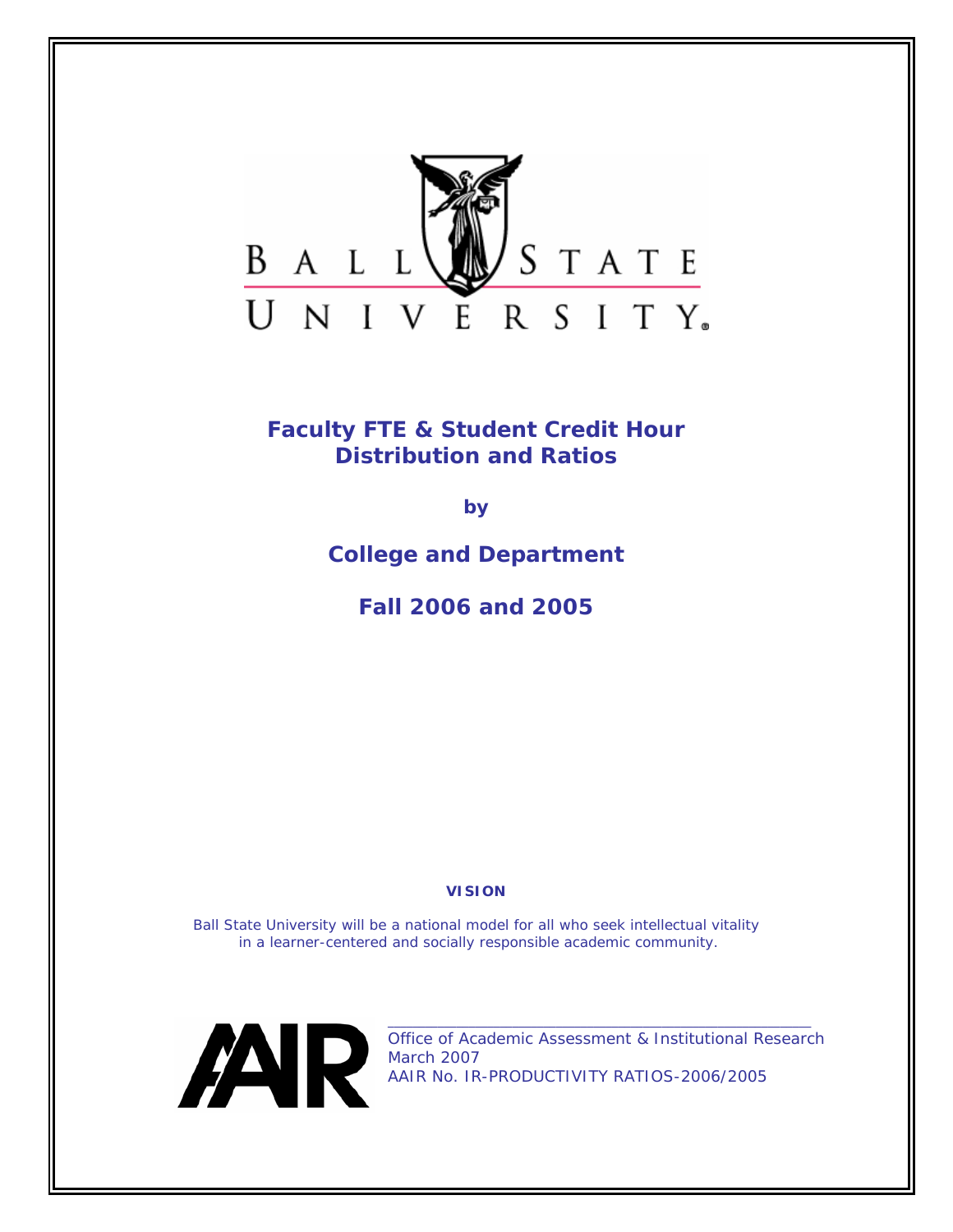BALL STATE UNIVERSITY

# Faculty FTE & Student Credit Hour Distribution and Ratios

**by**

## College and Department

## Fall 2006 and 2005

**VISION**

*Ball State University will be a national model for all who seek intellectual vitality in a learner-centered and socially responsible academic community.*

AAIR

*Office of Academic Assessment & Institutional Research*
*March 2007*
*AAIR No. IR-PRODUCTIVITY RATIOS-2006/2005*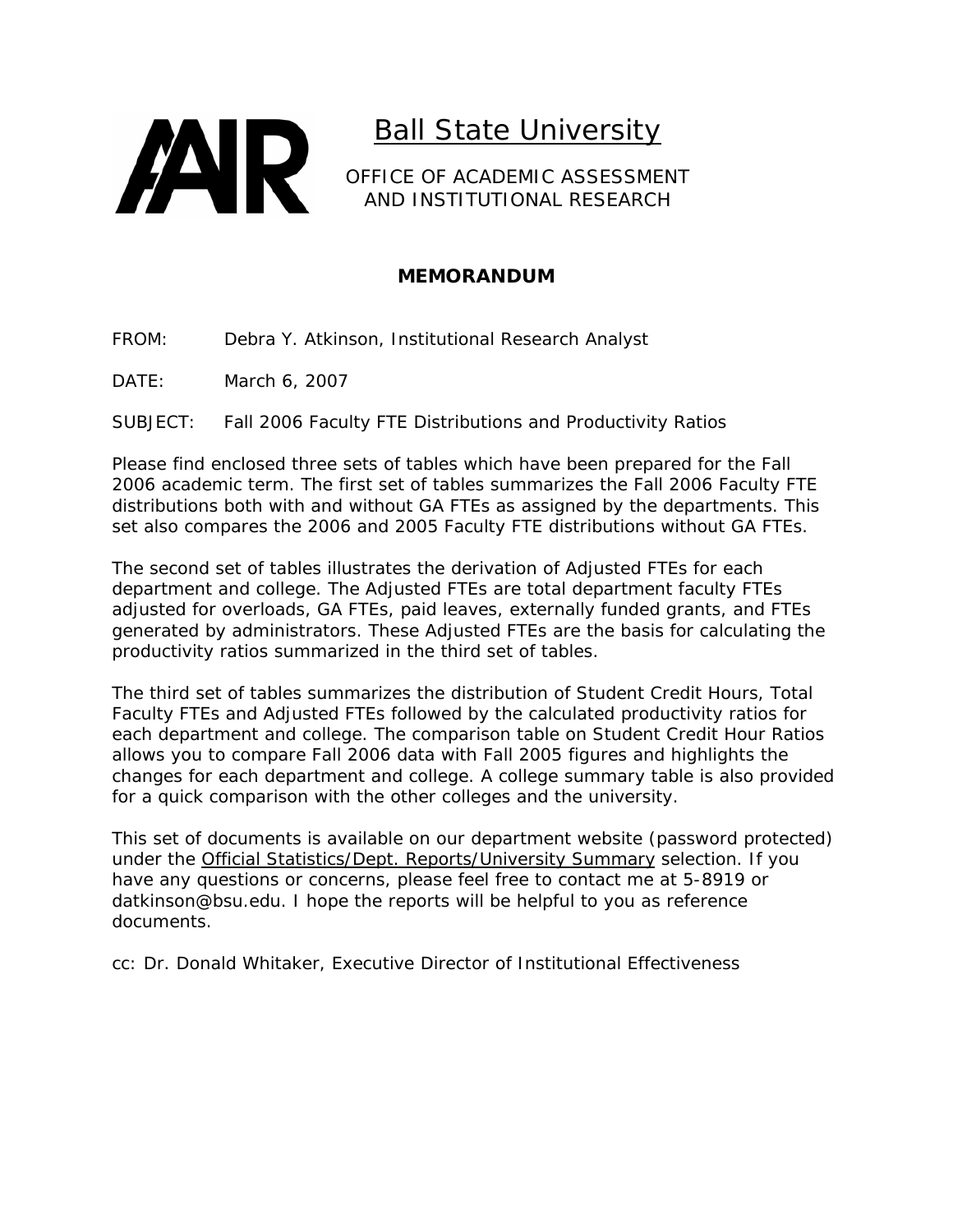AIR

# Ball State University

OFFICE OF ACADEMIC ASSESSMENT
AND INSTITUTIONAL RESEARCH

## MEMORANDUM

FROM: Debra Y. Atkinson, Institutional Research Analyst

DATE: March 6, 2007

SUBJECT: Fall 2006 Faculty FTE Distributions and Productivity Ratios

Please find enclosed three sets of tables which have been prepared for the Fall 2006 academic term. The first set of tables summarizes the Fall 2006 Faculty FTE distributions both with and without GA FTEs as assigned by the departments. This set also compares the 2006 and 2005 Faculty FTE distributions without GA FTEs.

The second set of tables illustrates the derivation of Adjusted FTEs for each department and college. The Adjusted FTEs are total department faculty FTEs adjusted for overloads, GA FTEs, paid leaves, externally funded grants, and FTEs generated by administrators. These Adjusted FTEs are the basis for calculating the productivity ratios summarized in the third set of tables.

The third set of tables summarizes the distribution of Student Credit Hours, Total Faculty FTEs and Adjusted FTEs followed by the calculated productivity ratios for each department and college. The comparison table on Student Credit Hour Ratios allows you to compare Fall 2006 data with Fall 2005 figures and highlights the changes for each department and college. A college summary table is also provided for a quick comparison with the other colleges and the university.

This set of documents is available on our department website (password protected) under the Official Statistics/Dept. Reports/University Summary selection. If you have any questions or concerns, please feel free to contact me at 5-8919 or datkinson@bsu.edu. I hope the reports will be helpful to you as reference documents.

cc: Dr. Donald Whitaker, Executive Director of Institutional Effectiveness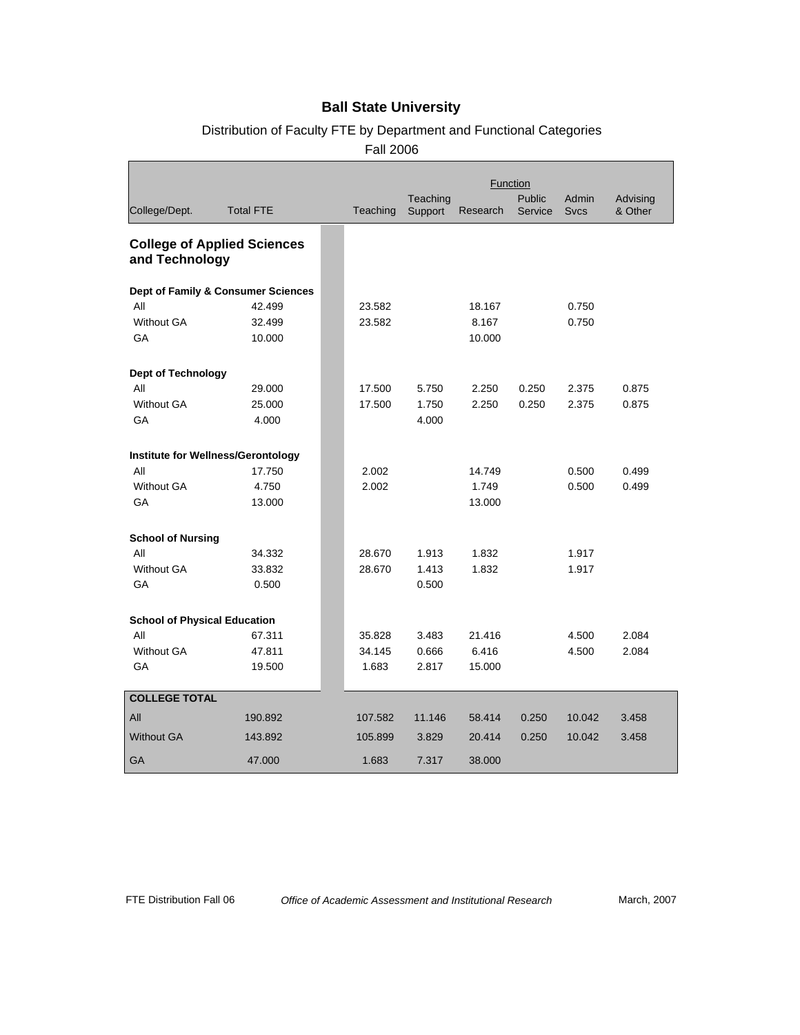# Ball State University

## Distribution of Faculty FTE by Department and Functional Categories

### Fall 2006

| College/Dept. | Total FTE | Teaching | Teaching Support | Research | Public Service | Admin Svcs | Advising & Other |
|---|---|---|---|---|---|---|---|
| **College of Applied Sciences and Technology** | | | | | | | |
| **Dept of Family & Consumer Sciences** | | | | | | | |
| All | 42.499 | 23.582 | | 18.167 | | 0.750 | |
| Without GA | 32.499 | 23.582 | | 8.167 | | 0.750 | |
| GA | 10.000 | | | 10.000 | | | |
| **Dept of Technology** | | | | | | | |
| All | 29.000 | 17.500 | 5.750 | 2.250 | 0.250 | 2.375 | 0.875 |
| Without GA | 25.000 | 17.500 | 1.750 | 2.250 | 0.250 | 2.375 | 0.875 |
| GA | 4.000 | | 4.000 | | | | |
| **Institute for Wellness/Gerontology** | | | | | | | |
| All | 17.750 | 2.002 | | 14.749 | | 0.500 | 0.499 |
| Without GA | 4.750 | 2.002 | | 1.749 | | 0.500 | 0.499 |
| GA | 13.000 | | | 13.000 | | | |
| **School of Nursing** | | | | | | | |
| All | 34.332 | 28.670 | 1.913 | 1.832 | | 1.917 | |
| Without GA | 33.832 | 28.670 | 1.413 | 1.832 | | 1.917 | |
| GA | 0.500 | | 0.500 | | | | |
| **School of Physical Education** | | | | | | | |
| All | 67.311 | 35.828 | 3.483 | 21.416 | | 4.500 | 2.084 |
| Without GA | 47.811 | 34.145 | 0.666 | 6.416 | | 4.500 | 2.084 |
| GA | 19.500 | 1.683 | 2.817 | 15.000 | | | |
| **COLLEGE TOTAL** | | | | | | | |
| All | 190.892 | 107.582 | 11.146 | 58.414 | 0.250 | 10.042 | 3.458 |
| Without GA | 143.892 | 105.899 | 3.829 | 20.414 | 0.250 | 10.042 | 3.458 |
| GA | 47.000 | 1.683 | 7.317 | 38.000 | | | |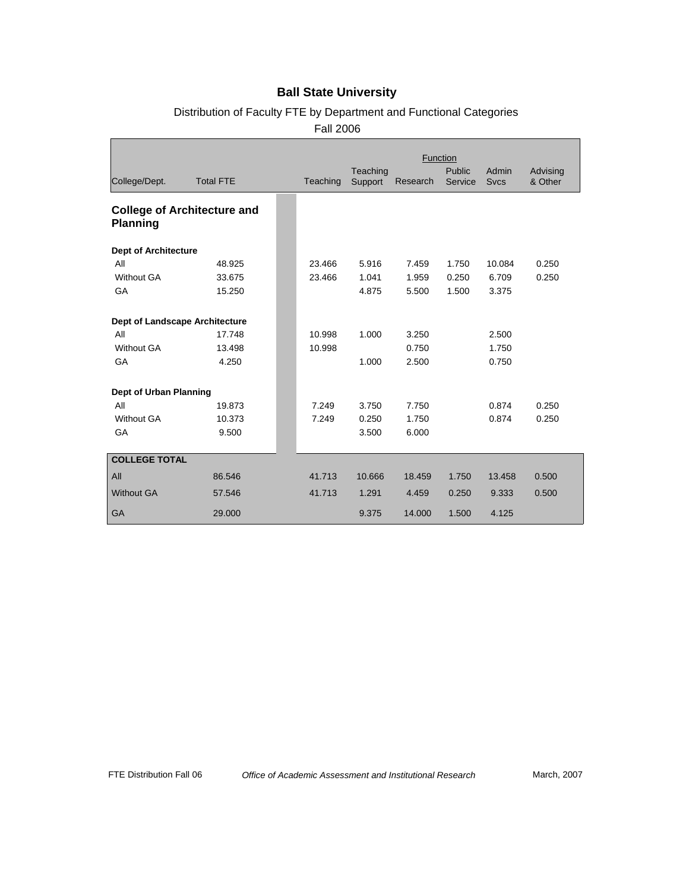# Ball State University

## Distribution of Faculty FTE by Department and Functional Categories

### Fall 2006

| College/Dept. | Total FTE | Teaching | Teaching Support | Research | Public Service | Admin Svcs | Advising & Other |
|---|---|---|---|---|---|---|---|
| **College of Architecture and Planning** | | | | | | | |
| **Dept of Architecture** | | | | | | | |
| All | 48.925 | 23.466 | 5.916 | 7.459 | 1.750 | 10.084 | 0.250 |
| Without GA | 33.675 | 23.466 | 1.041 | 1.959 | 0.250 | 6.709 | 0.250 |
| GA | 15.250 | | 4.875 | 5.500 | 1.500 | 3.375 | |
| **Dept of Landscape Architecture** | | | | | | | |
| All | 17.748 | 10.998 | 1.000 | 3.250 | | 2.500 | |
| Without GA | 13.498 | 10.998 | | 0.750 | | 1.750 | |
| GA | 4.250 | | 1.000 | 2.500 | | 0.750 | |
| **Dept of Urban Planning** | | | | | | | |
| All | 19.873 | 7.249 | 3.750 | 7.750 | | 0.874 | 0.250 |
| Without GA | 10.373 | 7.249 | 0.250 | 1.750 | | 0.874 | 0.250 |
| GA | 9.500 | | 3.500 | 6.000 | | | |
| **COLLEGE TOTAL** | | | | | | | |
| All | 86.546 | 41.713 | 10.666 | 18.459 | 1.750 | 13.458 | 0.500 |
| Without GA | 57.546 | 41.713 | 1.291 | 4.459 | 0.250 | 9.333 | 0.500 |
| GA | 29.000 | | 9.375 | 14.000 | 1.500 | 4.125 | |

FTE Distribution Fall 06 — *Office of Academic Assessment and Institutional Research* — March, 2007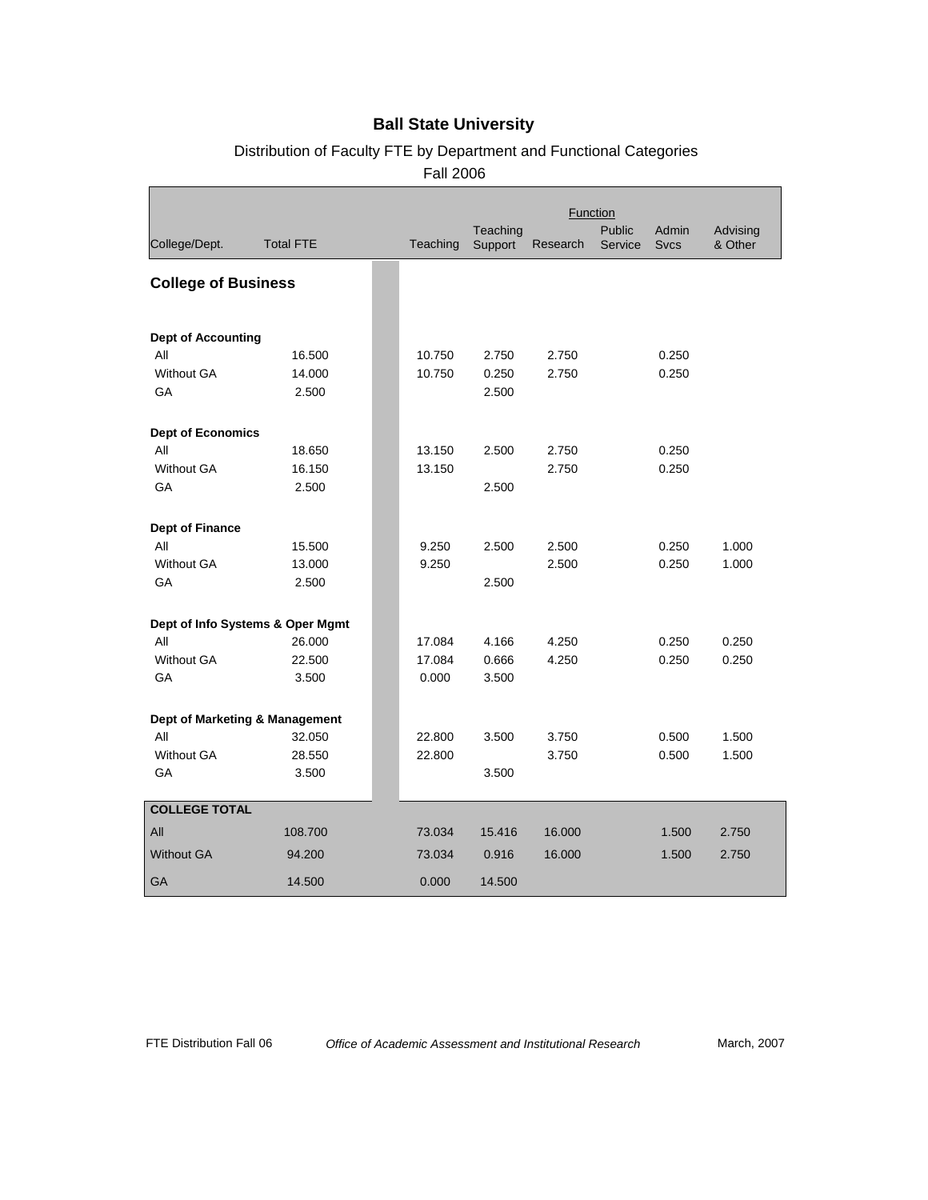# Ball State University

## Distribution of Faculty FTE by Department and Functional Categories

### Fall 2006

| College/Dept. | Total FTE | Teaching | Teaching Support | Research | Public Service | Admin Svcs | Advising & Other |
|---|---|---|---|---|---|---|---|
| **College of Business** | | | | | | | |
| **Dept of Accounting** | | | | | | | |
| All | 16.500 | 10.750 | 2.750 | 2.750 | | 0.250 | |
| Without GA | 14.000 | 10.750 | 0.250 | 2.750 | | 0.250 | |
| GA | 2.500 | | 2.500 | | | | |
| **Dept of Economics** | | | | | | | |
| All | 18.650 | 13.150 | 2.500 | 2.750 | | 0.250 | |
| Without GA | 16.150 | 13.150 | | 2.750 | | 0.250 | |
| GA | 2.500 | | 2.500 | | | | |
| **Dept of Finance** | | | | | | | |
| All | 15.500 | 9.250 | 2.500 | 2.500 | | 0.250 | 1.000 |
| Without GA | 13.000 | 9.250 | | 2.500 | | 0.250 | 1.000 |
| GA | 2.500 | | 2.500 | | | | |
| **Dept of Info Systems & Oper Mgmt** | | | | | | | |
| All | 26.000 | 17.084 | 4.166 | 4.250 | | 0.250 | 0.250 |
| Without GA | 22.500 | 17.084 | 0.666 | 4.250 | | 0.250 | 0.250 |
| GA | 3.500 | 0.000 | 3.500 | | | | |
| **Dept of Marketing & Management** | | | | | | | |
| All | 32.050 | 22.800 | 3.500 | 3.750 | | 0.500 | 1.500 |
| Without GA | 28.550 | 22.800 | | 3.750 | | 0.500 | 1.500 |
| GA | 3.500 | | 3.500 | | | | |
| **COLLEGE TOTAL** | | | | | | | |
| All | 108.700 | 73.034 | 15.416 | 16.000 | | 1.500 | 2.750 |
| Without GA | 94.200 | 73.034 | 0.916 | 16.000 | | 1.500 | 2.750 |
| GA | 14.500 | 0.000 | 14.500 | | | | |

FTE Distribution Fall 06 — *Office of Academic Assessment and Institutional Research* — March, 2007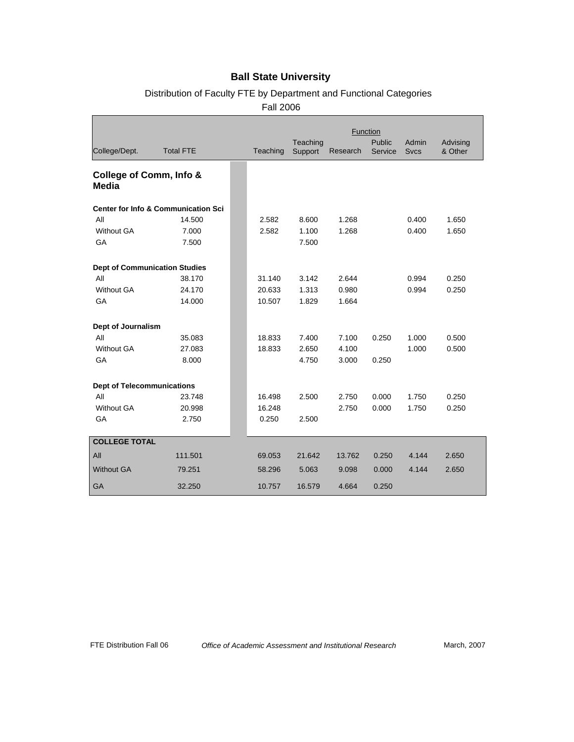# Ball State University

## Distribution of Faculty FTE by Department and Functional Categories

### Fall 2006

| College/Dept. | Total FTE | Teaching | Teaching Support | Research | Public Service | Admin Svcs | Advising & Other |
|---|---|---|---|---|---|---|---|
| **College of Comm, Info & Media** | | | | | | | |
| **Center for Info & Communication Sci** | | | | | | | |
| All | 14.500 | 2.582 | 8.600 | 1.268 | | 0.400 | 1.650 |
| Without GA | 7.000 | 2.582 | 1.100 | 1.268 | | 0.400 | 1.650 |
| GA | 7.500 | | 7.500 | | | | |
| **Dept of Communication Studies** | | | | | | | |
| All | 38.170 | 31.140 | 3.142 | 2.644 | | 0.994 | 0.250 |
| Without GA | 24.170 | 20.633 | 1.313 | 0.980 | | 0.994 | 0.250 |
| GA | 14.000 | 10.507 | 1.829 | 1.664 | | | |
| **Dept of Journalism** | | | | | | | |
| All | 35.083 | 18.833 | 7.400 | 7.100 | 0.250 | 1.000 | 0.500 |
| Without GA | 27.083 | 18.833 | 2.650 | 4.100 | | 1.000 | 0.500 |
| GA | 8.000 | | 4.750 | 3.000 | 0.250 | | |
| **Dept of Telecommunications** | | | | | | | |
| All | 23.748 | 16.498 | 2.500 | 2.750 | 0.000 | 1.750 | 0.250 |
| Without GA | 20.998 | 16.248 | | 2.750 | 0.000 | 1.750 | 0.250 |
| GA | 2.750 | 0.250 | 2.500 | | | | |
| **COLLEGE TOTAL** | | | | | | | |
| All | 111.501 | 69.053 | 21.642 | 13.762 | 0.250 | 4.144 | 2.650 |
| Without GA | 79.251 | 58.296 | 5.063 | 9.098 | 0.000 | 4.144 | 2.650 |
| GA | 32.250 | 10.757 | 16.579 | 4.664 | 0.250 | | |

FTE Distribution Fall 06 — *Office of Academic Assessment and Institutional Research* — March, 2007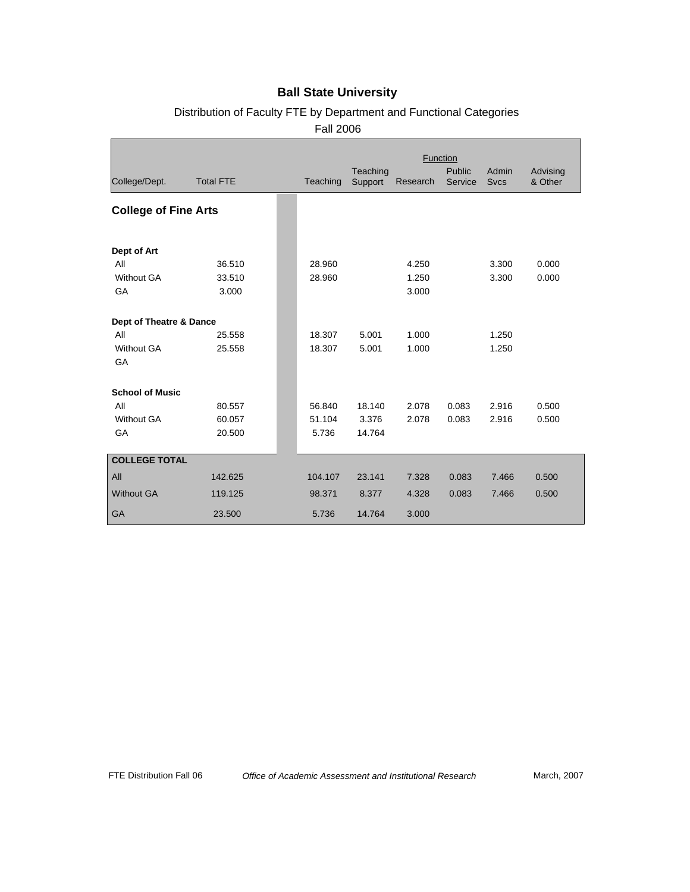# Ball State University

## Distribution of Faculty FTE by Department and Functional Categories

Fall 2006

| College/Dept. | Total FTE | Teaching | Teaching Support | Research | Public Service | Admin Svcs | Advising & Other |
|---|---|---|---|---|---|---|---|
| **College of Fine Arts** | | | | | | | |
| **Dept of Art** | | | | | | | |
| All | 36.510 | 28.960 | | 4.250 | | 3.300 | 0.000 |
| Without GA | 33.510 | 28.960 | | 1.250 | | 3.300 | 0.000 |
| GA | 3.000 | | | 3.000 | | | |
| **Dept of Theatre & Dance** | | | | | | | |
| All | 25.558 | 18.307 | 5.001 | 1.000 | | 1.250 | |
| Without GA | 25.558 | 18.307 | 5.001 | 1.000 | | 1.250 | |
| GA | | | | | | | |
| **School of Music** | | | | | | | |
| All | 80.557 | 56.840 | 18.140 | 2.078 | 0.083 | 2.916 | 0.500 |
| Without GA | 60.057 | 51.104 | 3.376 | 2.078 | 0.083 | 2.916 | 0.500 |
| GA | 20.500 | 5.736 | 14.764 | | | | |
| **COLLEGE TOTAL** | | | | | | | |
| All | 142.625 | 104.107 | 23.141 | 7.328 | 0.083 | 7.466 | 0.500 |
| Without GA | 119.125 | 98.371 | 8.377 | 4.328 | 0.083 | 7.466 | 0.500 |
| GA | 23.500 | 5.736 | 14.764 | 3.000 | | | |

FTE Distribution Fall 06 *Office of Academic Assessment and Institutional Research* March, 2007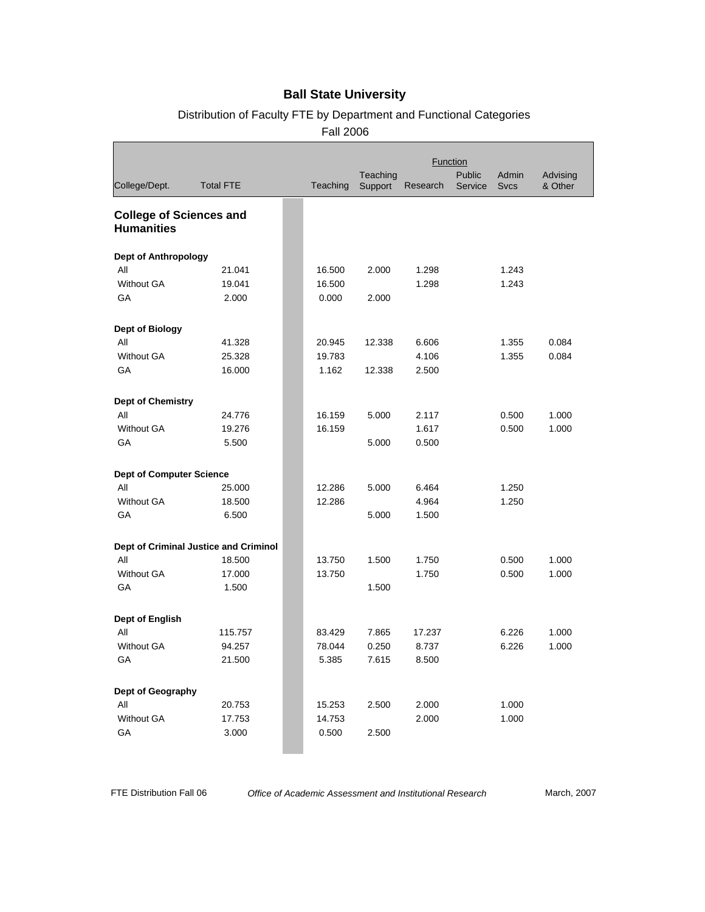# Ball State University

Distribution of Faculty FTE by Department and Functional Categories

Fall 2006

| College/Dept. | Total FTE | Teaching | Teaching Support | Research | Public Service | Admin Svcs | Advising & Other |
|---|---|---|---|---|---|---|---|
| **College of Sciences and Humanities** | | | | | | | |
| **Dept of Anthropology** | | | | | | | |
| All | 21.041 | 16.500 | 2.000 | 1.298 | | 1.243 | |
| Without GA | 19.041 | 16.500 | | 1.298 | | 1.243 | |
| GA | 2.000 | 0.000 | 2.000 | | | | |
| **Dept of Biology** | | | | | | | |
| All | 41.328 | 20.945 | 12.338 | 6.606 | | 1.355 | 0.084 |
| Without GA | 25.328 | 19.783 | | 4.106 | | 1.355 | 0.084 |
| GA | 16.000 | 1.162 | 12.338 | 2.500 | | | |
| **Dept of Chemistry** | | | | | | | |
| All | 24.776 | 16.159 | 5.000 | 2.117 | | 0.500 | 1.000 |
| Without GA | 19.276 | 16.159 | | 1.617 | | 0.500 | 1.000 |
| GA | 5.500 | | 5.000 | 0.500 | | | |
| **Dept of Computer Science** | | | | | | | |
| All | 25.000 | 12.286 | 5.000 | 6.464 | | 1.250 | |
| Without GA | 18.500 | 12.286 | | 4.964 | | 1.250 | |
| GA | 6.500 | | 5.000 | 1.500 | | | |
| **Dept of Criminal Justice and Criminol** | | | | | | | |
| All | 18.500 | 13.750 | 1.500 | 1.750 | | 0.500 | 1.000 |
| Without GA | 17.000 | 13.750 | | 1.750 | | 0.500 | 1.000 |
| GA | 1.500 | | 1.500 | | | | |
| **Dept of English** | | | | | | | |
| All | 115.757 | 83.429 | 7.865 | 17.237 | | 6.226 | 1.000 |
| Without GA | 94.257 | 78.044 | 0.250 | 8.737 | | 6.226 | 1.000 |
| GA | 21.500 | 5.385 | 7.615 | 8.500 | | | |
| **Dept of Geography** | | | | | | | |
| All | 20.753 | 15.253 | 2.500 | 2.000 | | 1.000 | |
| Without GA | 17.753 | 14.753 | | 2.000 | | 1.000 | |
| GA | 3.000 | 0.500 | 2.500 | | | | |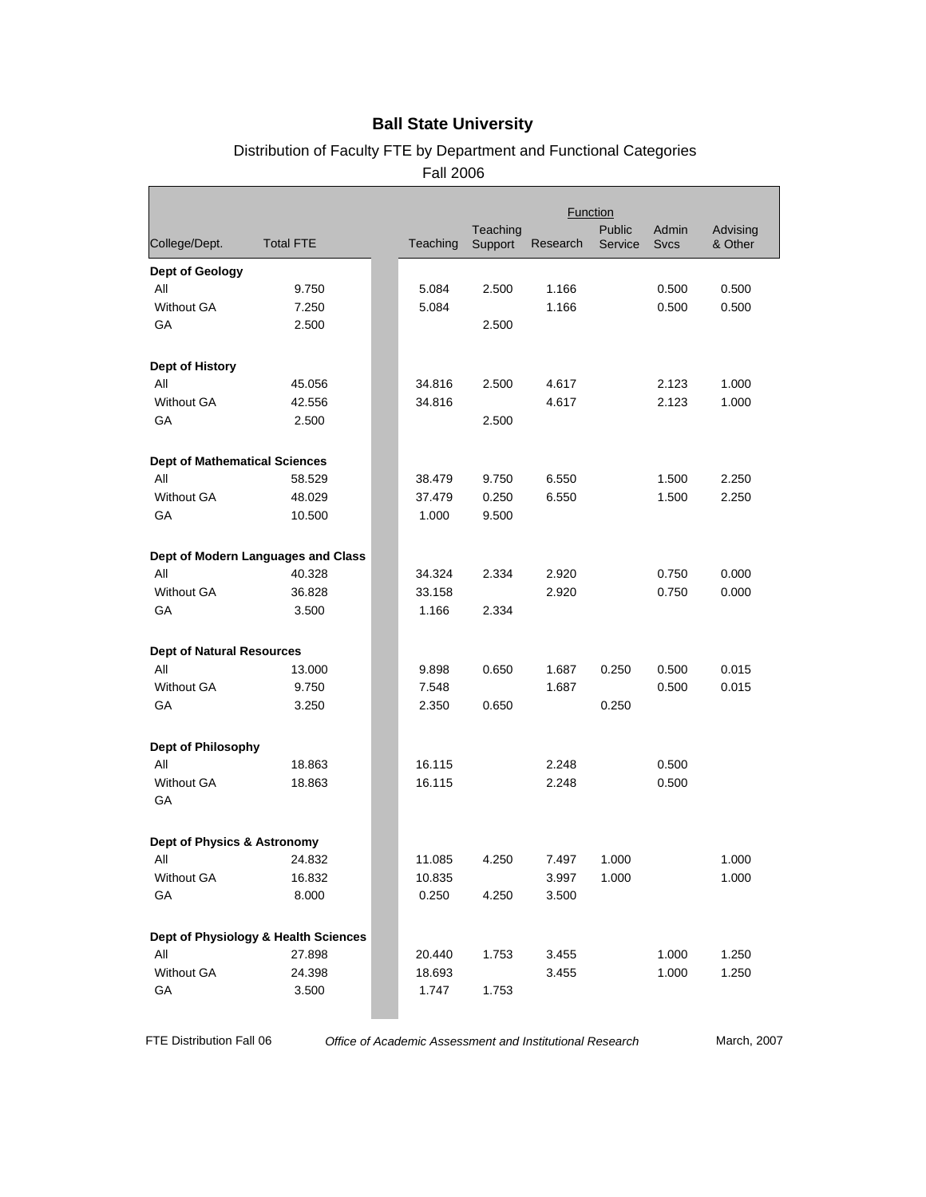# Ball State University

## Distribution of Faculty FTE by Department and Functional Categories

### Fall 2006

| College/Dept. | Total FTE | Teaching | Teaching Support | Research | Public Service | Admin Svcs | Advising & Other |
|---|---|---|---|---|---|---|---|
| **Dept of Geology** | | | | | | | |
| All | 9.750 | 5.084 | 2.500 | 1.166 | | 0.500 | 0.500 |
| Without GA | 7.250 | 5.084 | | 1.166 | | 0.500 | 0.500 |
| GA | 2.500 | | 2.500 | | | | |
| **Dept of History** | | | | | | | |
| All | 45.056 | 34.816 | 2.500 | 4.617 | | 2.123 | 1.000 |
| Without GA | 42.556 | 34.816 | | 4.617 | | 2.123 | 1.000 |
| GA | 2.500 | | 2.500 | | | | |
| **Dept of Mathematical Sciences** | | | | | | | |
| All | 58.529 | 38.479 | 9.750 | 6.550 | | 1.500 | 2.250 |
| Without GA | 48.029 | 37.479 | 0.250 | 6.550 | | 1.500 | 2.250 |
| GA | 10.500 | 1.000 | 9.500 | | | | |
| **Dept of Modern Languages and Class** | | | | | | | |
| All | 40.328 | 34.324 | 2.334 | 2.920 | | 0.750 | 0.000 |
| Without GA | 36.828 | 33.158 | | 2.920 | | 0.750 | 0.000 |
| GA | 3.500 | 1.166 | 2.334 | | | | |
| **Dept of Natural Resources** | | | | | | | |
| All | 13.000 | 9.898 | 0.650 | 1.687 | 0.250 | 0.500 | 0.015 |
| Without GA | 9.750 | 7.548 | | 1.687 | | 0.500 | 0.015 |
| GA | 3.250 | 2.350 | 0.650 | | 0.250 | | |
| **Dept of Philosophy** | | | | | | | |
| All | 18.863 | 16.115 | | 2.248 | | 0.500 | |
| Without GA | 18.863 | 16.115 | | 2.248 | | 0.500 | |
| GA | | | | | | | |
| **Dept of Physics & Astronomy** | | | | | | | |
| All | 24.832 | 11.085 | 4.250 | 7.497 | 1.000 | | 1.000 |
| Without GA | 16.832 | 10.835 | | 3.997 | 1.000 | | 1.000 |
| GA | 8.000 | 0.250 | 4.250 | 3.500 | | | |
| **Dept of Physiology & Health Sciences** | | | | | | | |
| All | 27.898 | 20.440 | 1.753 | 3.455 | | 1.000 | 1.250 |
| Without GA | 24.398 | 18.693 | | 3.455 | | 1.000 | 1.250 |
| GA | 3.500 | 1.747 | 1.753 | | | | |

FTE Distribution Fall 06 — *Office of Academic Assessment and Institutional Research* — March, 2007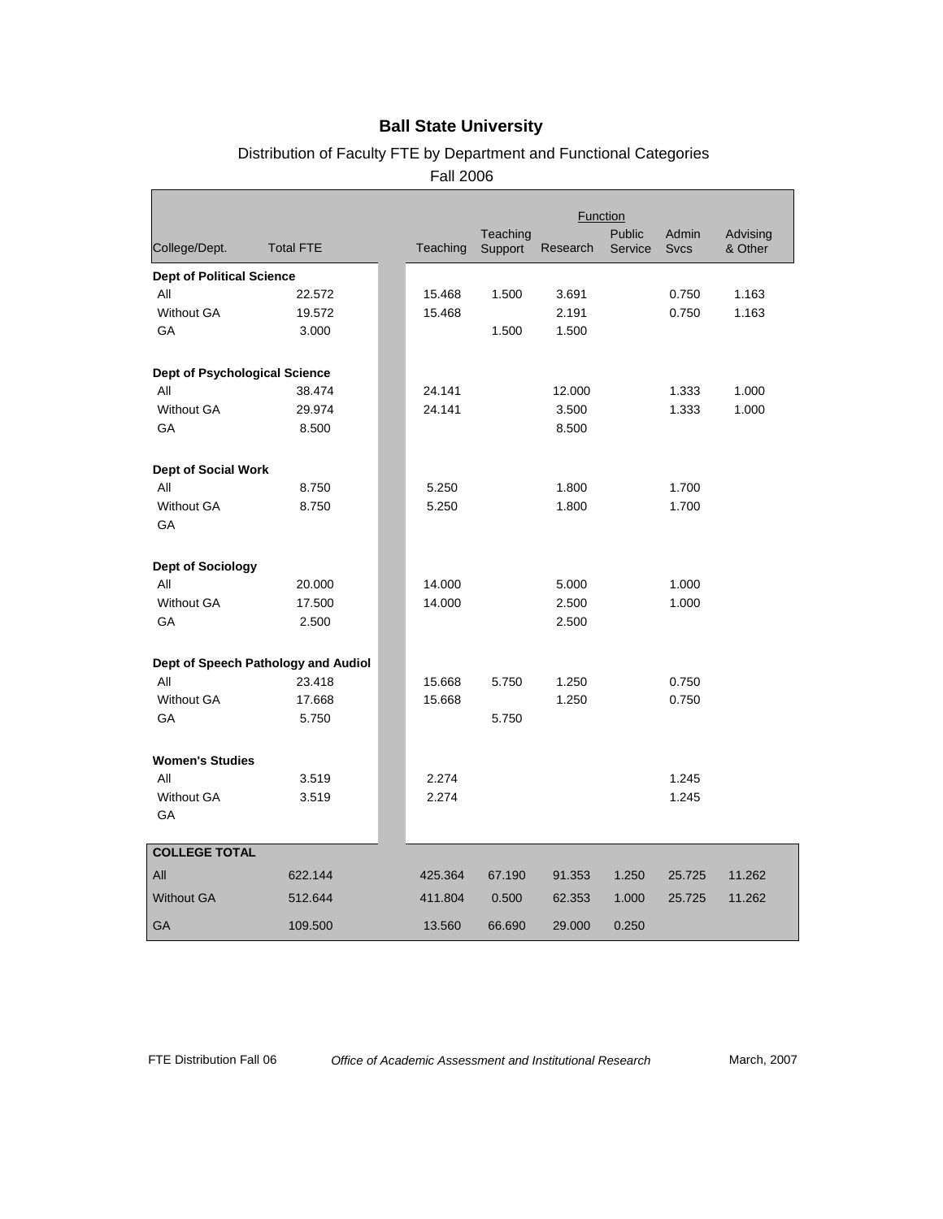# Ball State University

## Distribution of Faculty FTE by Department and Functional Categories

### Fall 2006

| College/Dept. | Total FTE | Teaching | Teaching Support | Research | Public Service | Admin Svcs | Advising & Other |
|---|---|---|---|---|---|---|---|
| **Dept of Political Science** | | | | | | | |
| All | 22.572 | 15.468 | 1.500 | 3.691 | | 0.750 | 1.163 |
| Without GA | 19.572 | 15.468 | | 2.191 | | 0.750 | 1.163 |
| GA | 3.000 | | 1.500 | 1.500 | | | |
| **Dept of Psychological Science** | | | | | | | |
| All | 38.474 | 24.141 | | 12.000 | | 1.333 | 1.000 |
| Without GA | 29.974 | 24.141 | | 3.500 | | 1.333 | 1.000 |
| GA | 8.500 | | | 8.500 | | | |
| **Dept of Social Work** | | | | | | | |
| All | 8.750 | 5.250 | | 1.800 | | 1.700 | |
| Without GA | 8.750 | 5.250 | | 1.800 | | 1.700 | |
| GA | | | | | | | |
| **Dept of Sociology** | | | | | | | |
| All | 20.000 | 14.000 | | 5.000 | | 1.000 | |
| Without GA | 17.500 | 14.000 | | 2.500 | | 1.000 | |
| GA | 2.500 | | | 2.500 | | | |
| **Dept of Speech Pathology and Audiol** | | | | | | | |
| All | 23.418 | 15.668 | 5.750 | 1.250 | | 0.750 | |
| Without GA | 17.668 | 15.668 | | 1.250 | | 0.750 | |
| GA | 5.750 | | 5.750 | | | | |
| **Women's Studies** | | | | | | | |
| All | 3.519 | 2.274 | | | | 1.245 | |
| Without GA | 3.519 | 2.274 | | | | 1.245 | |
| GA | | | | | | | |
| **COLLEGE TOTAL** | | | | | | | |
| All | 622.144 | 425.364 | 67.190 | 91.353 | 1.250 | 25.725 | 11.262 |
| Without GA | 512.644 | 411.804 | 0.500 | 62.353 | 1.000 | 25.725 | 11.262 |
| GA | 109.500 | 13.560 | 66.690 | 29.000 | 0.250 | | |

FTE Distribution Fall 06 — *Office of Academic Assessment and Institutional Research* — March, 2007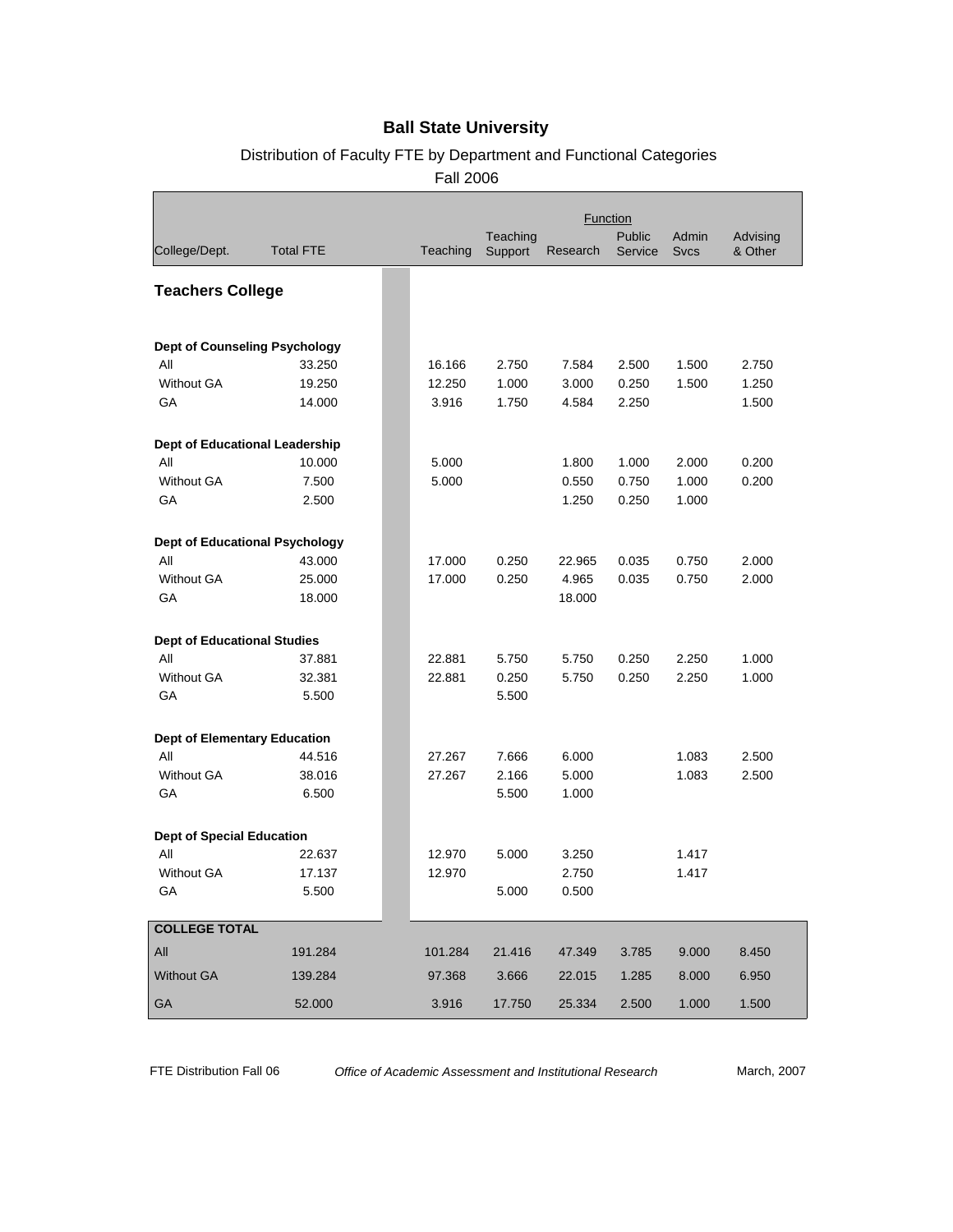# Ball State University

## Distribution of Faculty FTE by Department and Functional Categories

### Fall 2006

| College/Dept. | Total FTE | Teaching | Teaching Support | Research | Public Service | Admin Svcs | Advising & Other |
|---|---|---|---|---|---|---|---|
| **Teachers College** | | | | | | | |
| **Dept of Counseling Psychology** | | | | | | | |
| All | 33.250 | 16.166 | 2.750 | 7.584 | 2.500 | 1.500 | 2.750 |
| Without GA | 19.250 | 12.250 | 1.000 | 3.000 | 0.250 | 1.500 | 1.250 |
| GA | 14.000 | 3.916 | 1.750 | 4.584 | 2.250 | | 1.500 |
| **Dept of Educational Leadership** | | | | | | | |
| All | 10.000 | 5.000 | | 1.800 | 1.000 | 2.000 | 0.200 |
| Without GA | 7.500 | 5.000 | | 0.550 | 0.750 | 1.000 | 0.200 |
| GA | 2.500 | | | 1.250 | 0.250 | 1.000 | |
| **Dept of Educational Psychology** | | | | | | | |
| All | 43.000 | 17.000 | 0.250 | 22.965 | 0.035 | 0.750 | 2.000 |
| Without GA | 25.000 | 17.000 | 0.250 | 4.965 | 0.035 | 0.750 | 2.000 |
| GA | 18.000 | | | 18.000 | | | |
| **Dept of Educational Studies** | | | | | | | |
| All | 37.881 | 22.881 | 5.750 | 5.750 | 0.250 | 2.250 | 1.000 |
| Without GA | 32.381 | 22.881 | 0.250 | 5.750 | 0.250 | 2.250 | 1.000 |
| GA | 5.500 | | 5.500 | | | | |
| **Dept of Elementary Education** | | | | | | | |
| All | 44.516 | 27.267 | 7.666 | 6.000 | | 1.083 | 2.500 |
| Without GA | 38.016 | 27.267 | 2.166 | 5.000 | | 1.083 | 2.500 |
| GA | 6.500 | | 5.500 | 1.000 | | | |
| **Dept of Special Education** | | | | | | | |
| All | 22.637 | 12.970 | 5.000 | 3.250 | | 1.417 | |
| Without GA | 17.137 | 12.970 | | 2.750 | | 1.417 | |
| GA | 5.500 | | 5.000 | 0.500 | | | |
| **COLLEGE TOTAL** | | | | | | | |
| All | 191.284 | 101.284 | 21.416 | 47.349 | 3.785 | 9.000 | 8.450 |
| Without GA | 139.284 | 97.368 | 3.666 | 22.015 | 1.285 | 8.000 | 6.950 |
| GA | 52.000 | 3.916 | 17.750 | 25.334 | 2.500 | 1.000 | 1.500 |

FTE Distribution Fall 06 — *Office of Academic Assessment and Institutional Research* — March, 2007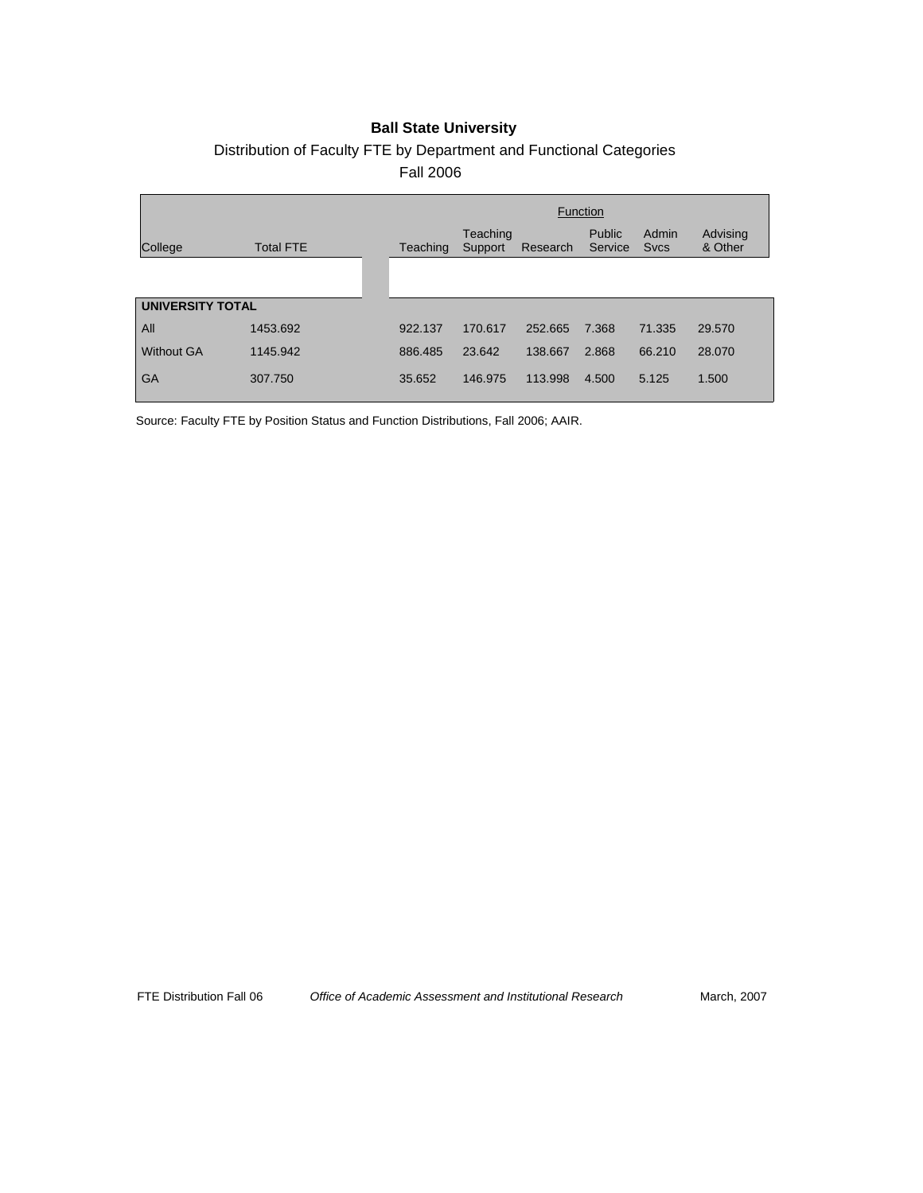**Ball State University**

Distribution of Faculty FTE by Department and Functional Categories

Fall 2006

| College | Total FTE | Teaching | Teaching Support | Research | Public Service | Admin Svcs | Advising & Other |
|---|---|---|---|---|---|---|---|
| | | Function | | | | | |
| **UNIVERSITY TOTAL** | | | | | | | |
| All | 1453.692 | 922.137 | 170.617 | 252.665 | 7.368 | 71.335 | 29.570 |
| Without GA | 1145.942 | 886.485 | 23.642 | 138.667 | 2.868 | 66.210 | 28.070 |
| GA | 307.750 | 35.652 | 146.975 | 113.998 | 4.500 | 5.125 | 1.500 |

Source: Faculty FTE by Position Status and Function Distributions, Fall 2006; AAIR.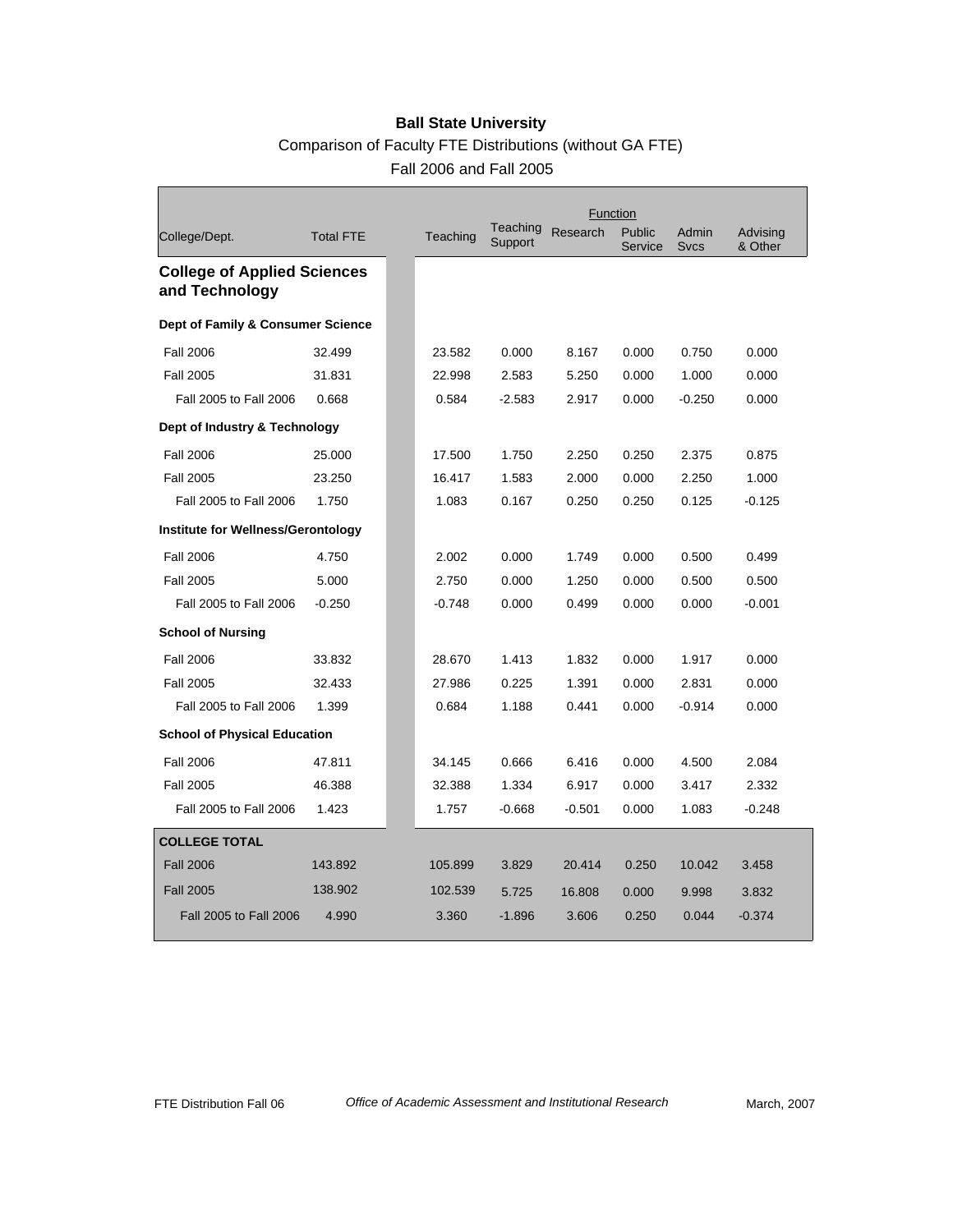# Ball State University

## Comparison of Faculty FTE Distributions (without GA FTE)

### Fall 2006 and Fall 2005

| College/Dept. | Total FTE | Teaching | Teaching Support | Research | Public Service | Admin Svcs | Advising & Other |
|---|---|---|---|---|---|---|---|
| | | **Function** | | | | | |
| **College of Applied Sciences and Technology** | | | | | | | |
| **Dept of Family & Consumer Science** | | | | | | | |
| Fall 2006 | 32.499 | 23.582 | 0.000 | 8.167 | 0.000 | 0.750 | 0.000 |
| Fall 2005 | 31.831 | 22.998 | 2.583 | 5.250 | 0.000 | 1.000 | 0.000 |
| Fall 2005 to Fall 2006 | 0.668 | 0.584 | -2.583 | 2.917 | 0.000 | -0.250 | 0.000 |
| **Dept of Industry & Technology** | | | | | | | |
| Fall 2006 | 25.000 | 17.500 | 1.750 | 2.250 | 0.250 | 2.375 | 0.875 |
| Fall 2005 | 23.250 | 16.417 | 1.583 | 2.000 | 0.000 | 2.250 | 1.000 |
| Fall 2005 to Fall 2006 | 1.750 | 1.083 | 0.167 | 0.250 | 0.250 | 0.125 | -0.125 |
| **Institute for Wellness/Gerontology** | | | | | | | |
| Fall 2006 | 4.750 | 2.002 | 0.000 | 1.749 | 0.000 | 0.500 | 0.499 |
| Fall 2005 | 5.000 | 2.750 | 0.000 | 1.250 | 0.000 | 0.500 | 0.500 |
| Fall 2005 to Fall 2006 | -0.250 | -0.748 | 0.000 | 0.499 | 0.000 | 0.000 | -0.001 |
| **School of Nursing** | | | | | | | |
| Fall 2006 | 33.832 | 28.670 | 1.413 | 1.832 | 0.000 | 1.917 | 0.000 |
| Fall 2005 | 32.433 | 27.986 | 0.225 | 1.391 | 0.000 | 2.831 | 0.000 |
| Fall 2005 to Fall 2006 | 1.399 | 0.684 | 1.188 | 0.441 | 0.000 | -0.914 | 0.000 |
| **School of Physical Education** | | | | | | | |
| Fall 2006 | 47.811 | 34.145 | 0.666 | 6.416 | 0.000 | 4.500 | 2.084 |
| Fall 2005 | 46.388 | 32.388 | 1.334 | 6.917 | 0.000 | 3.417 | 2.332 |
| Fall 2005 to Fall 2006 | 1.423 | 1.757 | -0.668 | -0.501 | 0.000 | 1.083 | -0.248 |
| **COLLEGE TOTAL** | | | | | | | |
| Fall 2006 | 143.892 | 105.899 | 3.829 | 20.414 | 0.250 | 10.042 | 3.458 |
| Fall 2005 | 138.902 | 102.539 | 5.725 | 16.808 | 0.000 | 9.998 | 3.832 |
| Fall 2005 to Fall 2006 | 4.990 | 3.360 | -1.896 | 3.606 | 0.250 | 0.044 | -0.374 |

FTE Distribution Fall 06 — *Office of Academic Assessment and Institutional Research* — March, 2007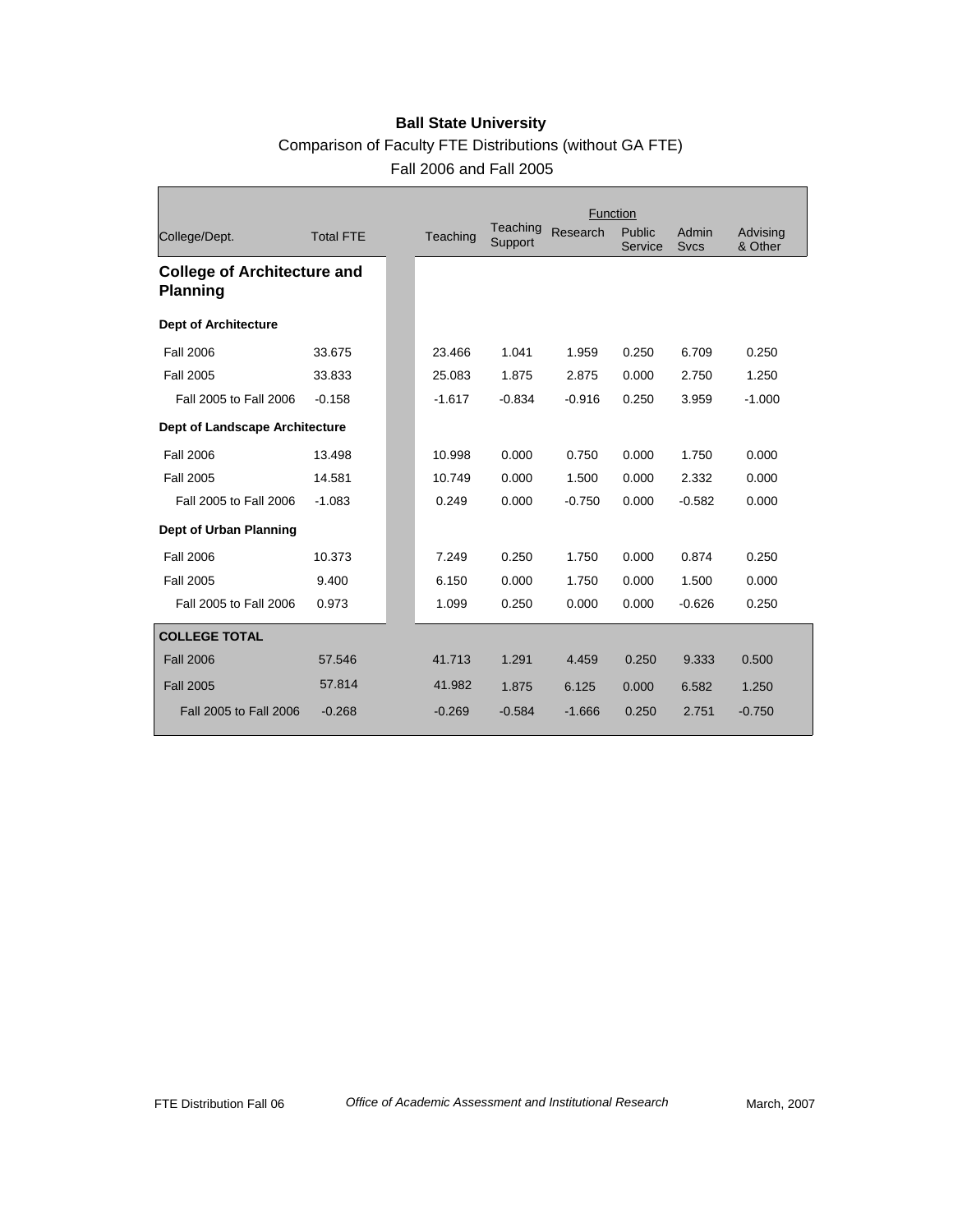**Ball State University**

Comparison of Faculty FTE Distributions (without GA FTE)

Fall 2006 and Fall 2005

| College/Dept. | Total FTE | Teaching | Teaching Support | Research | Public Service | Admin Svcs | Advising & Other |
|---|---|---|---|---|---|---|---|
| | | | | Function | | | |
| **College of Architecture and Planning** | | | | | | | |
| **Dept of Architecture** | | | | | | | |
| Fall 2006 | 33.675 | 23.466 | 1.041 | 1.959 | 0.250 | 6.709 | 0.250 |
| Fall 2005 | 33.833 | 25.083 | 1.875 | 2.875 | 0.000 | 2.750 | 1.250 |
| Fall 2005 to Fall 2006 | -0.158 | -1.617 | -0.834 | -0.916 | 0.250 | 3.959 | -1.000 |
| **Dept of Landscape Architecture** | | | | | | | |
| Fall 2006 | 13.498 | 10.998 | 0.000 | 0.750 | 0.000 | 1.750 | 0.000 |
| Fall 2005 | 14.581 | 10.749 | 0.000 | 1.500 | 0.000 | 2.332 | 0.000 |
| Fall 2005 to Fall 2006 | -1.083 | 0.249 | 0.000 | -0.750 | 0.000 | -0.582 | 0.000 |
| **Dept of Urban Planning** | | | | | | | |
| Fall 2006 | 10.373 | 7.249 | 0.250 | 1.750 | 0.000 | 0.874 | 0.250 |
| Fall 2005 | 9.400 | 6.150 | 0.000 | 1.750 | 0.000 | 1.500 | 0.000 |
| Fall 2005 to Fall 2006 | 0.973 | 1.099 | 0.250 | 0.000 | 0.000 | -0.626 | 0.250 |
| **COLLEGE TOTAL** | | | | | | | |
| Fall 2006 | 57.546 | 41.713 | 1.291 | 4.459 | 0.250 | 9.333 | 0.500 |
| Fall 2005 | 57.814 | 41.982 | 1.875 | 6.125 | 0.000 | 6.582 | 1.250 |
| Fall 2005 to Fall 2006 | -0.268 | -0.269 | -0.584 | -1.666 | 0.250 | 2.751 | -0.750 |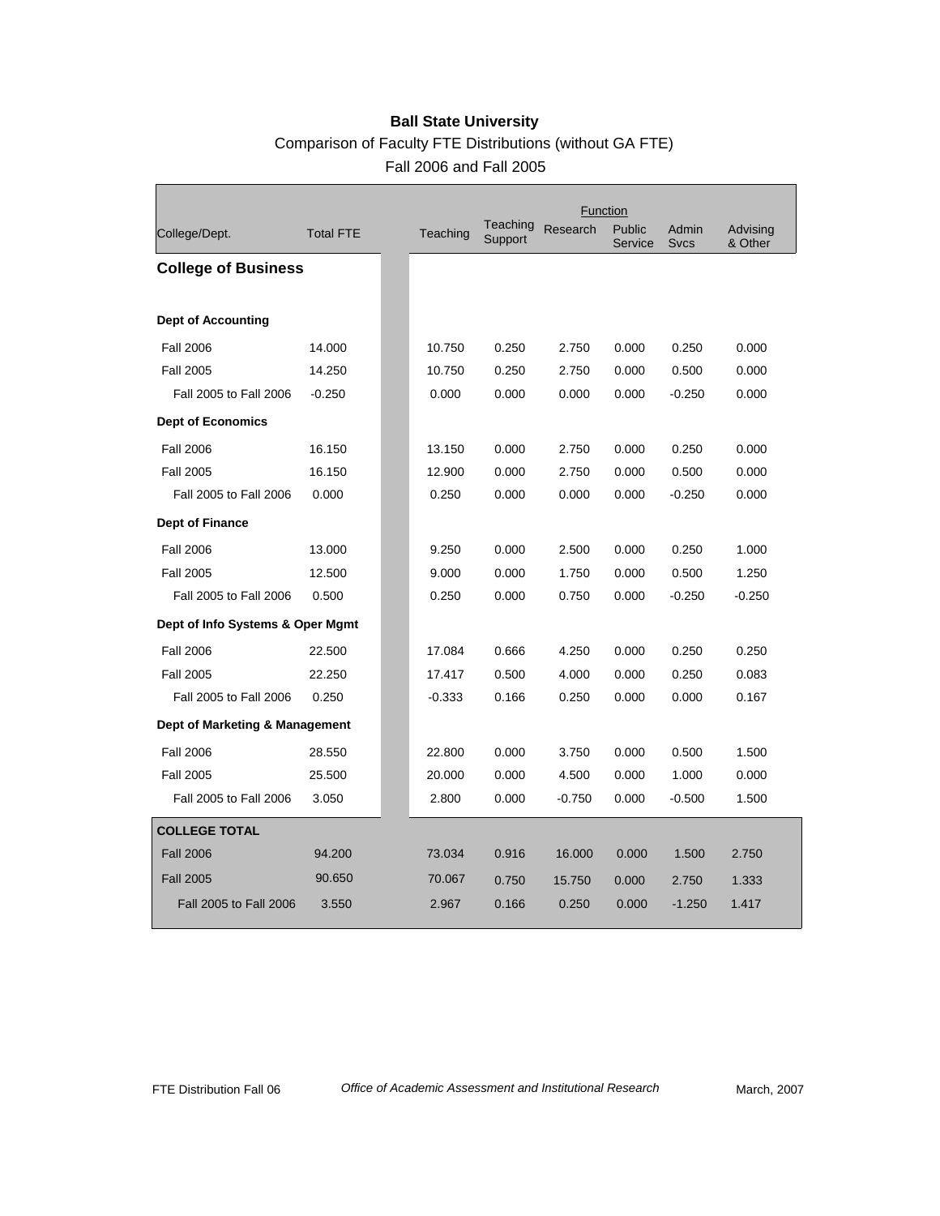**Ball State University**

Comparison of Faculty FTE Distributions (without GA FTE)

Fall 2006 and Fall 2005

| College/Dept. | Total FTE | Teaching | Teaching Support | Research | Public Service | Admin Svcs | Advising & Other |
|---|---|---|---|---|---|---|---|
| | | Function | | | | | |
| **College of Business** | | | | | | | |
| **Dept of Accounting** | | | | | | | |
| Fall 2006 | 14.000 | 10.750 | 0.250 | 2.750 | 0.000 | 0.250 | 0.000 |
| Fall 2005 | 14.250 | 10.750 | 0.250 | 2.750 | 0.000 | 0.500 | 0.000 |
| Fall 2005 to Fall 2006 | -0.250 | 0.000 | 0.000 | 0.000 | 0.000 | -0.250 | 0.000 |
| **Dept of Economics** | | | | | | | |
| Fall 2006 | 16.150 | 13.150 | 0.000 | 2.750 | 0.000 | 0.250 | 0.000 |
| Fall 2005 | 16.150 | 12.900 | 0.000 | 2.750 | 0.000 | 0.500 | 0.000 |
| Fall 2005 to Fall 2006 | 0.000 | 0.250 | 0.000 | 0.000 | 0.000 | -0.250 | 0.000 |
| **Dept of Finance** | | | | | | | |
| Fall 2006 | 13.000 | 9.250 | 0.000 | 2.500 | 0.000 | 0.250 | 1.000 |
| Fall 2005 | 12.500 | 9.000 | 0.000 | 1.750 | 0.000 | 0.500 | 1.250 |
| Fall 2005 to Fall 2006 | 0.500 | 0.250 | 0.000 | 0.750 | 0.000 | -0.250 | -0.250 |
| **Dept of Info Systems & Oper Mgmt** | | | | | | | |
| Fall 2006 | 22.500 | 17.084 | 0.666 | 4.250 | 0.000 | 0.250 | 0.250 |
| Fall 2005 | 22.250 | 17.417 | 0.500 | 4.000 | 0.000 | 0.250 | 0.083 |
| Fall 2005 to Fall 2006 | 0.250 | -0.333 | 0.166 | 0.250 | 0.000 | 0.000 | 0.167 |
| **Dept of Marketing & Management** | | | | | | | |
| Fall 2006 | 28.550 | 22.800 | 0.000 | 3.750 | 0.000 | 0.500 | 1.500 |
| Fall 2005 | 25.500 | 20.000 | 0.000 | 4.500 | 0.000 | 1.000 | 0.000 |
| Fall 2005 to Fall 2006 | 3.050 | 2.800 | 0.000 | -0.750 | 0.000 | -0.500 | 1.500 |
| **COLLEGE TOTAL** | | | | | | | |
| Fall 2006 | 94.200 | 73.034 | 0.916 | 16.000 | 0.000 | 1.500 | 2.750 |
| Fall 2005 | 90.650 | 70.067 | 0.750 | 15.750 | 0.000 | 2.750 | 1.333 |
| Fall 2005 to Fall 2006 | 3.550 | 2.967 | 0.166 | 0.250 | 0.000 | -1.250 | 1.417 |

FTE Distribution Fall 06 — *Office of Academic Assessment and Institutional Research* — March, 2007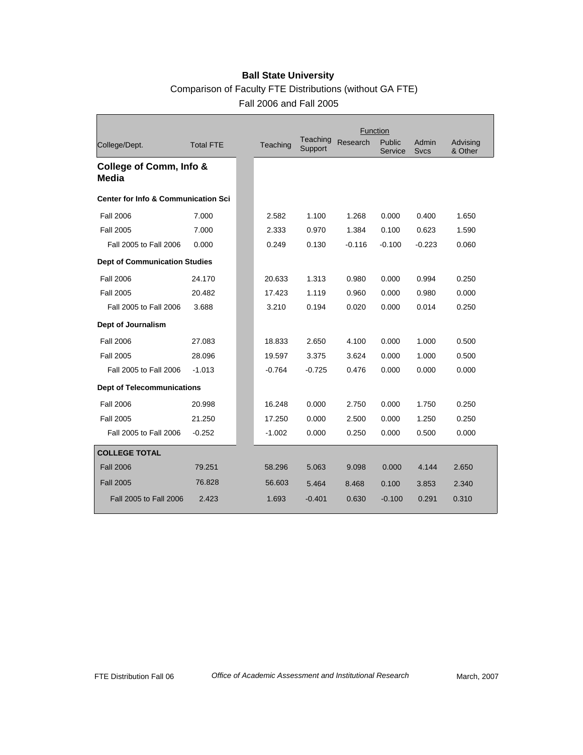**Ball State University**

Comparison of Faculty FTE Distributions (without GA FTE)

Fall 2006 and Fall 2005

| College/Dept. | Total FTE | Teaching | Teaching Support | Research | Public Service | Admin Svcs | Advising & Other |
|---|---|---|---|---|---|---|---|
| **College of Comm, Info & Media** | | | | | | | |
| **Center for Info & Communication Sci** | | | | | | | |
| Fall 2006 | 7.000 | 2.582 | 1.100 | 1.268 | 0.000 | 0.400 | 1.650 |
| Fall 2005 | 7.000 | 2.333 | 0.970 | 1.384 | 0.100 | 0.623 | 1.590 |
| Fall 2005 to Fall 2006 | 0.000 | 0.249 | 0.130 | -0.116 | -0.100 | -0.223 | 0.060 |
| **Dept of Communication Studies** | | | | | | | |
| Fall 2006 | 24.170 | 20.633 | 1.313 | 0.980 | 0.000 | 0.994 | 0.250 |
| Fall 2005 | 20.482 | 17.423 | 1.119 | 0.960 | 0.000 | 0.980 | 0.000 |
| Fall 2005 to Fall 2006 | 3.688 | 3.210 | 0.194 | 0.020 | 0.000 | 0.014 | 0.250 |
| **Dept of Journalism** | | | | | | | |
| Fall 2006 | 27.083 | 18.833 | 2.650 | 4.100 | 0.000 | 1.000 | 0.500 |
| Fall 2005 | 28.096 | 19.597 | 3.375 | 3.624 | 0.000 | 1.000 | 0.500 |
| Fall 2005 to Fall 2006 | -1.013 | -0.764 | -0.725 | 0.476 | 0.000 | 0.000 | 0.000 |
| **Dept of Telecommunications** | | | | | | | |
| Fall 2006 | 20.998 | 16.248 | 0.000 | 2.750 | 0.000 | 1.750 | 0.250 |
| Fall 2005 | 21.250 | 17.250 | 0.000 | 2.500 | 0.000 | 1.250 | 0.250 |
| Fall 2005 to Fall 2006 | -0.252 | -1.002 | 0.000 | 0.250 | 0.000 | 0.500 | 0.000 |
| **COLLEGE TOTAL** | | | | | | | |
| Fall 2006 | 79.251 | 58.296 | 5.063 | 9.098 | 0.000 | 4.144 | 2.650 |
| Fall 2005 | 76.828 | 56.603 | 5.464 | 8.468 | 0.100 | 3.853 | 2.340 |
| Fall 2005 to Fall 2006 | 2.423 | 1.693 | -0.401 | 0.630 | -0.100 | 0.291 | 0.310 |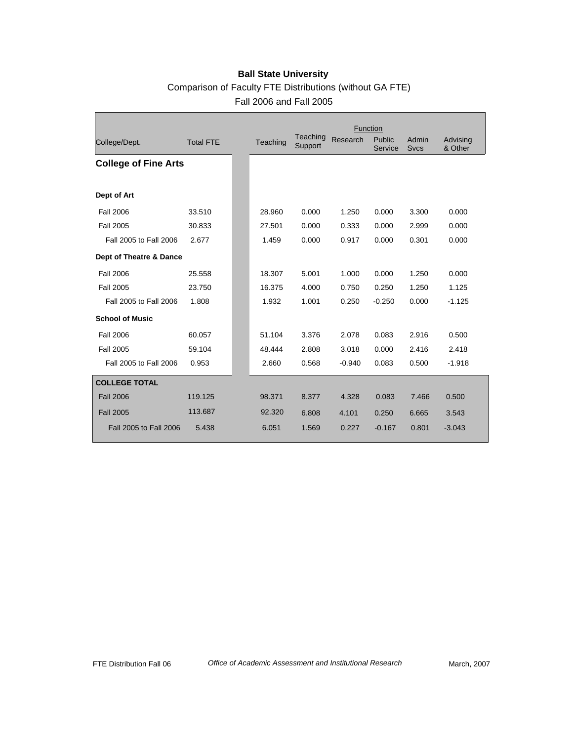**Ball State University**

Comparison of Faculty FTE Distributions (without GA FTE)

Fall 2006 and Fall 2005

| College/Dept. | Total FTE | Teaching | Teaching Support | Research | Public Service | Admin Svcs | Advising & Other |
|---|---|---|---|---|---|---|---|
| **College of Fine Arts** | | | | | | | |
| **Dept of Art** | | | | | | | |
| Fall 2006 | 33.510 | 28.960 | 0.000 | 1.250 | 0.000 | 3.300 | 0.000 |
| Fall 2005 | 30.833 | 27.501 | 0.000 | 0.333 | 0.000 | 2.999 | 0.000 |
| Fall 2005 to Fall 2006 | 2.677 | 1.459 | 0.000 | 0.917 | 0.000 | 0.301 | 0.000 |
| **Dept of Theatre & Dance** | | | | | | | |
| Fall 2006 | 25.558 | 18.307 | 5.001 | 1.000 | 0.000 | 1.250 | 0.000 |
| Fall 2005 | 23.750 | 16.375 | 4.000 | 0.750 | 0.250 | 1.250 | 1.125 |
| Fall 2005 to Fall 2006 | 1.808 | 1.932 | 1.001 | 0.250 | -0.250 | 0.000 | -1.125 |
| **School of Music** | | | | | | | |
| Fall 2006 | 60.057 | 51.104 | 3.376 | 2.078 | 0.083 | 2.916 | 0.500 |
| Fall 2005 | 59.104 | 48.444 | 2.808 | 3.018 | 0.000 | 2.416 | 2.418 |
| Fall 2005 to Fall 2006 | 0.953 | 2.660 | 0.568 | -0.940 | 0.083 | 0.500 | -1.918 |
| **COLLEGE TOTAL** | | | | | | | |
| Fall 2006 | 119.125 | 98.371 | 8.377 | 4.328 | 0.083 | 7.466 | 0.500 |
| Fall 2005 | 113.687 | 92.320 | 6.808 | 4.101 | 0.250 | 6.665 | 3.543 |
| Fall 2005 to Fall 2006 | 5.438 | 6.051 | 1.569 | 0.227 | -0.167 | 0.801 | -3.043 |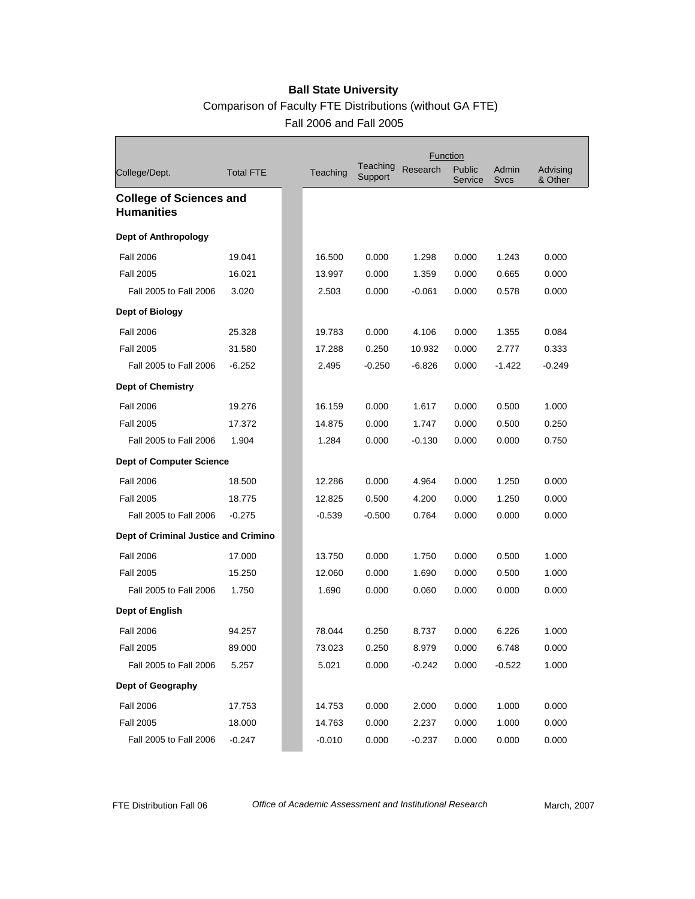**Ball State University**

Comparison of Faculty FTE Distributions (without GA FTE)

Fall 2006 and Fall 2005

| College/Dept. | Total FTE | Teaching | Teaching Support | Research | Public Service | Admin Svcs | Advising & Other |
|---|---|---|---|---|---|---|---|
| **College of Sciences and Humanities** | | | | | | | |
| **Dept of Anthropology** | | | | | | | |
| Fall 2006 | 19.041 | 16.500 | 0.000 | 1.298 | 0.000 | 1.243 | 0.000 |
| Fall 2005 | 16.021 | 13.997 | 0.000 | 1.359 | 0.000 | 0.665 | 0.000 |
| Fall 2005 to Fall 2006 | 3.020 | 2.503 | 0.000 | -0.061 | 0.000 | 0.578 | 0.000 |
| **Dept of Biology** | | | | | | | |
| Fall 2006 | 25.328 | 19.783 | 0.000 | 4.106 | 0.000 | 1.355 | 0.084 |
| Fall 2005 | 31.580 | 17.288 | 0.250 | 10.932 | 0.000 | 2.777 | 0.333 |
| Fall 2005 to Fall 2006 | -6.252 | 2.495 | -0.250 | -6.826 | 0.000 | -1.422 | -0.249 |
| **Dept of Chemistry** | | | | | | | |
| Fall 2006 | 19.276 | 16.159 | 0.000 | 1.617 | 0.000 | 0.500 | 1.000 |
| Fall 2005 | 17.372 | 14.875 | 0.000 | 1.747 | 0.000 | 0.500 | 0.250 |
| Fall 2005 to Fall 2006 | 1.904 | 1.284 | 0.000 | -0.130 | 0.000 | 0.000 | 0.750 |
| **Dept of Computer Science** | | | | | | | |
| Fall 2006 | 18.500 | 12.286 | 0.000 | 4.964 | 0.000 | 1.250 | 0.000 |
| Fall 2005 | 18.775 | 12.825 | 0.500 | 4.200 | 0.000 | 1.250 | 0.000 |
| Fall 2005 to Fall 2006 | -0.275 | -0.539 | -0.500 | 0.764 | 0.000 | 0.000 | 0.000 |
| **Dept of Criminal Justice and Crimino** | | | | | | | |
| Fall 2006 | 17.000 | 13.750 | 0.000 | 1.750 | 0.000 | 0.500 | 1.000 |
| Fall 2005 | 15.250 | 12.060 | 0.000 | 1.690 | 0.000 | 0.500 | 1.000 |
| Fall 2005 to Fall 2006 | 1.750 | 1.690 | 0.000 | 0.060 | 0.000 | 0.000 | 0.000 |
| **Dept of English** | | | | | | | |
| Fall 2006 | 94.257 | 78.044 | 0.250 | 8.737 | 0.000 | 6.226 | 1.000 |
| Fall 2005 | 89.000 | 73.023 | 0.250 | 8.979 | 0.000 | 6.748 | 0.000 |
| Fall 2005 to Fall 2006 | 5.257 | 5.021 | 0.000 | -0.242 | 0.000 | -0.522 | 1.000 |
| **Dept of Geography** | | | | | | | |
| Fall 2006 | 17.753 | 14.753 | 0.000 | 2.000 | 0.000 | 1.000 | 0.000 |
| Fall 2005 | 18.000 | 14.763 | 0.000 | 2.237 | 0.000 | 1.000 | 0.000 |
| Fall 2005 to Fall 2006 | -0.247 | -0.010 | 0.000 | -0.237 | 0.000 | 0.000 | 0.000 |

FTE Distribution Fall 06 — *Office of Academic Assessment and Institutional Research* — March, 2007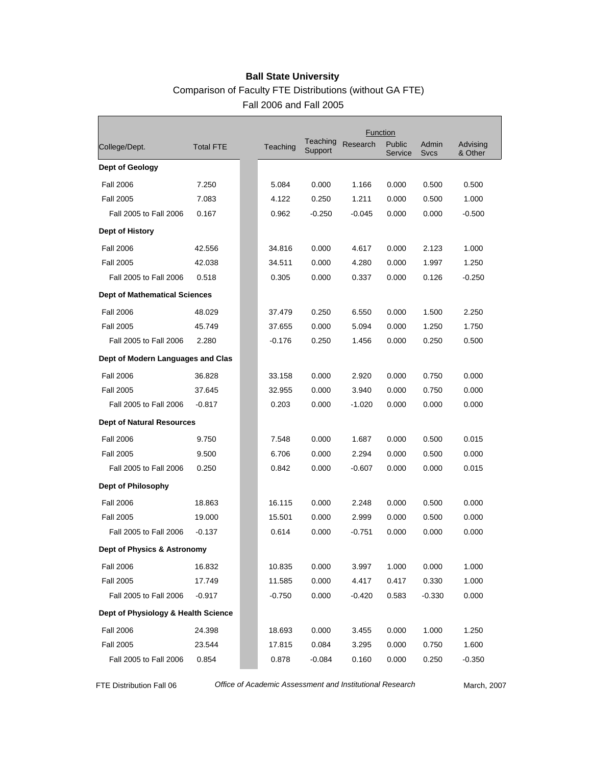**Ball State University**

Comparison of Faculty FTE Distributions (without GA FTE)

Fall 2006 and Fall 2005

| College/Dept. | Total FTE | Teaching | Teaching Support | Research | Public Service | Admin Svcs | Advising & Other |
|---|---|---|---|---|---|---|---|
| **Dept of Geology** | | | | | | | |
| Fall 2006 | 7.250 | 5.084 | 0.000 | 1.166 | 0.000 | 0.500 | 0.500 |
| Fall 2005 | 7.083 | 4.122 | 0.250 | 1.211 | 0.000 | 0.500 | 1.000 |
| Fall 2005 to Fall 2006 | 0.167 | 0.962 | -0.250 | -0.045 | 0.000 | 0.000 | -0.500 |
| **Dept of History** | | | | | | | |
| Fall 2006 | 42.556 | 34.816 | 0.000 | 4.617 | 0.000 | 2.123 | 1.000 |
| Fall 2005 | 42.038 | 34.511 | 0.000 | 4.280 | 0.000 | 1.997 | 1.250 |
| Fall 2005 to Fall 2006 | 0.518 | 0.305 | 0.000 | 0.337 | 0.000 | 0.126 | -0.250 |
| **Dept of Mathematical Sciences** | | | | | | | |
| Fall 2006 | 48.029 | 37.479 | 0.250 | 6.550 | 0.000 | 1.500 | 2.250 |
| Fall 2005 | 45.749 | 37.655 | 0.000 | 5.094 | 0.000 | 1.250 | 1.750 |
| Fall 2005 to Fall 2006 | 2.280 | -0.176 | 0.250 | 1.456 | 0.000 | 0.250 | 0.500 |
| **Dept of Modern Languages and Clas** | | | | | | | |
| Fall 2006 | 36.828 | 33.158 | 0.000 | 2.920 | 0.000 | 0.750 | 0.000 |
| Fall 2005 | 37.645 | 32.955 | 0.000 | 3.940 | 0.000 | 0.750 | 0.000 |
| Fall 2005 to Fall 2006 | -0.817 | 0.203 | 0.000 | -1.020 | 0.000 | 0.000 | 0.000 |
| **Dept of Natural Resources** | | | | | | | |
| Fall 2006 | 9.750 | 7.548 | 0.000 | 1.687 | 0.000 | 0.500 | 0.015 |
| Fall 2005 | 9.500 | 6.706 | 0.000 | 2.294 | 0.000 | 0.500 | 0.000 |
| Fall 2005 to Fall 2006 | 0.250 | 0.842 | 0.000 | -0.607 | 0.000 | 0.000 | 0.015 |
| **Dept of Philosophy** | | | | | | | |
| Fall 2006 | 18.863 | 16.115 | 0.000 | 2.248 | 0.000 | 0.500 | 0.000 |
| Fall 2005 | 19.000 | 15.501 | 0.000 | 2.999 | 0.000 | 0.500 | 0.000 |
| Fall 2005 to Fall 2006 | -0.137 | 0.614 | 0.000 | -0.751 | 0.000 | 0.000 | 0.000 |
| **Dept of Physics & Astronomy** | | | | | | | |
| Fall 2006 | 16.832 | 10.835 | 0.000 | 3.997 | 1.000 | 0.000 | 1.000 |
| Fall 2005 | 17.749 | 11.585 | 0.000 | 4.417 | 0.417 | 0.330 | 1.000 |
| Fall 2005 to Fall 2006 | -0.917 | -0.750 | 0.000 | -0.420 | 0.583 | -0.330 | 0.000 |
| **Dept of Physiology & Health Science** | | | | | | | |
| Fall 2006 | 24.398 | 18.693 | 0.000 | 3.455 | 0.000 | 1.000 | 1.250 |
| Fall 2005 | 23.544 | 17.815 | 0.084 | 3.295 | 0.000 | 0.750 | 1.600 |
| Fall 2005 to Fall 2006 | 0.854 | 0.878 | -0.084 | 0.160 | 0.000 | 0.250 | -0.350 |

FTE Distribution Fall 06 — *Office of Academic Assessment and Institutional Research* — March, 2007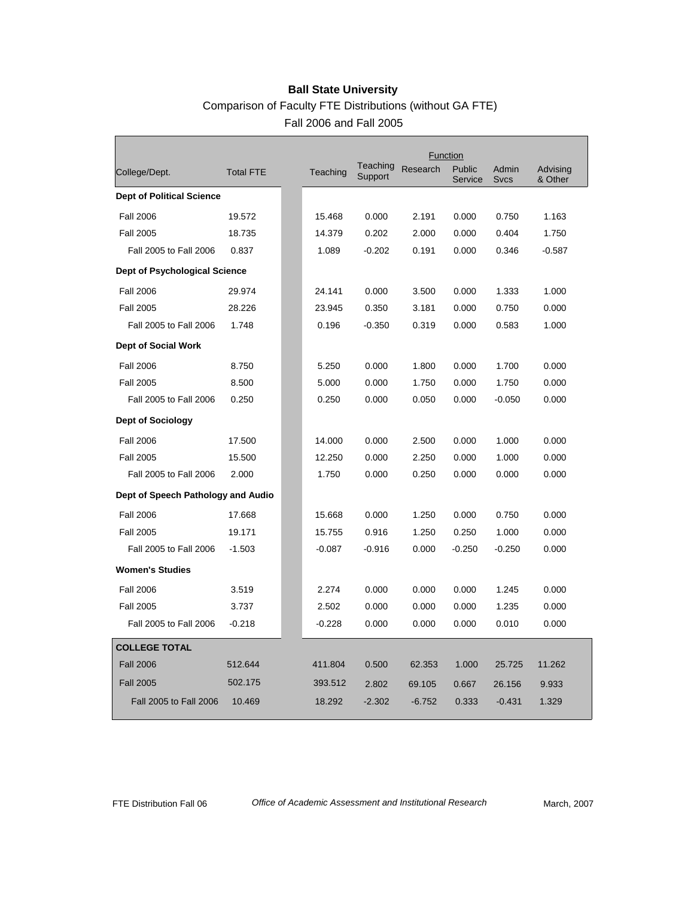**Ball State University**

Comparison of Faculty FTE Distributions (without GA FTE)

Fall 2006 and Fall 2005

| College/Dept. | Total FTE | Teaching | Teaching Support | Research | Public Service | Admin Svcs | Advising & Other |
|---|---|---|---|---|---|---|---|
| | | Function | | | | | |
| **Dept of Political Science** | | | | | | | |
| Fall 2006 | 19.572 | 15.468 | 0.000 | 2.191 | 0.000 | 0.750 | 1.163 |
| Fall 2005 | 18.735 | 14.379 | 0.202 | 2.000 | 0.000 | 0.404 | 1.750 |
| Fall 2005 to Fall 2006 | 0.837 | 1.089 | -0.202 | 0.191 | 0.000 | 0.346 | -0.587 |
| **Dept of Psychological Science** | | | | | | | |
| Fall 2006 | 29.974 | 24.141 | 0.000 | 3.500 | 0.000 | 1.333 | 1.000 |
| Fall 2005 | 28.226 | 23.945 | 0.350 | 3.181 | 0.000 | 0.750 | 0.000 |
| Fall 2005 to Fall 2006 | 1.748 | 0.196 | -0.350 | 0.319 | 0.000 | 0.583 | 1.000 |
| **Dept of Social Work** | | | | | | | |
| Fall 2006 | 8.750 | 5.250 | 0.000 | 1.800 | 0.000 | 1.700 | 0.000 |
| Fall 2005 | 8.500 | 5.000 | 0.000 | 1.750 | 0.000 | 1.750 | 0.000 |
| Fall 2005 to Fall 2006 | 0.250 | 0.250 | 0.000 | 0.050 | 0.000 | -0.050 | 0.000 |
| **Dept of Sociology** | | | | | | | |
| Fall 2006 | 17.500 | 14.000 | 0.000 | 2.500 | 0.000 | 1.000 | 0.000 |
| Fall 2005 | 15.500 | 12.250 | 0.000 | 2.250 | 0.000 | 1.000 | 0.000 |
| Fall 2005 to Fall 2006 | 2.000 | 1.750 | 0.000 | 0.250 | 0.000 | 0.000 | 0.000 |
| **Dept of Speech Pathology and Audio** | | | | | | | |
| Fall 2006 | 17.668 | 15.668 | 0.000 | 1.250 | 0.000 | 0.750 | 0.000 |
| Fall 2005 | 19.171 | 15.755 | 0.916 | 1.250 | 0.250 | 1.000 | 0.000 |
| Fall 2005 to Fall 2006 | -1.503 | -0.087 | -0.916 | 0.000 | -0.250 | -0.250 | 0.000 |
| **Women's Studies** | | | | | | | |
| Fall 2006 | 3.519 | 2.274 | 0.000 | 0.000 | 0.000 | 1.245 | 0.000 |
| Fall 2005 | 3.737 | 2.502 | 0.000 | 0.000 | 0.000 | 1.235 | 0.000 |
| Fall 2005 to Fall 2006 | -0.218 | -0.228 | 0.000 | 0.000 | 0.000 | 0.010 | 0.000 |
| **COLLEGE TOTAL** | | | | | | | |
| Fall 2006 | 512.644 | 411.804 | 0.500 | 62.353 | 1.000 | 25.725 | 11.262 |
| Fall 2005 | 502.175 | 393.512 | 2.802 | 69.105 | 0.667 | 26.156 | 9.933 |
| Fall 2005 to Fall 2006 | 10.469 | 18.292 | -2.302 | -6.752 | 0.333 | -0.431 | 1.329 |

FTE Distribution Fall 06 — *Office of Academic Assessment and Institutional Research* — March, 2007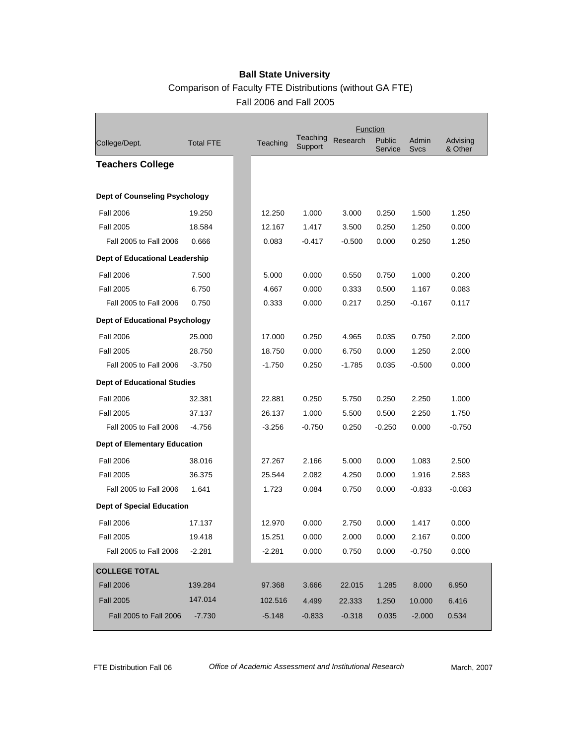**Ball State University**

Comparison of Faculty FTE Distributions (without GA FTE)

Fall 2006 and Fall 2005

| College/Dept. | Total FTE | Teaching | Teaching Support | Research | Public Service | Admin Svcs | Advising & Other |
|---|---|---|---|---|---|---|---|
| **Teachers College** | | | | | | | |
| **Dept of Counseling Psychology** | | | | | | | |
| Fall 2006 | 19.250 | 12.250 | 1.000 | 3.000 | 0.250 | 1.500 | 1.250 |
| Fall 2005 | 18.584 | 12.167 | 1.417 | 3.500 | 0.250 | 1.250 | 0.000 |
| Fall 2005 to Fall 2006 | 0.666 | 0.083 | -0.417 | -0.500 | 0.000 | 0.250 | 1.250 |
| **Dept of Educational Leadership** | | | | | | | |
| Fall 2006 | 7.500 | 5.000 | 0.000 | 0.550 | 0.750 | 1.000 | 0.200 |
| Fall 2005 | 6.750 | 4.667 | 0.000 | 0.333 | 0.500 | 1.167 | 0.083 |
| Fall 2005 to Fall 2006 | 0.750 | 0.333 | 0.000 | 0.217 | 0.250 | -0.167 | 0.117 |
| **Dept of Educational Psychology** | | | | | | | |
| Fall 2006 | 25.000 | 17.000 | 0.250 | 4.965 | 0.035 | 0.750 | 2.000 |
| Fall 2005 | 28.750 | 18.750 | 0.000 | 6.750 | 0.000 | 1.250 | 2.000 |
| Fall 2005 to Fall 2006 | -3.750 | -1.750 | 0.250 | -1.785 | 0.035 | -0.500 | 0.000 |
| **Dept of Educational Studies** | | | | | | | |
| Fall 2006 | 32.381 | 22.881 | 0.250 | 5.750 | 0.250 | 2.250 | 1.000 |
| Fall 2005 | 37.137 | 26.137 | 1.000 | 5.500 | 0.500 | 2.250 | 1.750 |
| Fall 2005 to Fall 2006 | -4.756 | -3.256 | -0.750 | 0.250 | -0.250 | 0.000 | -0.750 |
| **Dept of Elementary Education** | | | | | | | |
| Fall 2006 | 38.016 | 27.267 | 2.166 | 5.000 | 0.000 | 1.083 | 2.500 |
| Fall 2005 | 36.375 | 25.544 | 2.082 | 4.250 | 0.000 | 1.916 | 2.583 |
| Fall 2005 to Fall 2006 | 1.641 | 1.723 | 0.084 | 0.750 | 0.000 | -0.833 | -0.083 |
| **Dept of Special Education** | | | | | | | |
| Fall 2006 | 17.137 | 12.970 | 0.000 | 2.750 | 0.000 | 1.417 | 0.000 |
| Fall 2005 | 19.418 | 15.251 | 0.000 | 2.000 | 0.000 | 2.167 | 0.000 |
| Fall 2005 to Fall 2006 | -2.281 | -2.281 | 0.000 | 0.750 | 0.000 | -0.750 | 0.000 |
| **COLLEGE TOTAL** | | | | | | | |
| Fall 2006 | 139.284 | 97.368 | 3.666 | 22.015 | 1.285 | 8.000 | 6.950 |
| Fall 2005 | 147.014 | 102.516 | 4.499 | 22.333 | 1.250 | 10.000 | 6.416 |
| Fall 2005 to Fall 2006 | -7.730 | -5.148 | -0.833 | -0.318 | 0.035 | -2.000 | 0.534 |

FTE Distribution Fall 06 — *Office of Academic Assessment and Institutional Research* — March, 2007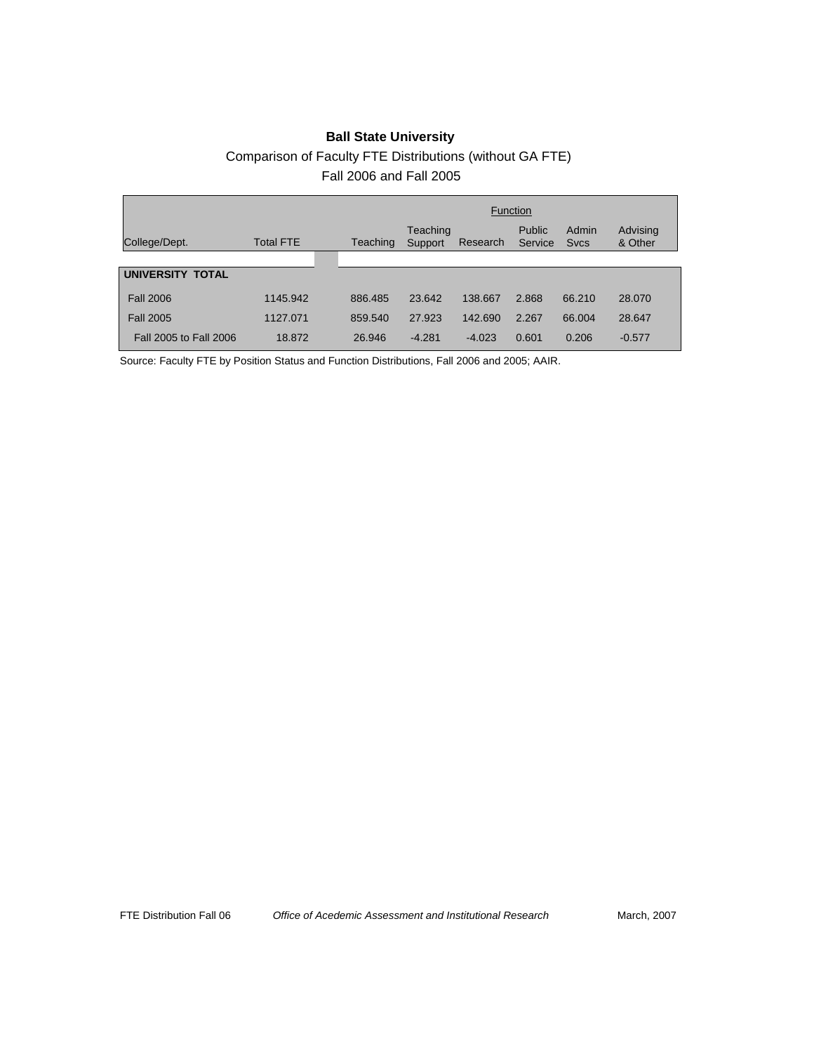**Ball State University**

Comparison of Faculty FTE Distributions (without GA FTE)

Fall 2006 and Fall 2005

| College/Dept. | Total FTE | Teaching | Teaching Support | Research | Public Service | Admin Svcs | Advising & Other |
|---|---|---|---|---|---|---|---|
| | | Function | | | | | |
| **UNIVERSITY TOTAL** | | | | | | | |
| Fall 2006 | 1145.942 | 886.485 | 23.642 | 138.667 | 2.868 | 66.210 | 28.070 |
| Fall 2005 | 1127.071 | 859.540 | 27.923 | 142.690 | 2.267 | 66.004 | 28.647 |
| Fall 2005 to Fall 2006 | 18.872 | 26.946 | -4.281 | -4.023 | 0.601 | 0.206 | -0.577 |

Source: Faculty FTE by Position Status and Function Distributions, Fall 2006 and 2005; AAIR.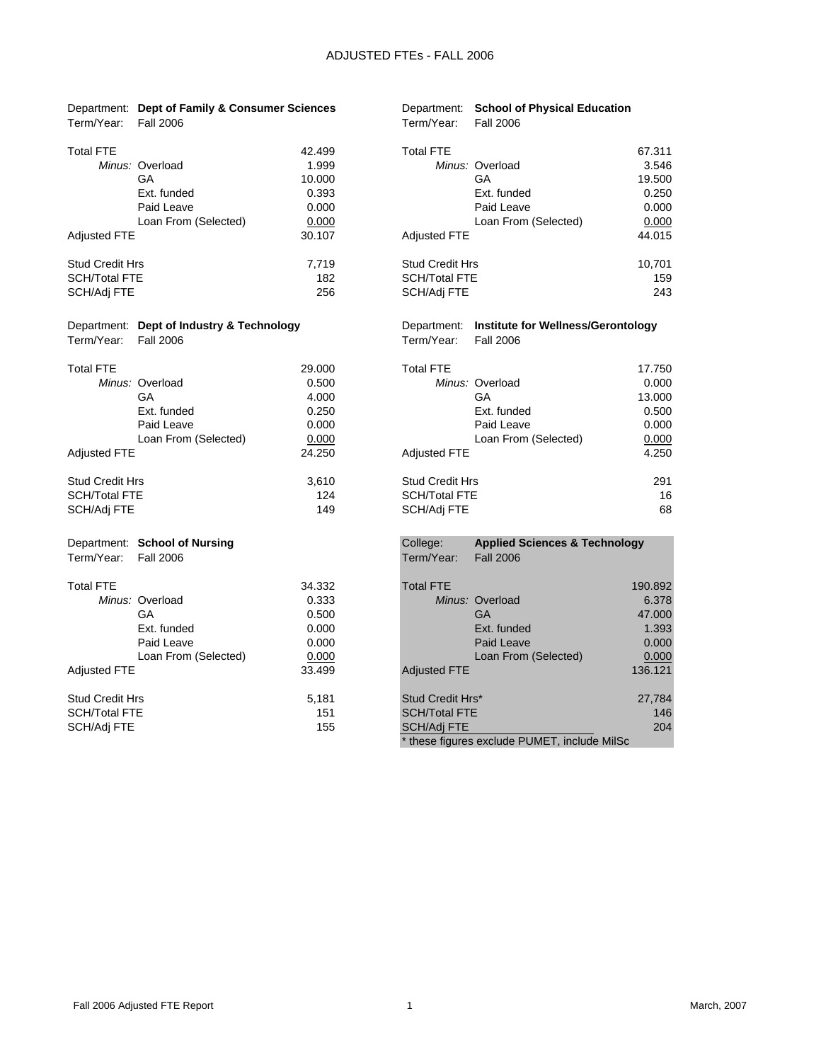# ADJUSTED FTEs - FALL 2006

**Department: Dept of Family & Consumer Sciences**
Term/Year: Fall 2006

| | | |
|---|---|---|
| Total FTE | | 42.499 |
| | *Minus:* Overload | 1.999 |
| | GA | 10.000 |
| | Ext. funded | 0.393 |
| | Paid Leave | 0.000 |
| | Loan From (Selected) | 0.000 |
| Adjusted FTE | | 30.107 |
| Stud Credit Hrs | | 7,719 |
| SCH/Total FTE | | 182 |
| SCH/Adj FTE | | 256 |

**Department: School of Physical Education**
Term/Year: Fall 2006

| | | |
|---|---|---|
| Total FTE | | 67.311 |
| | *Minus:* Overload | 3.546 |
| | GA | 19.500 |
| | Ext. funded | 0.250 |
| | Paid Leave | 0.000 |
| | Loan From (Selected) | 0.000 |
| Adjusted FTE | | 44.015 |
| Stud Credit Hrs | | 10,701 |
| SCH/Total FTE | | 159 |
| SCH/Adj FTE | | 243 |

**Department: Dept of Industry & Technology**
Term/Year: Fall 2006

| | | |
|---|---|---|
| Total FTE | | 29.000 |
| | *Minus:* Overload | 0.500 |
| | GA | 4.000 |
| | Ext. funded | 0.250 |
| | Paid Leave | 0.000 |
| | Loan From (Selected) | 0.000 |
| Adjusted FTE | | 24.250 |
| Stud Credit Hrs | | 3,610 |
| SCH/Total FTE | | 124 |
| SCH/Adj FTE | | 149 |

**Department: Institute for Wellness/Gerontology**
Term/Year: Fall 2006

| | | |
|---|---|---|
| Total FTE | | 17.750 |
| | *Minus:* Overload | 0.000 |
| | GA | 13.000 |
| | Ext. funded | 0.500 |
| | Paid Leave | 0.000 |
| | Loan From (Selected) | 0.000 |
| Adjusted FTE | | 4.250 |
| Stud Credit Hrs | | 291 |
| SCH/Total FTE | | 16 |
| SCH/Adj FTE | | 68 |

**Department: School of Nursing**
Term/Year: Fall 2006

| | | |
|---|---|---|
| Total FTE | | 34.332 |
| | *Minus:* Overload | 0.333 |
| | GA | 0.500 |
| | Ext. funded | 0.000 |
| | Paid Leave | 0.000 |
| | Loan From (Selected) | 0.000 |
| Adjusted FTE | | 33.499 |
| Stud Credit Hrs | | 5,181 |
| SCH/Total FTE | | 151 |
| SCH/Adj FTE | | 155 |

**College: Applied Sciences & Technology**
Term/Year: Fall 2006

| | | |
|---|---|---|
| Total FTE | | 190.892 |
| | *Minus:* Overload | 6.378 |
| | GA | 47.000 |
| | Ext. funded | 1.393 |
| | Paid Leave | 0.000 |
| | Loan From (Selected) | 0.000 |
| Adjusted FTE | | 136.121 |
| Stud Credit Hrs* | | 27,784 |
| SCH/Total FTE | | 146 |
| SCH/Adj FTE | | 204 |

\* these figures exclude PUMET, include MilSc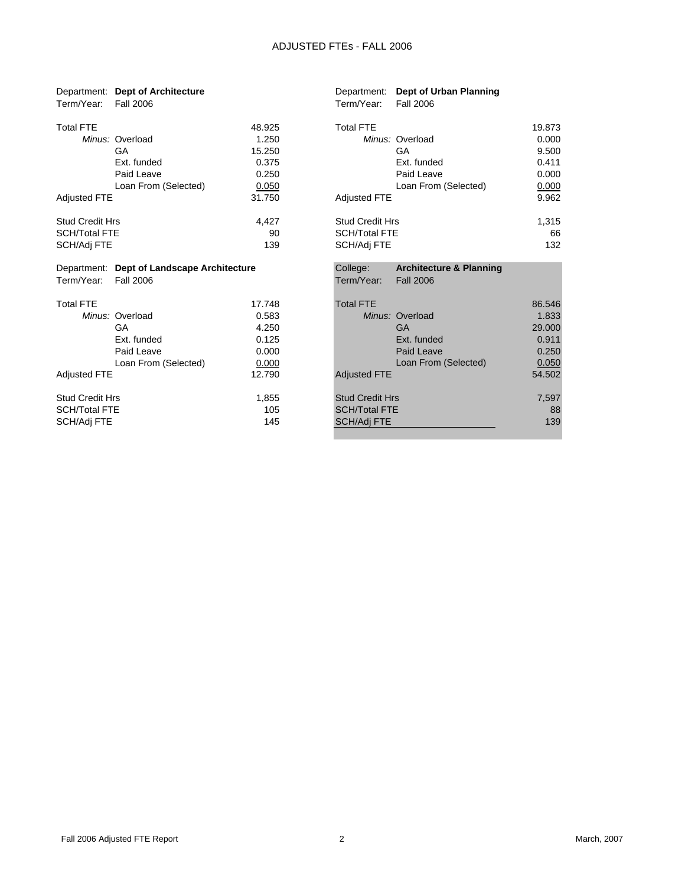# ADJUSTED FTEs - FALL 2006

Department: **Dept of Architecture**
Term/Year: Fall 2006

| | | |
|---|---|---|
| Total FTE | | 48.925 |
| *Minus:* | Overload | 1.250 |
| | GA | 15.250 |
| | Ext. funded | 0.375 |
| | Paid Leave | 0.250 |
| | Loan From (Selected) | 0.050 |
| Adjusted FTE | | 31.750 |
| Stud Credit Hrs | | 4,427 |
| SCH/Total FTE | | 90 |
| SCH/Adj FTE | | 139 |

Department: **Dept of Urban Planning**
Term/Year: Fall 2006

| | | |
|---|---|---|
| Total FTE | | 19.873 |
| *Minus:* | Overload | 0.000 |
| | GA | 9.500 |
| | Ext. funded | 0.411 |
| | Paid Leave | 0.000 |
| | Loan From (Selected) | 0.000 |
| Adjusted FTE | | 9.962 |
| Stud Credit Hrs | | 1,315 |
| SCH/Total FTE | | 66 |
| SCH/Adj FTE | | 132 |

Department: **Dept of Landscape Architecture**
Term/Year: Fall 2006

| | | |
|---|---|---|
| Total FTE | | 17.748 |
| *Minus:* | Overload | 0.583 |
| | GA | 4.250 |
| | Ext. funded | 0.125 |
| | Paid Leave | 0.000 |
| | Loan From (Selected) | 0.000 |
| Adjusted FTE | | 12.790 |
| Stud Credit Hrs | | 1,855 |
| SCH/Total FTE | | 105 |
| SCH/Adj FTE | | 145 |

College: **Architecture & Planning**
Term/Year: Fall 2006

| | | |
|---|---|---|
| Total FTE | | 86.546 |
| *Minus:* | Overload | 1.833 |
| | GA | 29.000 |
| | Ext. funded | 0.911 |
| | Paid Leave | 0.250 |
| | Loan From (Selected) | 0.050 |
| Adjusted FTE | | 54.502 |
| Stud Credit Hrs | | 7,597 |
| SCH/Total FTE | | 88 |
| SCH/Adj FTE | | 139 |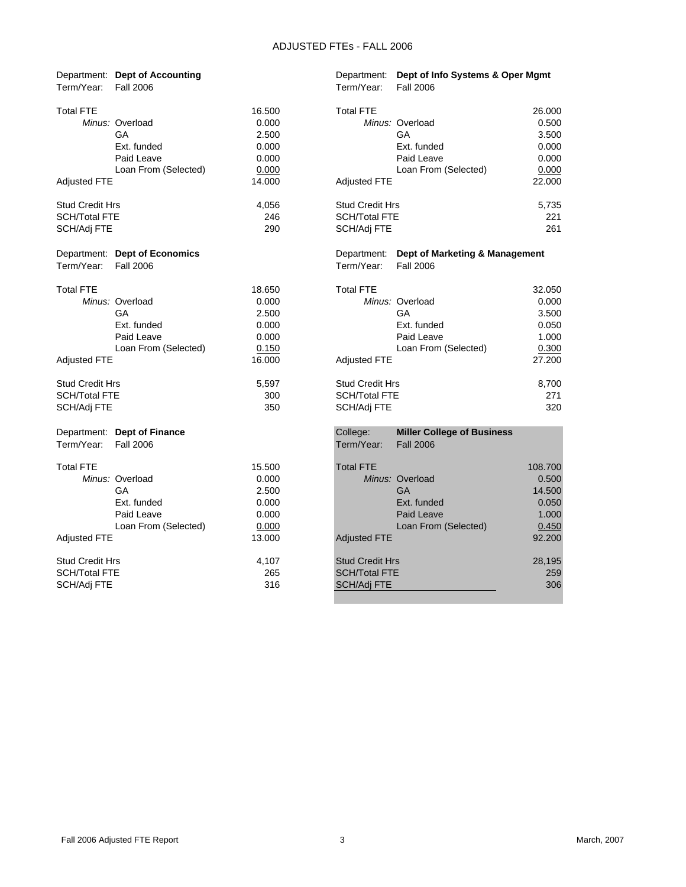# ADJUSTED FTEs - FALL 2006

| Department: | **Dept of Accounting** | |
|---|---|---|
| Term/Year: | Fall 2006 | |
| Total FTE | | 16.500 |
| *Minus:* | Overload | 0.000 |
| | GA | 2.500 |
| | Ext. funded | 0.000 |
| | Paid Leave | 0.000 |
| | Loan From (Selected) | 0.000 |
| Adjusted FTE | | 14.000 |
| Stud Credit Hrs | | 4,056 |
| SCH/Total FTE | | 246 |
| SCH/Adj FTE | | 290 |

| Department: | **Dept of Economics** | |
|---|---|---|
| Term/Year: | Fall 2006 | |
| Total FTE | | 18.650 |
| *Minus:* | Overload | 0.000 |
| | GA | 2.500 |
| | Ext. funded | 0.000 |
| | Paid Leave | 0.000 |
| | Loan From (Selected) | 0.150 |
| Adjusted FTE | | 16.000 |
| Stud Credit Hrs | | 5,597 |
| SCH/Total FTE | | 300 |
| SCH/Adj FTE | | 350 |

| Department: | **Dept of Finance** | |
|---|---|---|
| Term/Year: | Fall 2006 | |
| Total FTE | | 15.500 |
| *Minus:* | Overload | 0.000 |
| | GA | 2.500 |
| | Ext. funded | 0.000 |
| | Paid Leave | 0.000 |
| | Loan From (Selected) | 0.000 |
| Adjusted FTE | | 13.000 |
| Stud Credit Hrs | | 4,107 |
| SCH/Total FTE | | 265 |
| SCH/Adj FTE | | 316 |

| Department: | **Dept of Info Systems & Oper Mgmt** | |
|---|---|---|
| Term/Year: | Fall 2006 | |
| Total FTE | | 26.000 |
| *Minus:* | Overload | 0.500 |
| | GA | 3.500 |
| | Ext. funded | 0.000 |
| | Paid Leave | 0.000 |
| | Loan From (Selected) | 0.000 |
| Adjusted FTE | | 22.000 |
| Stud Credit Hrs | | 5,735 |
| SCH/Total FTE | | 221 |
| SCH/Adj FTE | | 261 |

| Department: | **Dept of Marketing & Management** | |
|---|---|---|
| Term/Year: | Fall 2006 | |
| Total FTE | | 32.050 |
| *Minus:* | Overload | 0.000 |
| | GA | 3.500 |
| | Ext. funded | 0.050 |
| | Paid Leave | 1.000 |
| | Loan From (Selected) | 0.300 |
| Adjusted FTE | | 27.200 |
| Stud Credit Hrs | | 8,700 |
| SCH/Total FTE | | 271 |
| SCH/Adj FTE | | 320 |

| College: | **Miller College of Business** | |
|---|---|---|
| Term/Year: | Fall 2006 | |
| Total FTE | | 108.700 |
| *Minus:* | Overload | 0.500 |
| | GA | 14.500 |
| | Ext. funded | 0.050 |
| | Paid Leave | 1.000 |
| | Loan From (Selected) | 0.450 |
| Adjusted FTE | | 92.200 |
| Stud Credit Hrs | | 28,195 |
| SCH/Total FTE | | 259 |
| SCH/Adj FTE | | 306 |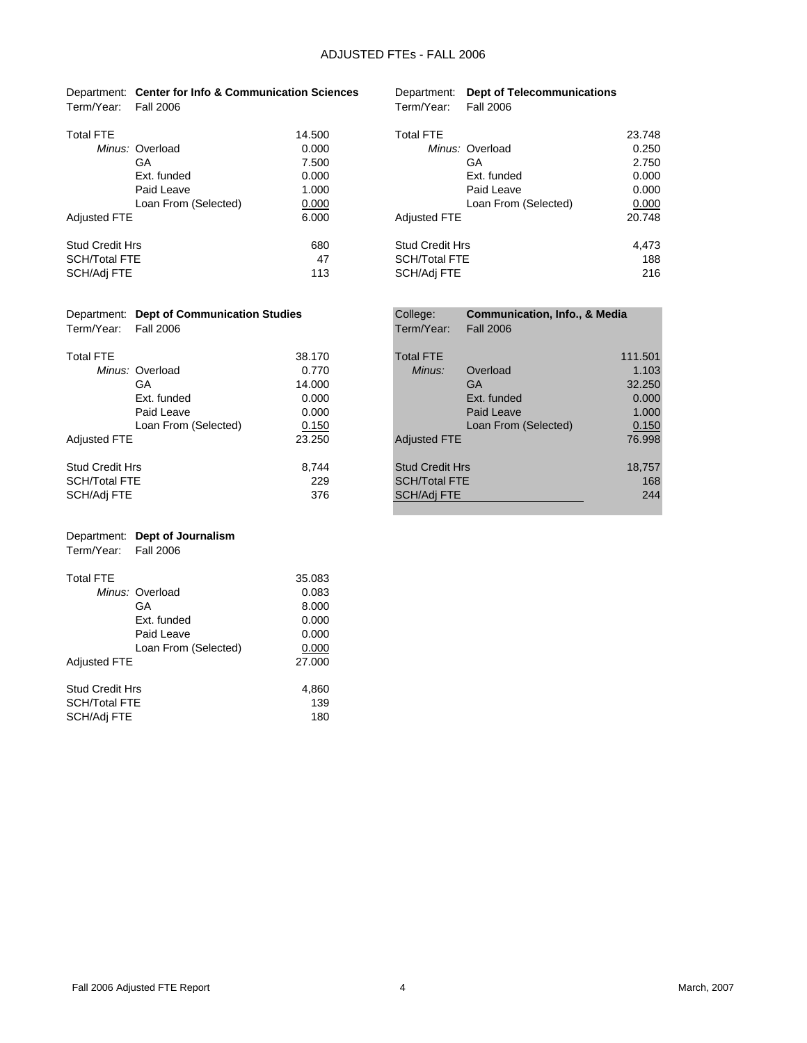# ADJUSTED FTEs - FALL 2006

Department: **Center for Info & Communication Sciences**
Term/Year: Fall 2006

| | | |
|---|---|---|
| Total FTE | | 14.500 |
| *Minus:* | Overload | 0.000 |
| | GA | 7.500 |
| | Ext. funded | 0.000 |
| | Paid Leave | 1.000 |
| | Loan From (Selected) | 0.000 |
| Adjusted FTE | | 6.000 |
| Stud Credit Hrs | | 680 |
| SCH/Total FTE | | 47 |
| SCH/Adj FTE | | 113 |

Department: **Dept of Telecommunications**
Term/Year: Fall 2006

| | | |
|---|---|---|
| Total FTE | | 23.748 |
| *Minus:* | Overload | 0.250 |
| | GA | 2.750 |
| | Ext. funded | 0.000 |
| | Paid Leave | 0.000 |
| | Loan From (Selected) | 0.000 |
| Adjusted FTE | | 20.748 |
| Stud Credit Hrs | | 4,473 |
| SCH/Total FTE | | 188 |
| SCH/Adj FTE | | 216 |

Department: **Dept of Communication Studies**
Term/Year: Fall 2006

| | | |
|---|---|---|
| Total FTE | | 38.170 |
| *Minus:* | Overload | 0.770 |
| | GA | 14.000 |
| | Ext. funded | 0.000 |
| | Paid Leave | 0.000 |
| | Loan From (Selected) | 0.150 |
| Adjusted FTE | | 23.250 |
| Stud Credit Hrs | | 8,744 |
| SCH/Total FTE | | 229 |
| SCH/Adj FTE | | 376 |

College: **Communication, Info., & Media**
Term/Year: Fall 2006

| | | |
|---|---|---|
| Total FTE | | 111.501 |
| *Minus:* | Overload | 1.103 |
| | GA | 32.250 |
| | Ext. funded | 0.000 |
| | Paid Leave | 1.000 |
| | Loan From (Selected) | 0.150 |
| Adjusted FTE | | 76.998 |
| Stud Credit Hrs | | 18,757 |
| SCH/Total FTE | | 168 |
| SCH/Adj FTE | | 244 |

Department: **Dept of Journalism**
Term/Year: Fall 2006

| | | |
|---|---|---|
| Total FTE | | 35.083 |
| *Minus:* | Overload | 0.083 |
| | GA | 8.000 |
| | Ext. funded | 0.000 |
| | Paid Leave | 0.000 |
| | Loan From (Selected) | 0.000 |
| Adjusted FTE | | 27.000 |
| Stud Credit Hrs | | 4,860 |
| SCH/Total FTE | | 139 |
| SCH/Adj FTE | | 180 |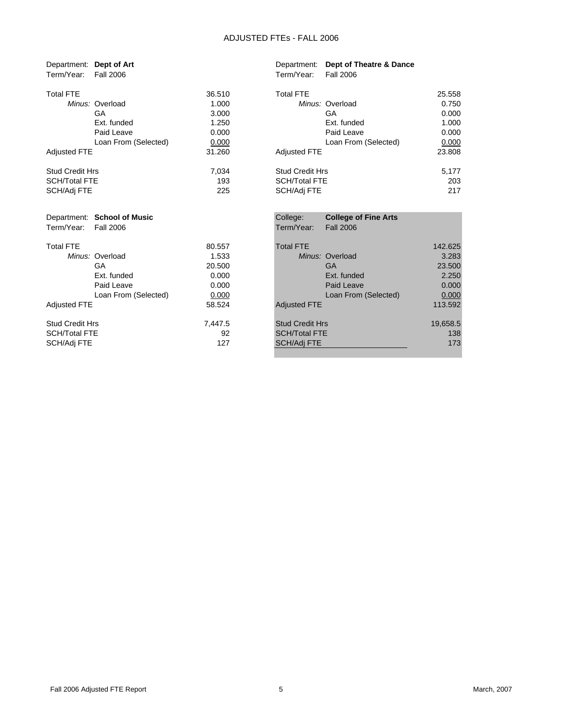# ADJUSTED FTEs - FALL 2006

Department: **Dept of Art**
Term/Year: Fall 2006

| | | |
|---|---|---|
| Total FTE | | 36.510 |
| *Minus:* | Overload | 1.000 |
| | GA | 3.000 |
| | Ext. funded | 1.250 |
| | Paid Leave | 0.000 |
| | Loan From (Selected) | 0.000 |
| Adjusted FTE | | 31.260 |
| Stud Credit Hrs | | 7,034 |
| SCH/Total FTE | | 193 |
| SCH/Adj FTE | | 225 |

Department: **Dept of Theatre & Dance**
Term/Year: Fall 2006

| | | |
|---|---|---|
| Total FTE | | 25.558 |
| *Minus:* | Overload | 0.750 |
| | GA | 0.000 |
| | Ext. funded | 1.000 |
| | Paid Leave | 0.000 |
| | Loan From (Selected) | 0.000 |
| Adjusted FTE | | 23.808 |
| Stud Credit Hrs | | 5,177 |
| SCH/Total FTE | | 203 |
| SCH/Adj FTE | | 217 |

Department: **School of Music**
Term/Year: Fall 2006

| | | |
|---|---|---|
| Total FTE | | 80.557 |
| *Minus:* | Overload | 1.533 |
| | GA | 20.500 |
| | Ext. funded | 0.000 |
| | Paid Leave | 0.000 |
| | Loan From (Selected) | 0.000 |
| Adjusted FTE | | 58.524 |
| Stud Credit Hrs | | 7,447.5 |
| SCH/Total FTE | | 92 |
| SCH/Adj FTE | | 127 |

College: **College of Fine Arts**
Term/Year: Fall 2006

| | | |
|---|---|---|
| Total FTE | | 142.625 |
| *Minus:* | Overload | 3.283 |
| | GA | 23.500 |
| | Ext. funded | 2.250 |
| | Paid Leave | 0.000 |
| | Loan From (Selected) | 0.000 |
| Adjusted FTE | | 113.592 |
| Stud Credit Hrs | | 19,658.5 |
| SCH/Total FTE | | 138 |
| SCH/Adj FTE | | 173 |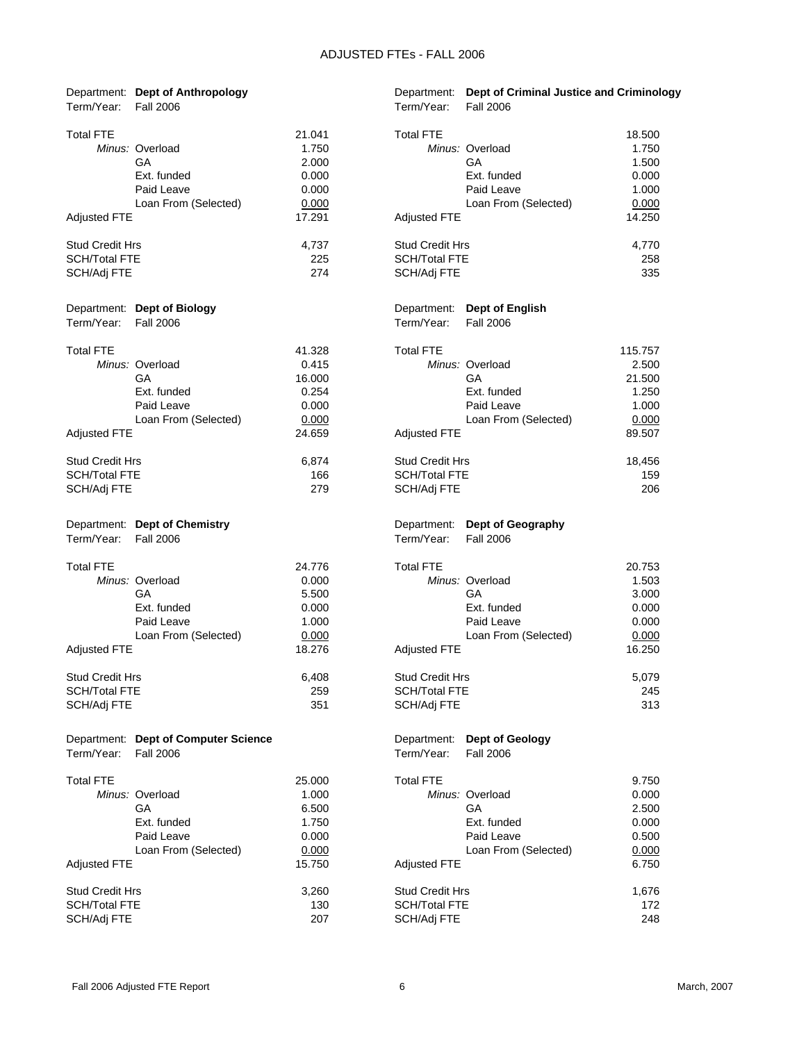# ADJUSTED FTEs - FALL 2006

Department: **Dept of Anthropology**
Term/Year: Fall 2006

| | | |
|---|---|---|
| Total FTE | | 21.041 |
| | *Minus:* Overload | 1.750 |
| | GA | 2.000 |
| | Ext. funded | 0.000 |
| | Paid Leave | 0.000 |
| | Loan From (Selected) | 0.000 |
| Adjusted FTE | | 17.291 |
| Stud Credit Hrs | | 4,737 |
| SCH/Total FTE | | 225 |
| SCH/Adj FTE | | 274 |

Department: **Dept of Biology**
Term/Year: Fall 2006

| | | |
|---|---|---|
| Total FTE | | 41.328 |
| | *Minus:* Overload | 0.415 |
| | GA | 16.000 |
| | Ext. funded | 0.254 |
| | Paid Leave | 0.000 |
| | Loan From (Selected) | 0.000 |
| Adjusted FTE | | 24.659 |
| Stud Credit Hrs | | 6,874 |
| SCH/Total FTE | | 166 |
| SCH/Adj FTE | | 279 |

Department: **Dept of Chemistry**
Term/Year: Fall 2006

| | | |
|---|---|---|
| Total FTE | | 24.776 |
| | *Minus:* Overload | 0.000 |
| | GA | 5.500 |
| | Ext. funded | 0.000 |
| | Paid Leave | 1.000 |
| | Loan From (Selected) | 0.000 |
| Adjusted FTE | | 18.276 |
| Stud Credit Hrs | | 6,408 |
| SCH/Total FTE | | 259 |
| SCH/Adj FTE | | 351 |

Department: **Dept of Computer Science**
Term/Year: Fall 2006

| | | |
|---|---|---|
| Total FTE | | 25.000 |
| | *Minus:* Overload | 1.000 |
| | GA | 6.500 |
| | Ext. funded | 1.750 |
| | Paid Leave | 0.000 |
| | Loan From (Selected) | 0.000 |
| Adjusted FTE | | 15.750 |
| Stud Credit Hrs | | 3,260 |
| SCH/Total FTE | | 130 |
| SCH/Adj FTE | | 207 |

Department: **Dept of Criminal Justice and Criminology**
Term/Year: Fall 2006

| | | |
|---|---|---|
| Total FTE | | 18.500 |
| | *Minus:* Overload | 1.750 |
| | GA | 1.500 |
| | Ext. funded | 0.000 |
| | Paid Leave | 1.000 |
| | Loan From (Selected) | 0.000 |
| Adjusted FTE | | 14.250 |
| Stud Credit Hrs | | 4,770 |
| SCH/Total FTE | | 258 |
| SCH/Adj FTE | | 335 |

Department: **Dept of English**
Term/Year: Fall 2006

| | | |
|---|---|---|
| Total FTE | | 115.757 |
| | *Minus:* Overload | 2.500 |
| | GA | 21.500 |
| | Ext. funded | 1.250 |
| | Paid Leave | 1.000 |
| | Loan From (Selected) | 0.000 |
| Adjusted FTE | | 89.507 |
| Stud Credit Hrs | | 18,456 |
| SCH/Total FTE | | 159 |
| SCH/Adj FTE | | 206 |

Department: **Dept of Geography**
Term/Year: Fall 2006

| | | |
|---|---|---|
| Total FTE | | 20.753 |
| | *Minus:* Overload | 1.503 |
| | GA | 3.000 |
| | Ext. funded | 0.000 |
| | Paid Leave | 0.000 |
| | Loan From (Selected) | 0.000 |
| Adjusted FTE | | 16.250 |
| Stud Credit Hrs | | 5,079 |
| SCH/Total FTE | | 245 |
| SCH/Adj FTE | | 313 |

Department: **Dept of Geology**
Term/Year: Fall 2006

| | | |
|---|---|---|
| Total FTE | | 9.750 |
| | *Minus:* Overload | 0.000 |
| | GA | 2.500 |
| | Ext. funded | 0.000 |
| | Paid Leave | 0.500 |
| | Loan From (Selected) | 0.000 |
| Adjusted FTE | | 6.750 |
| Stud Credit Hrs | | 1,676 |
| SCH/Total FTE | | 172 |
| SCH/Adj FTE | | 248 |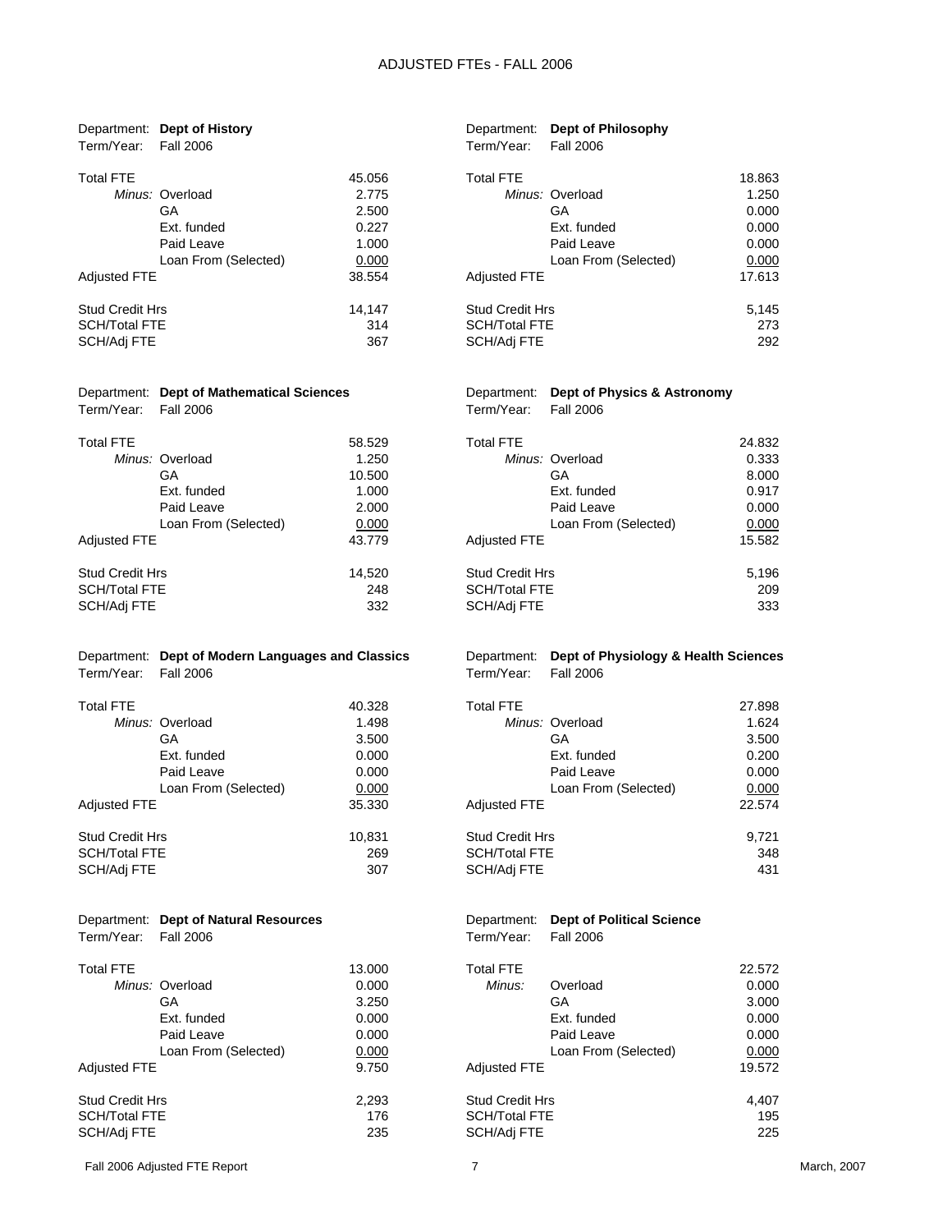# ADJUSTED FTEs - FALL 2006

Department: **Dept of History**
Term/Year: Fall 2006

| | | |
|---|---|---|
| Total FTE | | 45.056 |
| *Minus:* | Overload | 2.775 |
| | GA | 2.500 |
| | Ext. funded | 0.227 |
| | Paid Leave | 1.000 |
| | Loan From (Selected) | 0.000 |
| Adjusted FTE | | 38.554 |
| Stud Credit Hrs | | 14,147 |
| SCH/Total FTE | | 314 |
| SCH/Adj FTE | | 367 |

Department: **Dept of Philosophy**
Term/Year: Fall 2006

| | | |
|---|---|---|
| Total FTE | | 18.863 |
| *Minus:* | Overload | 1.250 |
| | GA | 0.000 |
| | Ext. funded | 0.000 |
| | Paid Leave | 0.000 |
| | Loan From (Selected) | 0.000 |
| Adjusted FTE | | 17.613 |
| Stud Credit Hrs | | 5,145 |
| SCH/Total FTE | | 273 |
| SCH/Adj FTE | | 292 |

Department: **Dept of Mathematical Sciences**
Term/Year: Fall 2006

| | | |
|---|---|---|
| Total FTE | | 58.529 |
| *Minus:* | Overload | 1.250 |
| | GA | 10.500 |
| | Ext. funded | 1.000 |
| | Paid Leave | 2.000 |
| | Loan From (Selected) | 0.000 |
| Adjusted FTE | | 43.779 |
| Stud Credit Hrs | | 14,520 |
| SCH/Total FTE | | 248 |
| SCH/Adj FTE | | 332 |

Department: **Dept of Physics & Astronomy**
Term/Year: Fall 2006

| | | |
|---|---|---|
| Total FTE | | 24.832 |
| *Minus:* | Overload | 0.333 |
| | GA | 8.000 |
| | Ext. funded | 0.917 |
| | Paid Leave | 0.000 |
| | Loan From (Selected) | 0.000 |
| Adjusted FTE | | 15.582 |
| Stud Credit Hrs | | 5,196 |
| SCH/Total FTE | | 209 |
| SCH/Adj FTE | | 333 |

Department: **Dept of Modern Languages and Classics**
Term/Year: Fall 2006

| | | |
|---|---|---|
| Total FTE | | 40.328 |
| *Minus:* | Overload | 1.498 |
| | GA | 3.500 |
| | Ext. funded | 0.000 |
| | Paid Leave | 0.000 |
| | Loan From (Selected) | 0.000 |
| Adjusted FTE | | 35.330 |
| Stud Credit Hrs | | 10,831 |
| SCH/Total FTE | | 269 |
| SCH/Adj FTE | | 307 |

Department: **Dept of Physiology & Health Sciences**
Term/Year: Fall 2006

| | | |
|---|---|---|
| Total FTE | | 27.898 |
| *Minus:* | Overload | 1.624 |
| | GA | 3.500 |
| | Ext. funded | 0.200 |
| | Paid Leave | 0.000 |
| | Loan From (Selected) | 0.000 |
| Adjusted FTE | | 22.574 |
| Stud Credit Hrs | | 9,721 |
| SCH/Total FTE | | 348 |
| SCH/Adj FTE | | 431 |

Department: **Dept of Natural Resources**
Term/Year: Fall 2006

| | | |
|---|---|---|
| Total FTE | | 13.000 |
| *Minus:* | Overload | 0.000 |
| | GA | 3.250 |
| | Ext. funded | 0.000 |
| | Paid Leave | 0.000 |
| | Loan From (Selected) | 0.000 |
| Adjusted FTE | | 9.750 |
| Stud Credit Hrs | | 2,293 |
| SCH/Total FTE | | 176 |
| SCH/Adj FTE | | 235 |

Department: **Dept of Political Science**
Term/Year: Fall 2006

| | | |
|---|---|---|
| Total FTE | | 22.572 |
| *Minus:* | Overload | 0.000 |
| | GA | 3.000 |
| | Ext. funded | 0.000 |
| | Paid Leave | 0.000 |
| | Loan From (Selected) | 0.000 |
| Adjusted FTE | | 19.572 |
| Stud Credit Hrs | | 4,407 |
| SCH/Total FTE | | 195 |
| SCH/Adj FTE | | 225 |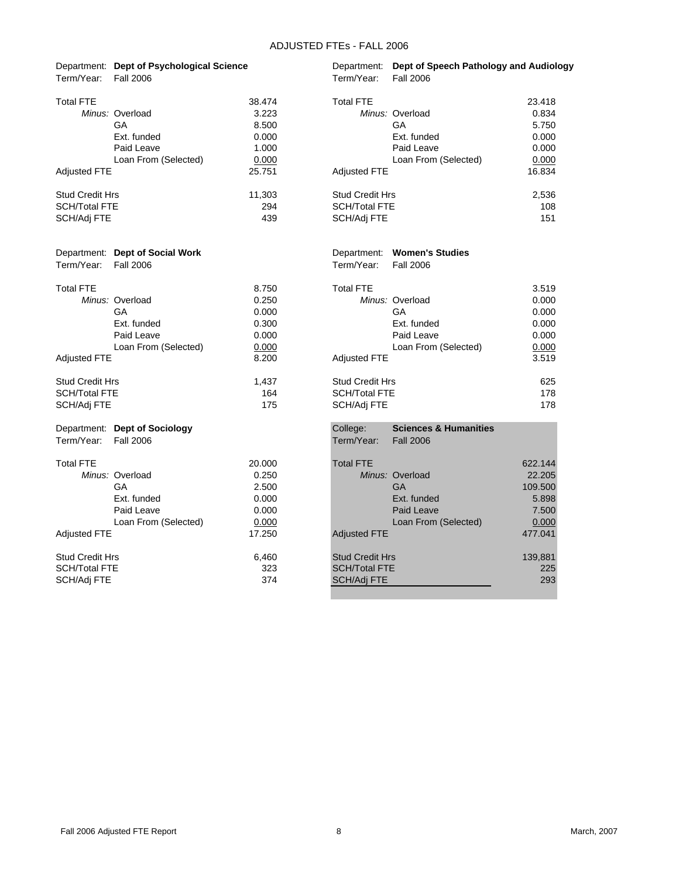# ADJUSTED FTEs - FALL 2006

Department: **Dept of Psychological Science**
Term/Year: Fall 2006

| | | |
|---|---|---|
| Total FTE | | 38.474 |
| | *Minus:* Overload | 3.223 |
| | GA | 8.500 |
| | Ext. funded | 0.000 |
| | Paid Leave | 1.000 |
| | Loan From (Selected) | 0.000 |
| Adjusted FTE | | 25.751 |
| Stud Credit Hrs | | 11,303 |
| SCH/Total FTE | | 294 |
| SCH/Adj FTE | | 439 |

Department: **Dept of Speech Pathology and Audiology**
Term/Year: Fall 2006

| | | |
|---|---|---|
| Total FTE | | 23.418 |
| | *Minus:* Overload | 0.834 |
| | GA | 5.750 |
| | Ext. funded | 0.000 |
| | Paid Leave | 0.000 |
| | Loan From (Selected) | 0.000 |
| Adjusted FTE | | 16.834 |
| Stud Credit Hrs | | 2,536 |
| SCH/Total FTE | | 108 |
| SCH/Adj FTE | | 151 |

Department: **Dept of Social Work**
Term/Year: Fall 2006

| | | |
|---|---|---|
| Total FTE | | 8.750 |
| | *Minus:* Overload | 0.250 |
| | GA | 0.000 |
| | Ext. funded | 0.300 |
| | Paid Leave | 0.000 |
| | Loan From (Selected) | 0.000 |
| Adjusted FTE | | 8.200 |
| Stud Credit Hrs | | 1,437 |
| SCH/Total FTE | | 164 |
| SCH/Adj FTE | | 175 |

Department: **Women's Studies**
Term/Year: Fall 2006

| | | |
|---|---|---|
| Total FTE | | 3.519 |
| | *Minus:* Overload | 0.000 |
| | GA | 0.000 |
| | Ext. funded | 0.000 |
| | Paid Leave | 0.000 |
| | Loan From (Selected) | 0.000 |
| Adjusted FTE | | 3.519 |
| Stud Credit Hrs | | 625 |
| SCH/Total FTE | | 178 |
| SCH/Adj FTE | | 178 |

Department: **Dept of Sociology**
Term/Year: Fall 2006

| | | |
|---|---|---|
| Total FTE | | 20.000 |
| | *Minus:* Overload | 0.250 |
| | GA | 2.500 |
| | Ext. funded | 0.000 |
| | Paid Leave | 0.000 |
| | Loan From (Selected) | 0.000 |
| Adjusted FTE | | 17.250 |
| Stud Credit Hrs | | 6,460 |
| SCH/Total FTE | | 323 |
| SCH/Adj FTE | | 374 |

College: **Sciences & Humanities**
Term/Year: Fall 2006

| | | |
|---|---|---|
| Total FTE | | 622.144 |
| | *Minus:* Overload | 22.205 |
| | GA | 109.500 |
| | Ext. funded | 5.898 |
| | Paid Leave | 7.500 |
| | Loan From (Selected) | 0.000 |
| Adjusted FTE | | 477.041 |
| Stud Credit Hrs | | 139,881 |
| SCH/Total FTE | | 225 |
| SCH/Adj FTE | | 293 |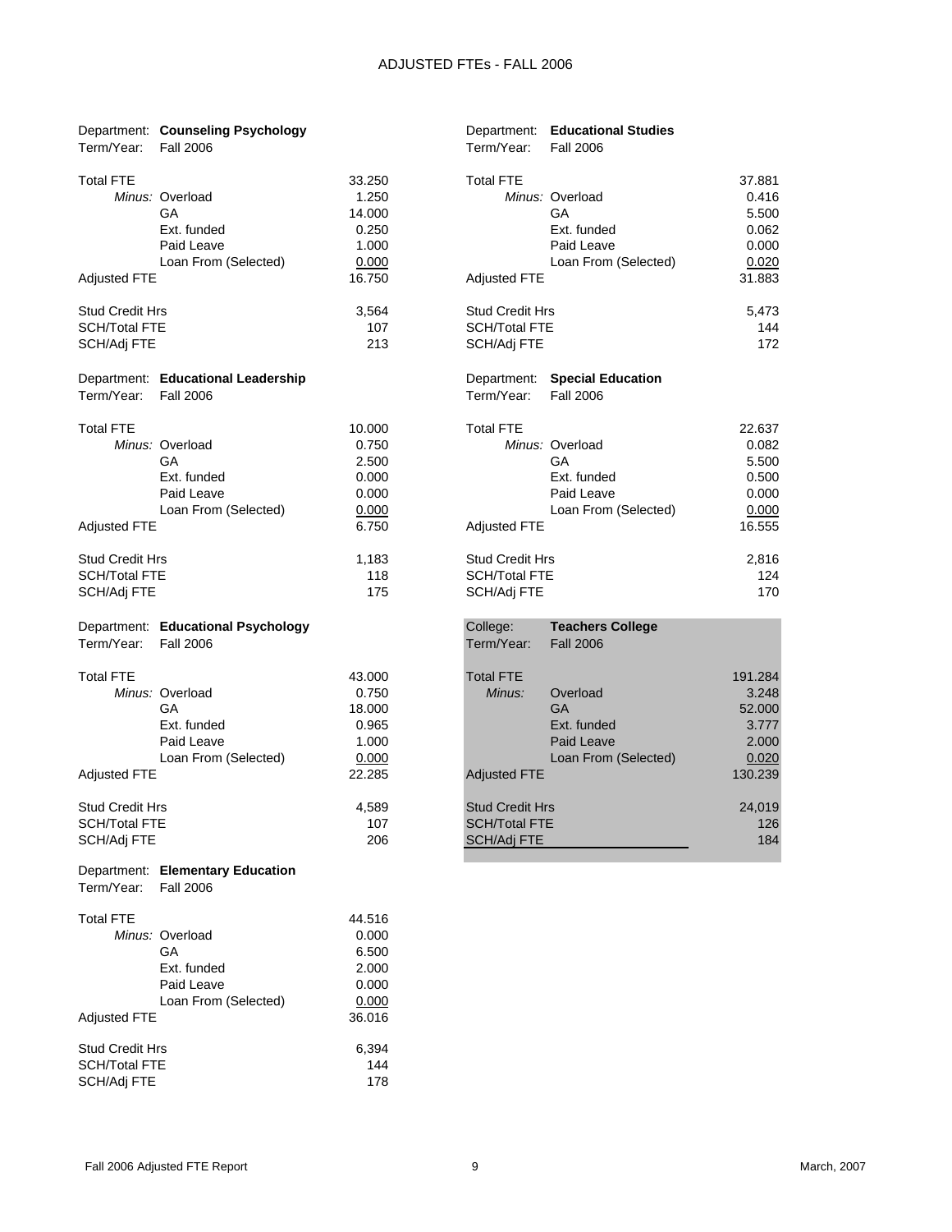# ADJUSTED FTEs - FALL 2006

Department: **Counseling Psychology**
Term/Year: Fall 2006

| | | |
|---|---|---|
| Total FTE | | 33.250 |
| *Minus:* | Overload | 1.250 |
| | GA | 14.000 |
| | Ext. funded | 0.250 |
| | Paid Leave | 1.000 |
| | Loan From (Selected) | 0.000 |
| Adjusted FTE | | 16.750 |
| Stud Credit Hrs | | 3,564 |
| SCH/Total FTE | | 107 |
| SCH/Adj FTE | | 213 |

Department: **Educational Leadership**
Term/Year: Fall 2006

| | | |
|---|---|---|
| Total FTE | | 10.000 |
| *Minus:* | Overload | 0.750 |
| | GA | 2.500 |
| | Ext. funded | 0.000 |
| | Paid Leave | 0.000 |
| | Loan From (Selected) | 0.000 |
| Adjusted FTE | | 6.750 |
| Stud Credit Hrs | | 1,183 |
| SCH/Total FTE | | 118 |
| SCH/Adj FTE | | 175 |

Department: **Educational Psychology**
Term/Year: Fall 2006

| | | |
|---|---|---|
| Total FTE | | 43.000 |
| *Minus:* | Overload | 0.750 |
| | GA | 18.000 |
| | Ext. funded | 0.965 |
| | Paid Leave | 1.000 |
| | Loan From (Selected) | 0.000 |
| Adjusted FTE | | 22.285 |
| Stud Credit Hrs | | 4,589 |
| SCH/Total FTE | | 107 |
| SCH/Adj FTE | | 206 |

Department: **Elementary Education**
Term/Year: Fall 2006

| | | |
|---|---|---|
| Total FTE | | 44.516 |
| *Minus:* | Overload | 0.000 |
| | GA | 6.500 |
| | Ext. funded | 2.000 |
| | Paid Leave | 0.000 |
| | Loan From (Selected) | 0.000 |
| Adjusted FTE | | 36.016 |
| Stud Credit Hrs | | 6,394 |
| SCH/Total FTE | | 144 |
| SCH/Adj FTE | | 178 |

Department: **Educational Studies**
Term/Year: Fall 2006

| | | |
|---|---|---|
| Total FTE | | 37.881 |
| *Minus:* | Overload | 0.416 |
| | GA | 5.500 |
| | Ext. funded | 0.062 |
| | Paid Leave | 0.000 |
| | Loan From (Selected) | 0.020 |
| Adjusted FTE | | 31.883 |
| Stud Credit Hrs | | 5,473 |
| SCH/Total FTE | | 144 |
| SCH/Adj FTE | | 172 |

Department: **Special Education**
Term/Year: Fall 2006

| | | |
|---|---|---|
| Total FTE | | 22.637 |
| *Minus:* | Overload | 0.082 |
| | GA | 5.500 |
| | Ext. funded | 0.500 |
| | Paid Leave | 0.000 |
| | Loan From (Selected) | 0.000 |
| Adjusted FTE | | 16.555 |
| Stud Credit Hrs | | 2,816 |
| SCH/Total FTE | | 124 |
| SCH/Adj FTE | | 170 |

College: **Teachers College**
Term/Year: Fall 2006

| | | |
|---|---|---|
| Total FTE | | 191.284 |
| *Minus:* | Overload | 3.248 |
| | GA | 52.000 |
| | Ext. funded | 3.777 |
| | Paid Leave | 2.000 |
| | Loan From (Selected) | 0.020 |
| Adjusted FTE | | 130.239 |
| Stud Credit Hrs | | 24,019 |
| SCH/Total FTE | | 126 |
| SCH/Adj FTE | | 184 |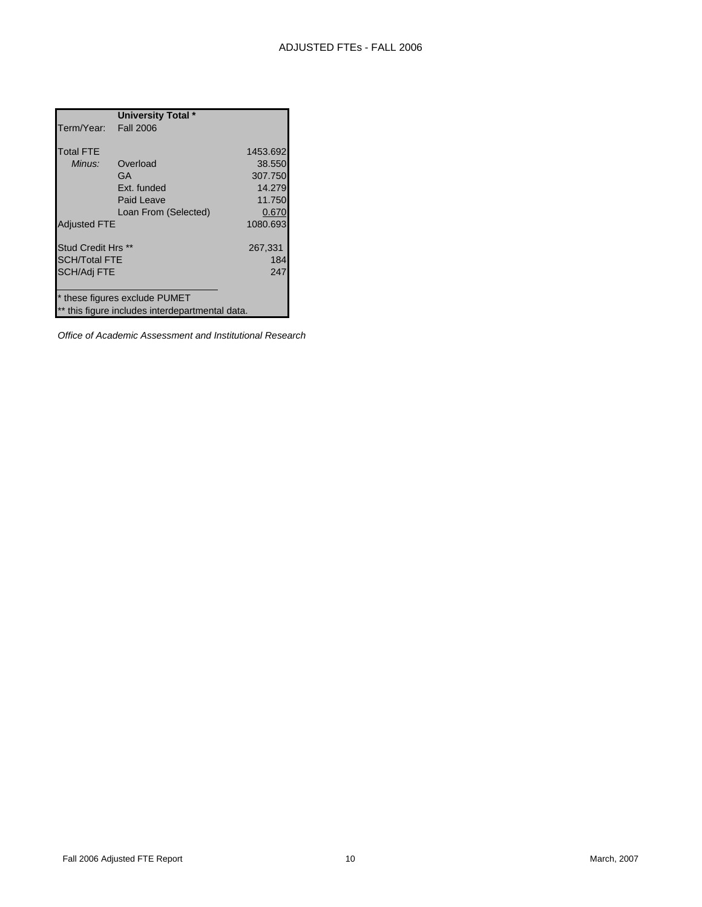ADJUSTED FTEs - FALL 2006

| | **University Total \*** | |
|---|---|---|
| Term/Year: | Fall 2006 | |
| | | |
| Total FTE | | 1453.692 |
| *Minus:* | Overload | 38.550 |
| | GA | 307.750 |
| | Ext. funded | 14.279 |
| | Paid Leave | 11.750 |
| | Loan From (Selected) | 0.670 |
| Adjusted FTE | | 1080.693 |
| | | |
| Stud Credit Hrs ** | | 267,331 |
| SCH/Total FTE | | 184 |
| SCH/Adj FTE | | 247 |

\* these figures exclude PUMET

** this figure includes interdepartmental data.

*Office of Academic Assessment and Institutional Research*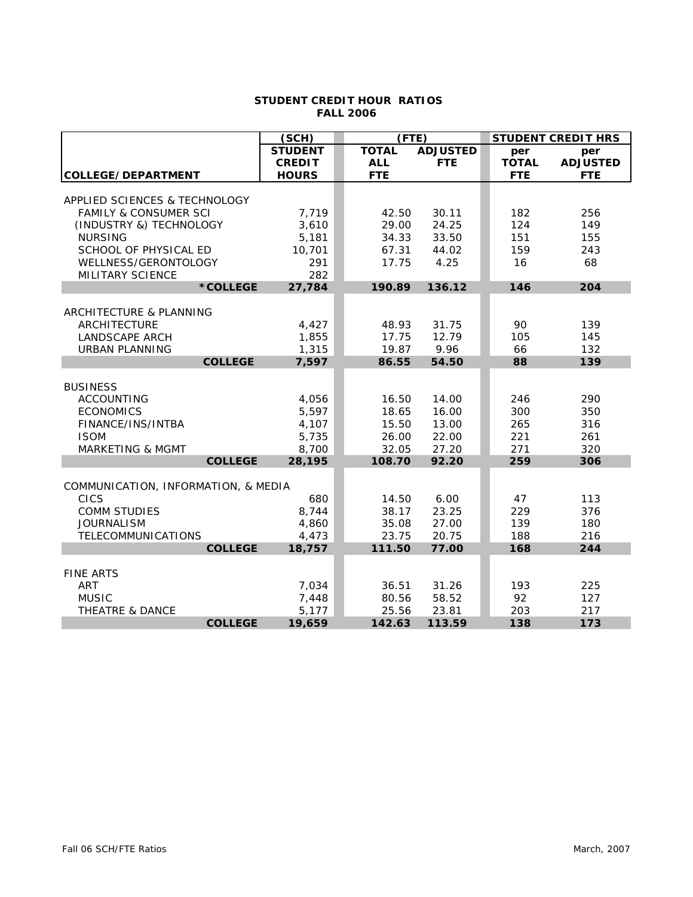# STUDENT CREDIT HOUR RATIOS
## FALL 2006

| COLLEGE/DEPARTMENT | (SCH) STUDENT CREDIT HOURS | (FTE) TOTAL ALL FTE | ADJUSTED FTE | STUDENT CREDIT HRS per TOTAL FTE | per ADJUSTED FTE |
|---|---|---|---|---|---|
| APPLIED SCIENCES & TECHNOLOGY | | | | | |
| FAMILY & CONSUMER SCI | 7,719 | 42.50 | 30.11 | 182 | 256 |
| (INDUSTRY &) TECHNOLOGY | 3,610 | 29.00 | 24.25 | 124 | 149 |
| NURSING | 5,181 | 34.33 | 33.50 | 151 | 155 |
| SCHOOL OF PHYSICAL ED | 10,701 | 67.31 | 44.02 | 159 | 243 |
| WELLNESS/GERONTOLOGY | 291 | 17.75 | 4.25 | 16 | 68 |
| MILITARY SCIENCE | 282 | | | | |
| ***COLLEGE** | **27,784** | **190.89** | **136.12** | **146** | **204** |
| ARCHITECTURE & PLANNING | | | | | |
| ARCHITECTURE | 4,427 | 48.93 | 31.75 | 90 | 139 |
| LANDSCAPE ARCH | 1,855 | 17.75 | 12.79 | 105 | 145 |
| URBAN PLANNING | 1,315 | 19.87 | 9.96 | 66 | 132 |
| **COLLEGE** | **7,597** | **86.55** | **54.50** | **88** | **139** |
| BUSINESS | | | | | |
| ACCOUNTING | 4,056 | 16.50 | 14.00 | 246 | 290 |
| ECONOMICS | 5,597 | 18.65 | 16.00 | 300 | 350 |
| FINANCE/INS/INTBA | 4,107 | 15.50 | 13.00 | 265 | 316 |
| ISOM | 5,735 | 26.00 | 22.00 | 221 | 261 |
| MARKETING & MGMT | 8,700 | 32.05 | 27.20 | 271 | 320 |
| **COLLEGE** | **28,195** | **108.70** | **92.20** | **259** | **306** |
| COMMUNICATION, INFORMATION, & MEDIA | | | | | |
| CICS | 680 | 14.50 | 6.00 | 47 | 113 |
| COMM STUDIES | 8,744 | 38.17 | 23.25 | 229 | 376 |
| JOURNALISM | 4,860 | 35.08 | 27.00 | 139 | 180 |
| TELECOMMUNICATIONS | 4,473 | 23.75 | 20.75 | 188 | 216 |
| **COLLEGE** | **18,757** | **111.50** | **77.00** | **168** | **244** |
| FINE ARTS | | | | | |
| ART | 7,034 | 36.51 | 31.26 | 193 | 225 |
| MUSIC | 7,448 | 80.56 | 58.52 | 92 | 127 |
| THEATRE & DANCE | 5,177 | 25.56 | 23.81 | 203 | 217 |
| **COLLEGE** | **19,659** | **142.63** | **113.59** | **138** | **173** |

Fall 06 SCH/FTE Ratios — March, 2007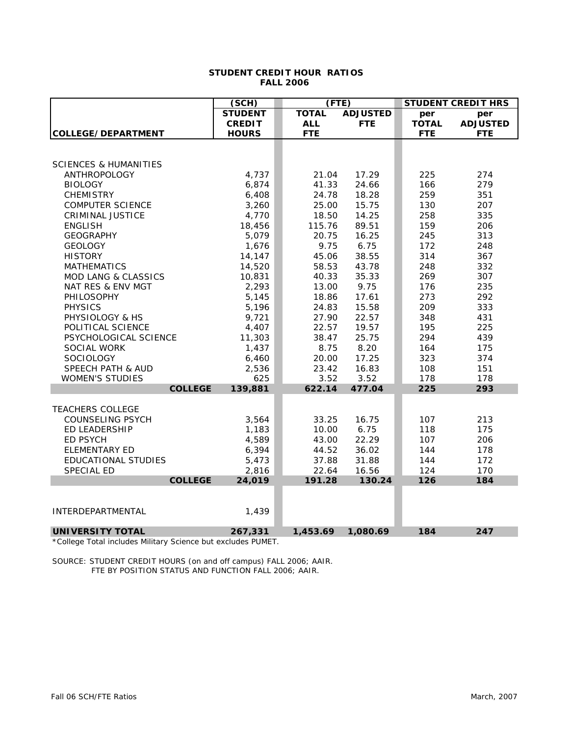## STUDENT CREDIT HOUR RATIOS
## FALL 2006

| COLLEGE/DEPARTMENT | (SCH) STUDENT CREDIT HOURS | (FTE) TOTAL ALL FTE | ADJUSTED FTE | STUDENT CREDIT HRS per TOTAL FTE | per ADJUSTED FTE |
|---|---|---|---|---|---|
| SCIENCES & HUMANITIES | | | | | |
| ANTHROPOLOGY | 4,737 | 21.04 | 17.29 | 225 | 274 |
| BIOLOGY | 6,874 | 41.33 | 24.66 | 166 | 279 |
| CHEMISTRY | 6,408 | 24.78 | 18.28 | 259 | 351 |
| COMPUTER SCIENCE | 3,260 | 25.00 | 15.75 | 130 | 207 |
| CRIMINAL JUSTICE | 4,770 | 18.50 | 14.25 | 258 | 335 |
| ENGLISH | 18,456 | 115.76 | 89.51 | 159 | 206 |
| GEOGRAPHY | 5,079 | 20.75 | 16.25 | 245 | 313 |
| GEOLOGY | 1,676 | 9.75 | 6.75 | 172 | 248 |
| HISTORY | 14,147 | 45.06 | 38.55 | 314 | 367 |
| MATHEMATICS | 14,520 | 58.53 | 43.78 | 248 | 332 |
| MOD LANG & CLASSICS | 10,831 | 40.33 | 35.33 | 269 | 307 |
| NAT RES & ENV MGT | 2,293 | 13.00 | 9.75 | 176 | 235 |
| PHILOSOPHY | 5,145 | 18.86 | 17.61 | 273 | 292 |
| PHYSICS | 5,196 | 24.83 | 15.58 | 209 | 333 |
| PHYSIOLOGY & HS | 9,721 | 27.90 | 22.57 | 348 | 431 |
| POLITICAL SCIENCE | 4,407 | 22.57 | 19.57 | 195 | 225 |
| PSYCHOLOGICAL SCIENCE | 11,303 | 38.47 | 25.75 | 294 | 439 |
| SOCIAL WORK | 1,437 | 8.75 | 8.20 | 164 | 175 |
| SOCIOLOGY | 6,460 | 20.00 | 17.25 | 323 | 374 |
| SPEECH PATH & AUD | 2,536 | 23.42 | 16.83 | 108 | 151 |
| WOMEN'S STUDIES | 625 | 3.52 | 3.52 | 178 | 178 |
| **COLLEGE** | **139,881** | **622.14** | **477.04** | **225** | **293** |
| TEACHERS COLLEGE | | | | | |
| COUNSELING PSYCH | 3,564 | 33.25 | 16.75 | 107 | 213 |
| ED LEADERSHIP | 1,183 | 10.00 | 6.75 | 118 | 175 |
| ED PSYCH | 4,589 | 43.00 | 22.29 | 107 | 206 |
| ELEMENTARY ED | 6,394 | 44.52 | 36.02 | 144 | 178 |
| EDUCATIONAL STUDIES | 5,473 | 37.88 | 31.88 | 144 | 172 |
| SPECIAL ED | 2,816 | 22.64 | 16.56 | 124 | 170 |
| **COLLEGE** | **24,019** | **191.28** | **130.24** | **126** | **184** |
| INTERDEPARTMENTAL | 1,439 | | | | |
| **UNIVERSITY TOTAL** | **267,331** | **1,453.69** | **1,080.69** | **184** | **247** |

*College Total includes Military Science but excludes PUMET.

SOURCE: STUDENT CREDIT HOURS (on and off campus) FALL 2006; AAIR.
FTE BY POSITION STATUS AND FUNCTION FALL 2006; AAIR.

Fall 06 SCH/FTE Ratios

March, 2007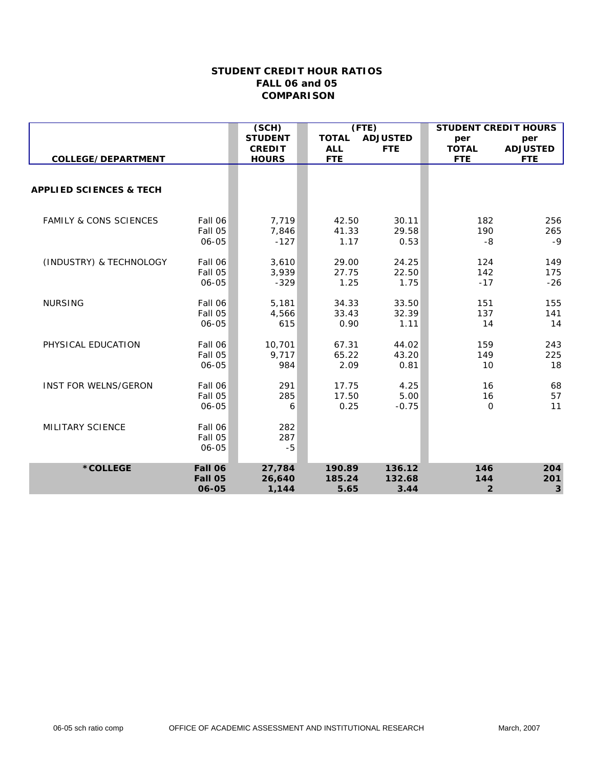**STUDENT CREDIT HOUR RATIOS**
**FALL 06 and 05**
**COMPARISON**

| COLLEGE/DEPARTMENT | | (SCH) STUDENT CREDIT HOURS | (FTE) TOTAL ALL FTE | ADJUSTED FTE | STUDENT CREDIT HOURS per TOTAL FTE | per ADJUSTED FTE |
|---|---|---|---|---|---|---|
| **APPLIED SCIENCES & TECH** | | | | | | |
| FAMILY & CONS SCIENCES | Fall 06 | 7,719 | 42.50 | 30.11 | 182 | 256 |
| | Fall 05 | 7,846 | 41.33 | 29.58 | 190 | 265 |
| | 06-05 | -127 | 1.17 | 0.53 | -8 | -9 |
| (INDUSTRY) & TECHNOLOGY | Fall 06 | 3,610 | 29.00 | 24.25 | 124 | 149 |
| | Fall 05 | 3,939 | 27.75 | 22.50 | 142 | 175 |
| | 06-05 | -329 | 1.25 | 1.75 | -17 | -26 |
| NURSING | Fall 06 | 5,181 | 34.33 | 33.50 | 151 | 155 |
| | Fall 05 | 4,566 | 33.43 | 32.39 | 137 | 141 |
| | 06-05 | 615 | 0.90 | 1.11 | 14 | 14 |
| PHYSICAL EDUCATION | Fall 06 | 10,701 | 67.31 | 44.02 | 159 | 243 |
| | Fall 05 | 9,717 | 65.22 | 43.20 | 149 | 225 |
| | 06-05 | 984 | 2.09 | 0.81 | 10 | 18 |
| INST FOR WELNS/GERON | Fall 06 | 291 | 17.75 | 4.25 | 16 | 68 |
| | Fall 05 | 285 | 17.50 | 5.00 | 16 | 57 |
| | 06-05 | 6 | 0.25 | -0.75 | 0 | 11 |
| MILITARY SCIENCE | Fall 06 | 282 | | | | |
| | Fall 05 | 287 | | | | |
| | 06-05 | -5 | | | | |
| ***COLLEGE** | **Fall 06** | **27,784** | **190.89** | **136.12** | **146** | **204** |
| | **Fall 05** | **26,640** | **185.24** | **132.68** | **144** | **201** |
| | **06-05** | **1,144** | **5.65** | **3.44** | **2** | **3** |

06-05 sch ratio comp OFFICE OF ACADEMIC ASSESSMENT AND INSTITUTIONAL RESEARCH March, 2007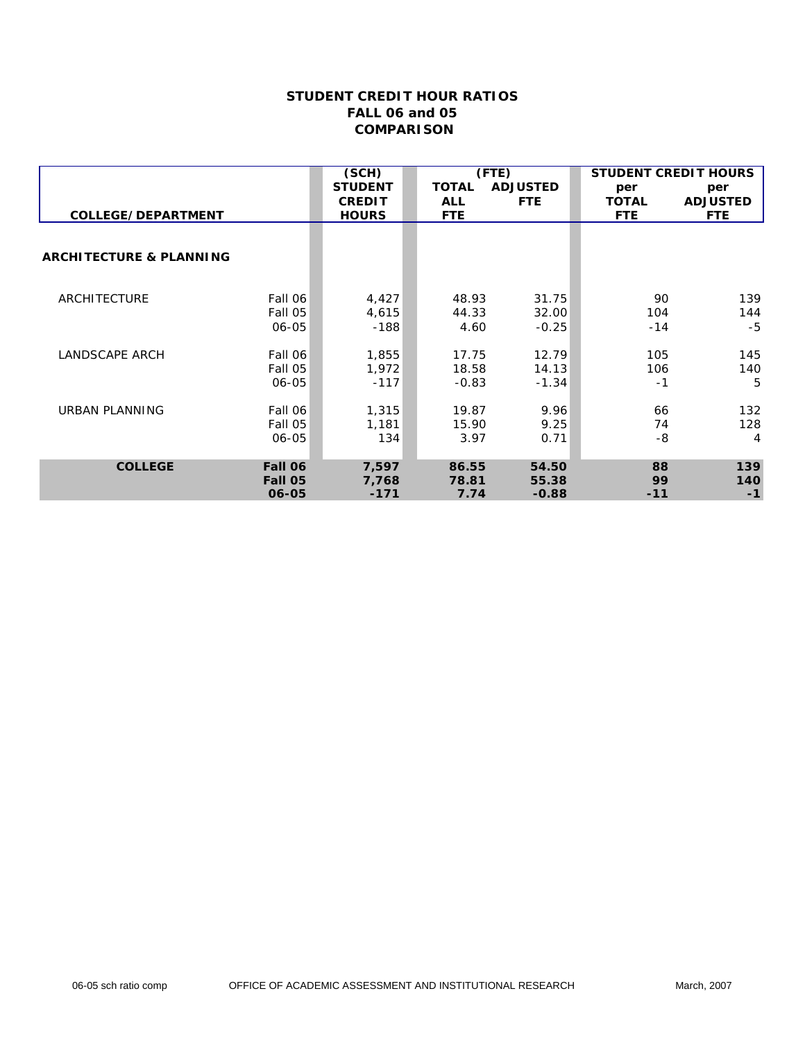# STUDENT CREDIT HOUR RATIOS
## FALL 06 and 05
## COMPARISON

| COLLEGE/DEPARTMENT | | (SCH) STUDENT CREDIT HOURS | (FTE) TOTAL ALL FTE | (FTE) ADJUSTED FTE | STUDENT CREDIT HOURS per TOTAL FTE | STUDENT CREDIT HOURS per ADJUSTED FTE |
|---|---|---|---|---|---|---|
| **ARCHITECTURE & PLANNING** | | | | | | |
| ARCHITECTURE | Fall 06 | 4,427 | 48.93 | 31.75 | 90 | 139 |
| | Fall 05 | 4,615 | 44.33 | 32.00 | 104 | 144 |
| | 06-05 | -188 | 4.60 | -0.25 | -14 | -5 |
| LANDSCAPE ARCH | Fall 06 | 1,855 | 17.75 | 12.79 | 105 | 145 |
| | Fall 05 | 1,972 | 18.58 | 14.13 | 106 | 140 |
| | 06-05 | -117 | -0.83 | -1.34 | -1 | 5 |
| URBAN PLANNING | Fall 06 | 1,315 | 19.87 | 9.96 | 66 | 132 |
| | Fall 05 | 1,181 | 15.90 | 9.25 | 74 | 128 |
| | 06-05 | 134 | 3.97 | 0.71 | -8 | 4 |
| **COLLEGE** | **Fall 06** | **7,597** | **86.55** | **54.50** | **88** | **139** |
| | **Fall 05** | **7,768** | **78.81** | **55.38** | **99** | **140** |
| | **06-05** | **-171** | **7.74** | **-0.88** | **-11** | **-1** |

06-05 sch ratio comp OFFICE OF ACADEMIC ASSESSMENT AND INSTITUTIONAL RESEARCH March, 2007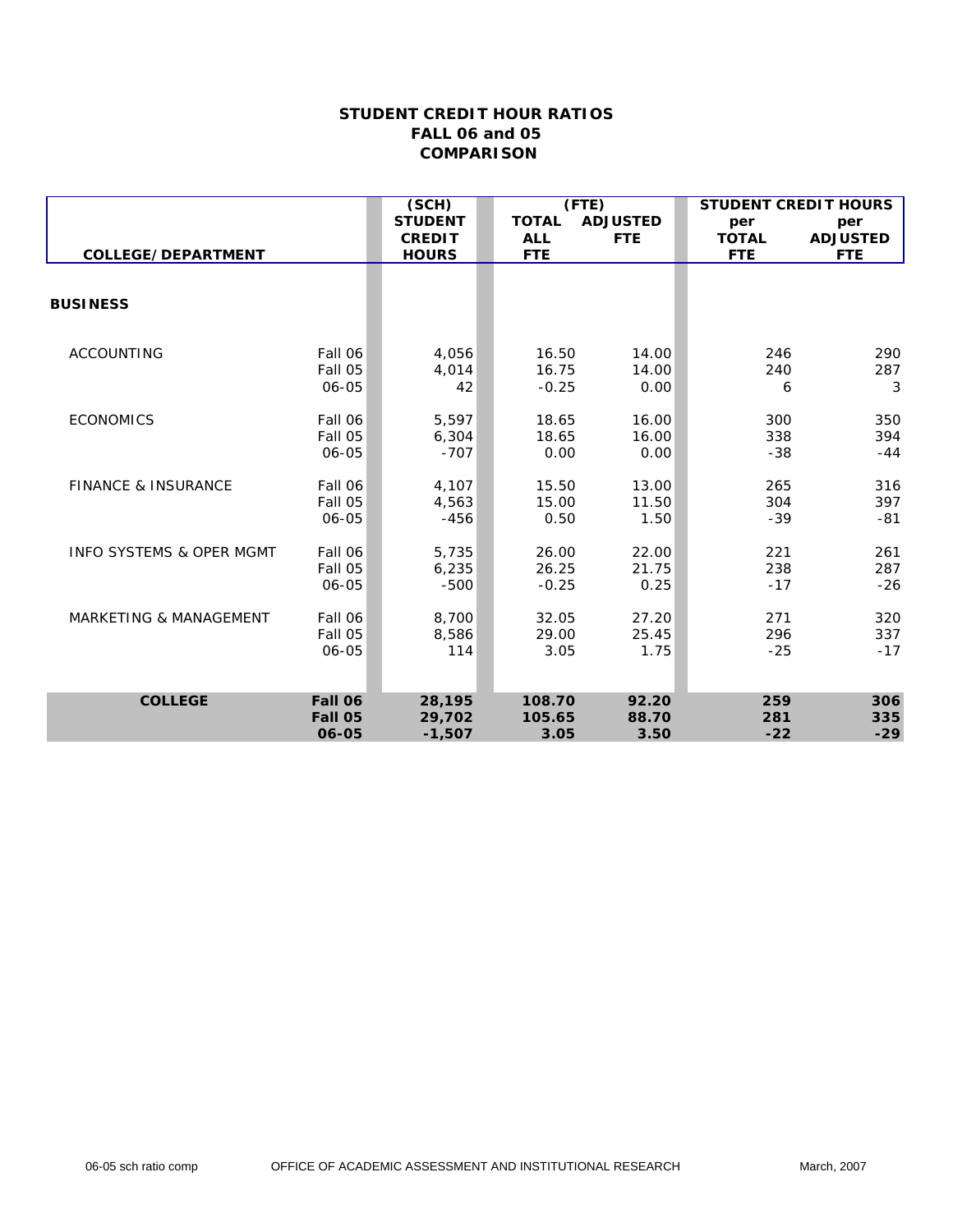# STUDENT CREDIT HOUR RATIOS
## FALL 06 and 05
## COMPARISON

| COLLEGE/DEPARTMENT | | (SCH) STUDENT CREDIT HOURS | (FTE) TOTAL ALL FTE | ADJUSTED FTE | STUDENT CREDIT HOURS per TOTAL FTE | per ADJUSTED FTE |
|---|---|---|---|---|---|---|
| **BUSINESS** | | | | | | |
| ACCOUNTING | Fall 06 | 4,056 | 16.50 | 14.00 | 246 | 290 |
| | Fall 05 | 4,014 | 16.75 | 14.00 | 240 | 287 |
| | 06-05 | 42 | -0.25 | 0.00 | 6 | 3 |
| ECONOMICS | Fall 06 | 5,597 | 18.65 | 16.00 | 300 | 350 |
| | Fall 05 | 6,304 | 18.65 | 16.00 | 338 | 394 |
| | 06-05 | -707 | 0.00 | 0.00 | -38 | -44 |
| FINANCE & INSURANCE | Fall 06 | 4,107 | 15.50 | 13.00 | 265 | 316 |
| | Fall 05 | 4,563 | 15.00 | 11.50 | 304 | 397 |
| | 06-05 | -456 | 0.50 | 1.50 | -39 | -81 |
| INFO SYSTEMS & OPER MGMT | Fall 06 | 5,735 | 26.00 | 22.00 | 221 | 261 |
| | Fall 05 | 6,235 | 26.25 | 21.75 | 238 | 287 |
| | 06-05 | -500 | -0.25 | 0.25 | -17 | -26 |
| MARKETING & MANAGEMENT | Fall 06 | 8,700 | 32.05 | 27.20 | 271 | 320 |
| | Fall 05 | 8,586 | 29.00 | 25.45 | 296 | 337 |
| | 06-05 | 114 | 3.05 | 1.75 | -25 | -17 |
| **COLLEGE** | **Fall 06** | **28,195** | **108.70** | **92.20** | **259** | **306** |
| | **Fall 05** | **29,702** | **105.65** | **88.70** | **281** | **335** |
| | **06-05** | **-1,507** | **3.05** | **3.50** | **-22** | **-29** |

06-05 sch ratio comp — OFFICE OF ACADEMIC ASSESSMENT AND INSTITUTIONAL RESEARCH — March, 2007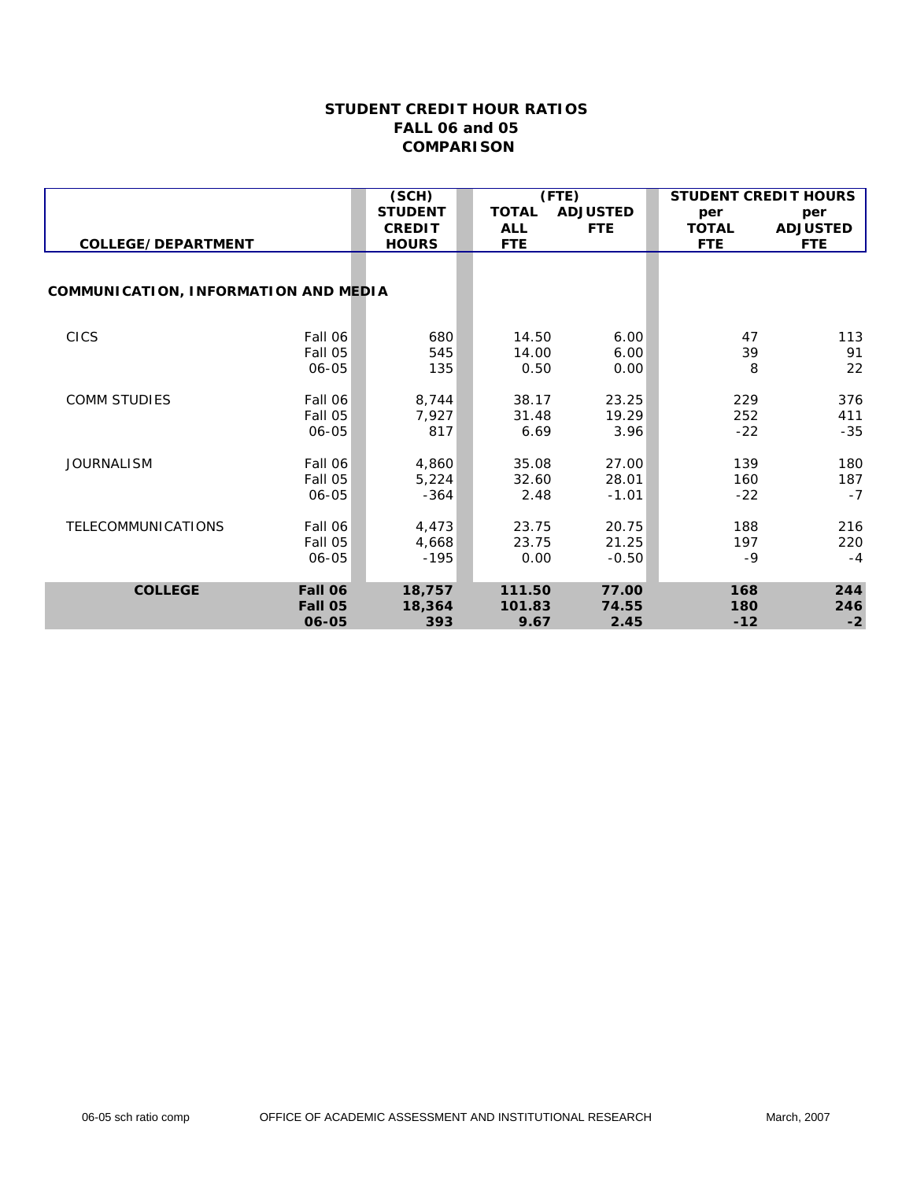# STUDENT CREDIT HOUR RATIOS
## FALL 06 and 05
## COMPARISON

| COLLEGE/DEPARTMENT | | (SCH) STUDENT CREDIT HOURS | (FTE) TOTAL ALL FTE | ADJUSTED FTE | STUDENT CREDIT HOURS per TOTAL FTE | per ADJUSTED FTE |
|---|---|---|---|---|---|---|
| **COMMUNICATION, INFORMATION AND MEDIA** | | | | | | |
| CICS | Fall 06 | 680 | 14.50 | 6.00 | 47 | 113 |
| | Fall 05 | 545 | 14.00 | 6.00 | 39 | 91 |
| | 06-05 | 135 | 0.50 | 0.00 | 8 | 22 |
| COMM STUDIES | Fall 06 | 8,744 | 38.17 | 23.25 | 229 | 376 |
| | Fall 05 | 7,927 | 31.48 | 19.29 | 252 | 411 |
| | 06-05 | 817 | 6.69 | 3.96 | -22 | -35 |
| JOURNALISM | Fall 06 | 4,860 | 35.08 | 27.00 | 139 | 180 |
| | Fall 05 | 5,224 | 32.60 | 28.01 | 160 | 187 |
| | 06-05 | -364 | 2.48 | -1.01 | -22 | -7 |
| TELECOMMUNICATIONS | Fall 06 | 4,473 | 23.75 | 20.75 | 188 | 216 |
| | Fall 05 | 4,668 | 23.75 | 21.25 | 197 | 220 |
| | 06-05 | -195 | 0.00 | -0.50 | -9 | -4 |
| **COLLEGE** | **Fall 06** | **18,757** | **111.50** | **77.00** | **168** | **244** |
| | **Fall 05** | **18,364** | **101.83** | **74.55** | **180** | **246** |
| | **06-05** | **393** | **9.67** | **2.45** | **-12** | **-2** |

06-05 sch ratio comp OFFICE OF ACADEMIC ASSESSMENT AND INSTITUTIONAL RESEARCH March, 2007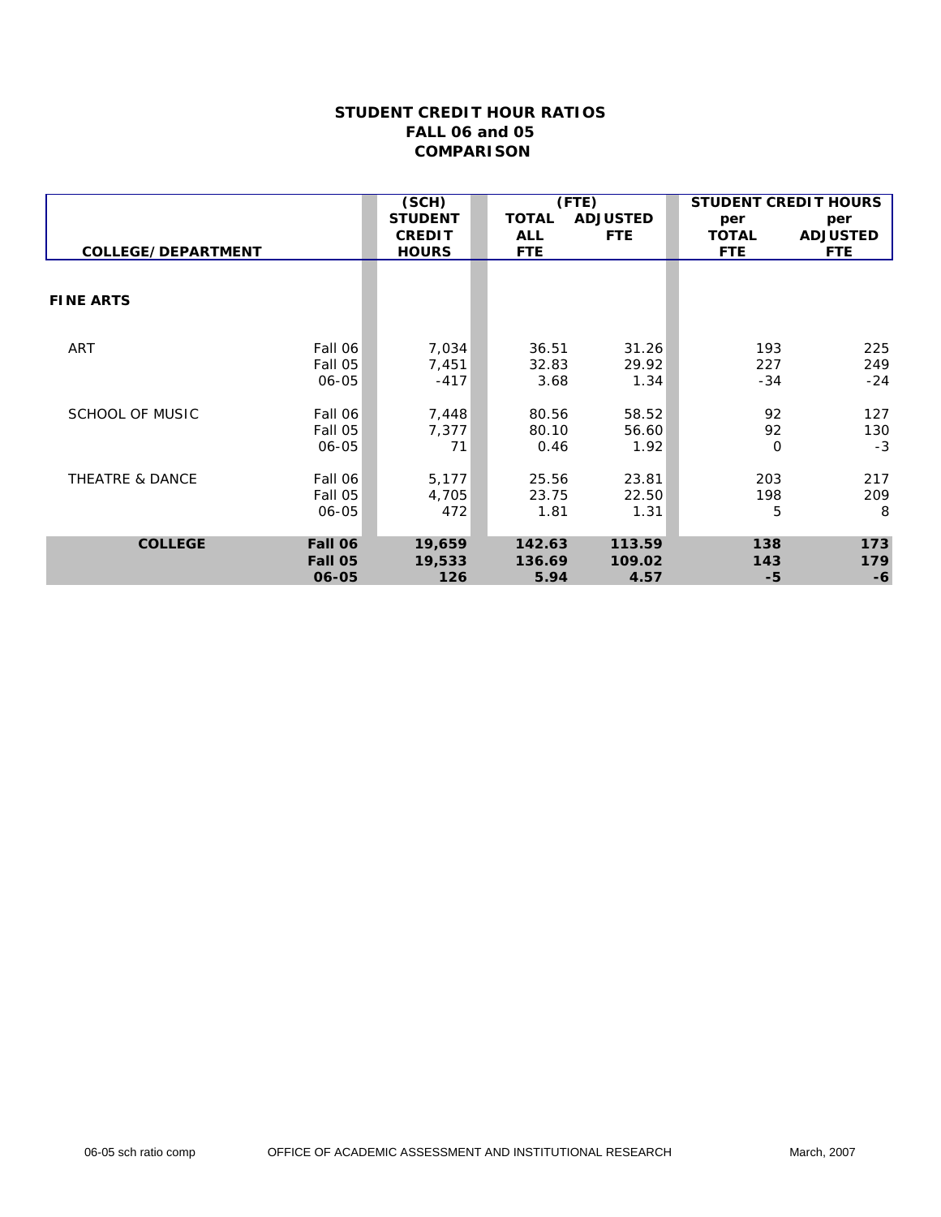# STUDENT CREDIT HOUR RATIOS
## FALL 06 and 05
## COMPARISON

| COLLEGE/DEPARTMENT | | (SCH) STUDENT CREDIT HOURS | (FTE) TOTAL ALL FTE | ADJUSTED FTE | STUDENT CREDIT HOURS per TOTAL FTE | per ADJUSTED FTE |
|---|---|---|---|---|---|---|
| **FINE ARTS** | | | | | | |
| ART | Fall 06 | 7,034 | 36.51 | 31.26 | 193 | 225 |
| | Fall 05 | 7,451 | 32.83 | 29.92 | 227 | 249 |
| | 06-05 | -417 | 3.68 | 1.34 | -34 | -24 |
| SCHOOL OF MUSIC | Fall 06 | 7,448 | 80.56 | 58.52 | 92 | 127 |
| | Fall 05 | 7,377 | 80.10 | 56.60 | 92 | 130 |
| | 06-05 | 71 | 0.46 | 1.92 | 0 | -3 |
| THEATRE & DANCE | Fall 06 | 5,177 | 25.56 | 23.81 | 203 | 217 |
| | Fall 05 | 4,705 | 23.75 | 22.50 | 198 | 209 |
| | 06-05 | 472 | 1.81 | 1.31 | 5 | 8 |
| **COLLEGE** | **Fall 06** | **19,659** | **142.63** | **113.59** | **138** | **173** |
| | **Fall 05** | **19,533** | **136.69** | **109.02** | **143** | **179** |
| | **06-05** | **126** | **5.94** | **4.57** | **-5** | **-6** |

06-05 sch ratio comp OFFICE OF ACADEMIC ASSESSMENT AND INSTITUTIONAL RESEARCH March, 2007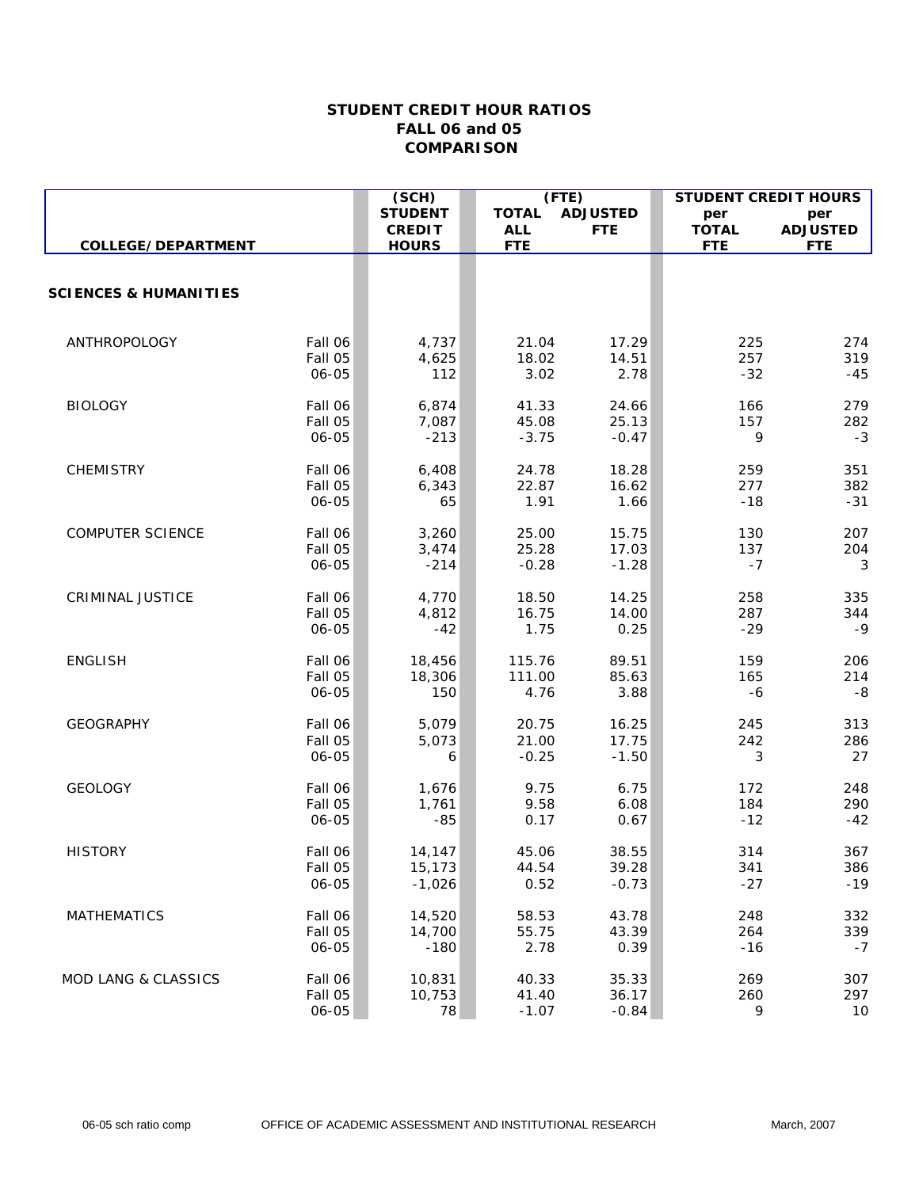# STUDENT CREDIT HOUR RATIOS
## FALL 06 and 05
## COMPARISON

| COLLEGE/DEPARTMENT | | (SCH) STUDENT CREDIT HOURS | (FTE) TOTAL ALL FTE | (FTE) ADJUSTED FTE | STUDENT CREDIT HOURS per TOTAL FTE | STUDENT CREDIT HOURS per ADJUSTED FTE |
|---|---|---|---|---|---|---|
| **SCIENCES & HUMANITIES** | | | | | | |
| ANTHROPOLOGY | Fall 06 | 4,737 | 21.04 | 17.29 | 225 | 274 |
| | Fall 05 | 4,625 | 18.02 | 14.51 | 257 | 319 |
| | 06-05 | 112 | 3.02 | 2.78 | -32 | -45 |
| BIOLOGY | Fall 06 | 6,874 | 41.33 | 24.66 | 166 | 279 |
| | Fall 05 | 7,087 | 45.08 | 25.13 | 157 | 282 |
| | 06-05 | -213 | -3.75 | -0.47 | 9 | -3 |
| CHEMISTRY | Fall 06 | 6,408 | 24.78 | 18.28 | 259 | 351 |
| | Fall 05 | 6,343 | 22.87 | 16.62 | 277 | 382 |
| | 06-05 | 65 | 1.91 | 1.66 | -18 | -31 |
| COMPUTER SCIENCE | Fall 06 | 3,260 | 25.00 | 15.75 | 130 | 207 |
| | Fall 05 | 3,474 | 25.28 | 17.03 | 137 | 204 |
| | 06-05 | -214 | -0.28 | -1.28 | -7 | 3 |
| CRIMINAL JUSTICE | Fall 06 | 4,770 | 18.50 | 14.25 | 258 | 335 |
| | Fall 05 | 4,812 | 16.75 | 14.00 | 287 | 344 |
| | 06-05 | -42 | 1.75 | 0.25 | -29 | -9 |
| ENGLISH | Fall 06 | 18,456 | 115.76 | 89.51 | 159 | 206 |
| | Fall 05 | 18,306 | 111.00 | 85.63 | 165 | 214 |
| | 06-05 | 150 | 4.76 | 3.88 | -6 | -8 |
| GEOGRAPHY | Fall 06 | 5,079 | 20.75 | 16.25 | 245 | 313 |
| | Fall 05 | 5,073 | 21.00 | 17.75 | 242 | 286 |
| | 06-05 | 6 | -0.25 | -1.50 | 3 | 27 |
| GEOLOGY | Fall 06 | 1,676 | 9.75 | 6.75 | 172 | 248 |
| | Fall 05 | 1,761 | 9.58 | 6.08 | 184 | 290 |
| | 06-05 | -85 | 0.17 | 0.67 | -12 | -42 |
| HISTORY | Fall 06 | 14,147 | 45.06 | 38.55 | 314 | 367 |
| | Fall 05 | 15,173 | 44.54 | 39.28 | 341 | 386 |
| | 06-05 | -1,026 | 0.52 | -0.73 | -27 | -19 |
| MATHEMATICS | Fall 06 | 14,520 | 58.53 | 43.78 | 248 | 332 |
| | Fall 05 | 14,700 | 55.75 | 43.39 | 264 | 339 |
| | 06-05 | -180 | 2.78 | 0.39 | -16 | -7 |
| MOD LANG & CLASSICS | Fall 06 | 10,831 | 40.33 | 35.33 | 269 | 307 |
| | Fall 05 | 10,753 | 41.40 | 36.17 | 260 | 297 |
| | 06-05 | 78 | -1.07 | -0.84 | 9 | 10 |

06-05 sch ratio comp OFFICE OF ACADEMIC ASSESSMENT AND INSTITUTIONAL RESEARCH March, 2007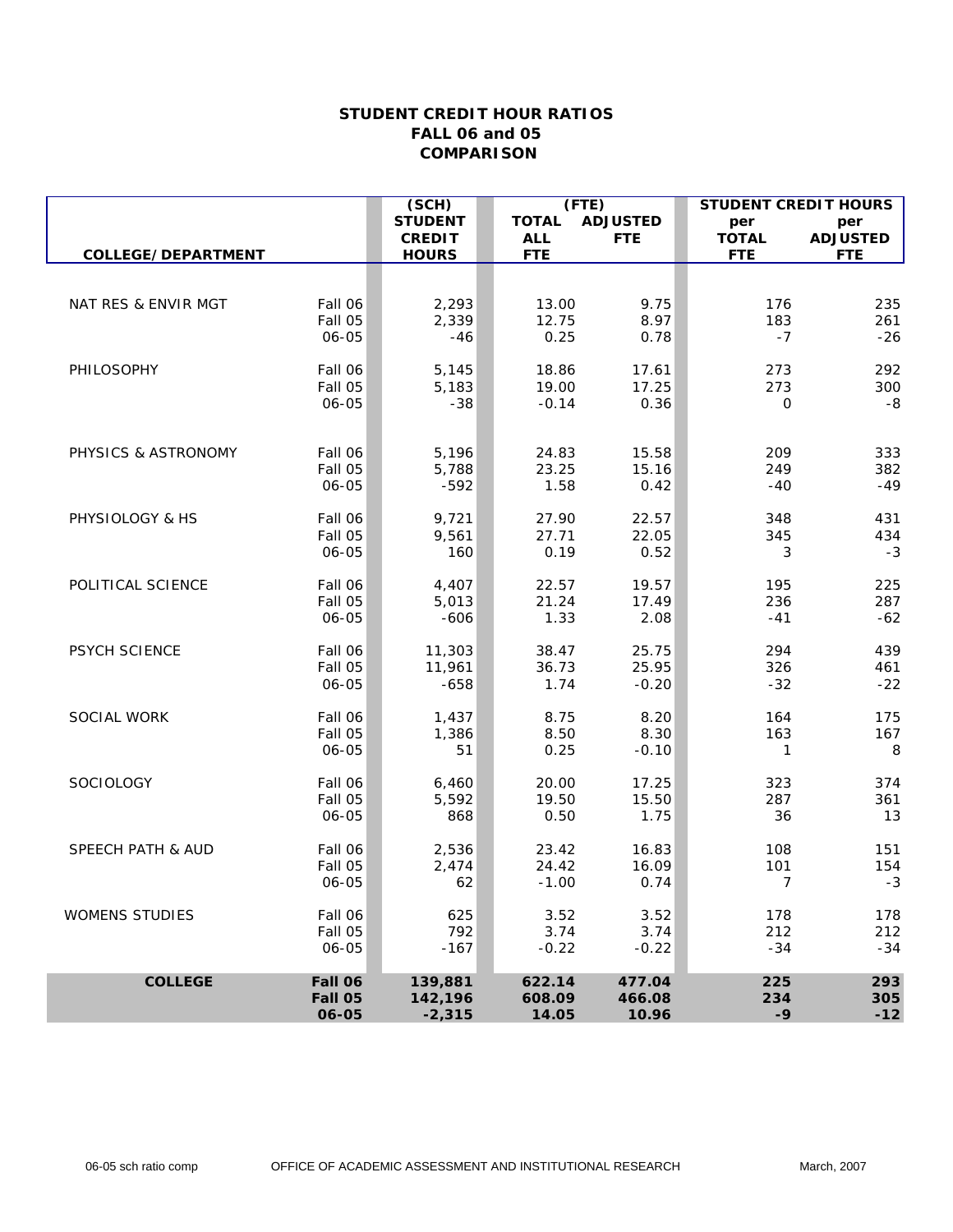# STUDENT CREDIT HOUR RATIOS
## FALL 06 and 05
## COMPARISON

| COLLEGE/DEPARTMENT | | (SCH) STUDENT CREDIT HOURS | (FTE) TOTAL ALL FTE | ADJUSTED FTE | STUDENT CREDIT HOURS per TOTAL FTE | per ADJUSTED FTE |
|---|---|---|---|---|---|---|
| NAT RES & ENVIR MGT | Fall 06 | 2,293 | 13.00 | 9.75 | 176 | 235 |
| | Fall 05 | 2,339 | 12.75 | 8.97 | 183 | 261 |
| | 06-05 | -46 | 0.25 | 0.78 | -7 | -26 |
| PHILOSOPHY | Fall 06 | 5,145 | 18.86 | 17.61 | 273 | 292 |
| | Fall 05 | 5,183 | 19.00 | 17.25 | 273 | 300 |
| | 06-05 | -38 | -0.14 | 0.36 | 0 | -8 |
| PHYSICS & ASTRONOMY | Fall 06 | 5,196 | 24.83 | 15.58 | 209 | 333 |
| | Fall 05 | 5,788 | 23.25 | 15.16 | 249 | 382 |
| | 06-05 | -592 | 1.58 | 0.42 | -40 | -49 |
| PHYSIOLOGY & HS | Fall 06 | 9,721 | 27.90 | 22.57 | 348 | 431 |
| | Fall 05 | 9,561 | 27.71 | 22.05 | 345 | 434 |
| | 06-05 | 160 | 0.19 | 0.52 | 3 | -3 |
| POLITICAL SCIENCE | Fall 06 | 4,407 | 22.57 | 19.57 | 195 | 225 |
| | Fall 05 | 5,013 | 21.24 | 17.49 | 236 | 287 |
| | 06-05 | -606 | 1.33 | 2.08 | -41 | -62 |
| PSYCH SCIENCE | Fall 06 | 11,303 | 38.47 | 25.75 | 294 | 439 |
| | Fall 05 | 11,961 | 36.73 | 25.95 | 326 | 461 |
| | 06-05 | -658 | 1.74 | -0.20 | -32 | -22 |
| SOCIAL WORK | Fall 06 | 1,437 | 8.75 | 8.20 | 164 | 175 |
| | Fall 05 | 1,386 | 8.50 | 8.30 | 163 | 167 |
| | 06-05 | 51 | 0.25 | -0.10 | 1 | 8 |
| SOCIOLOGY | Fall 06 | 6,460 | 20.00 | 17.25 | 323 | 374 |
| | Fall 05 | 5,592 | 19.50 | 15.50 | 287 | 361 |
| | 06-05 | 868 | 0.50 | 1.75 | 36 | 13 |
| SPEECH PATH & AUD | Fall 06 | 2,536 | 23.42 | 16.83 | 108 | 151 |
| | Fall 05 | 2,474 | 24.42 | 16.09 | 101 | 154 |
| | 06-05 | 62 | -1.00 | 0.74 | 7 | -3 |
| WOMENS STUDIES | Fall 06 | 625 | 3.52 | 3.52 | 178 | 178 |
| | Fall 05 | 792 | 3.74 | 3.74 | 212 | 212 |
| | 06-05 | -167 | -0.22 | -0.22 | -34 | -34 |
| **COLLEGE** | **Fall 06** | **139,881** | **622.14** | **477.04** | **225** | **293** |
| | **Fall 05** | **142,196** | **608.09** | **466.08** | **234** | **305** |
| | **06-05** | **-2,315** | **14.05** | **10.96** | **-9** | **-12** |

06-05 sch ratio comp OFFICE OF ACADEMIC ASSESSMENT AND INSTITUTIONAL RESEARCH March, 2007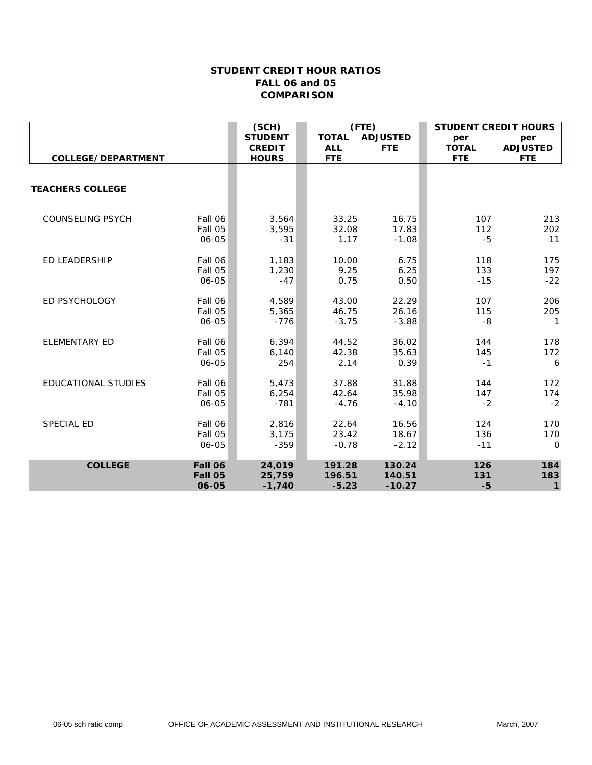**STUDENT CREDIT HOUR RATIOS**
**FALL 06 and 05**
**COMPARISON**

| COLLEGE/DEPARTMENT | | (SCH) STUDENT CREDIT HOURS | (FTE) TOTAL ALL FTE | ADJUSTED FTE | STUDENT CREDIT HOURS per TOTAL FTE | per ADJUSTED FTE |
|---|---|---|---|---|---|---|
| **TEACHERS COLLEGE** | | | | | | |
| COUNSELING PSYCH | Fall 06 | 3,564 | 33.25 | 16.75 | 107 | 213 |
| | Fall 05 | 3,595 | 32.08 | 17.83 | 112 | 202 |
| | 06-05 | -31 | 1.17 | -1.08 | -5 | 11 |
| ED LEADERSHIP | Fall 06 | 1,183 | 10.00 | 6.75 | 118 | 175 |
| | Fall 05 | 1,230 | 9.25 | 6.25 | 133 | 197 |
| | 06-05 | -47 | 0.75 | 0.50 | -15 | -22 |
| ED PSYCHOLOGY | Fall 06 | 4,589 | 43.00 | 22.29 | 107 | 206 |
| | Fall 05 | 5,365 | 46.75 | 26.16 | 115 | 205 |
| | 06-05 | -776 | -3.75 | -3.88 | -8 | 1 |
| ELEMENTARY ED | Fall 06 | 6,394 | 44.52 | 36.02 | 144 | 178 |
| | Fall 05 | 6,140 | 42.38 | 35.63 | 145 | 172 |
| | 06-05 | 254 | 2.14 | 0.39 | -1 | 6 |
| EDUCATIONAL STUDIES | Fall 06 | 5,473 | 37.88 | 31.88 | 144 | 172 |
| | Fall 05 | 6,254 | 42.64 | 35.98 | 147 | 174 |
| | 06-05 | -781 | -4.76 | -4.10 | -2 | -2 |
| SPECIAL ED | Fall 06 | 2,816 | 22.64 | 16.56 | 124 | 170 |
| | Fall 05 | 3,175 | 23.42 | 18.67 | 136 | 170 |
| | 06-05 | -359 | -0.78 | -2.12 | -11 | 0 |
| **COLLEGE** | **Fall 06** | **24,019** | **191.28** | **130.24** | **126** | **184** |
| | **Fall 05** | **25,759** | **196.51** | **140.51** | **131** | **183** |
| | **06-05** | **-1,740** | **-5.23** | **-10.27** | **-5** | **1** |

06-05 sch ratio comp OFFICE OF ACADEMIC ASSESSMENT AND INSTITUTIONAL RESEARCH March, 2007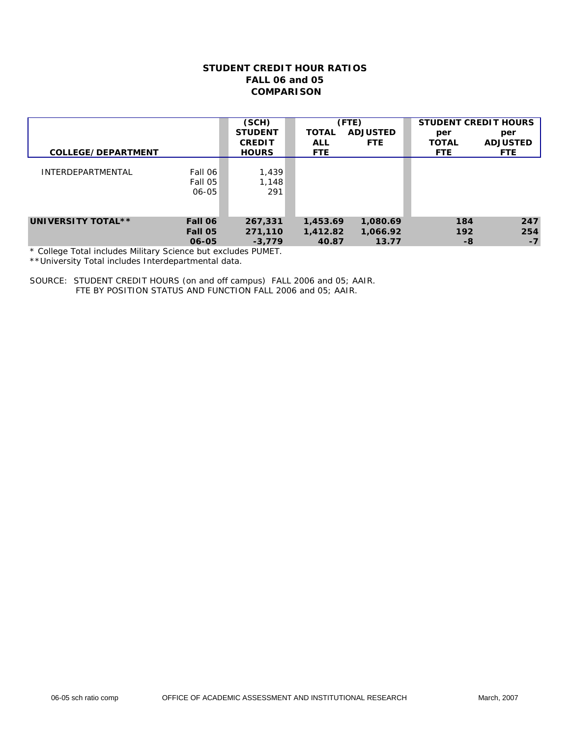# STUDENT CREDIT HOUR RATIOS
# FALL 06 and 05
# COMPARISON

| COLLEGE/DEPARTMENT | | (SCH) STUDENT CREDIT HOURS | (FTE) TOTAL ALL FTE | ADJUSTED FTE | STUDENT CREDIT HOURS per TOTAL FTE | per ADJUSTED FTE |
|---|---|---|---|---|---|---|
| INTERDEPARTMENTAL | Fall 06 | 1,439 | | | | |
| | Fall 05 | 1,148 | | | | |
| | 06-05 | 291 | | | | |
| **UNIVERSITY TOTAL**** | **Fall 06** | **267,331** | **1,453.69** | **1,080.69** | **184** | **247** |
| | **Fall 05** | **271,110** | **1,412.82** | **1,066.92** | **192** | **254** |
| | **06-05** | **-3,779** | **40.87** | **13.77** | **-8** | **-7** |

* College Total includes Military Science but excludes PUMET.
**University Total includes Interdepartmental data.

SOURCE: STUDENT CREDIT HOURS (on and off campus) FALL 2006 and 05; AAIR.
FTE BY POSITION STATUS AND FUNCTION FALL 2006 and 05; AAIR.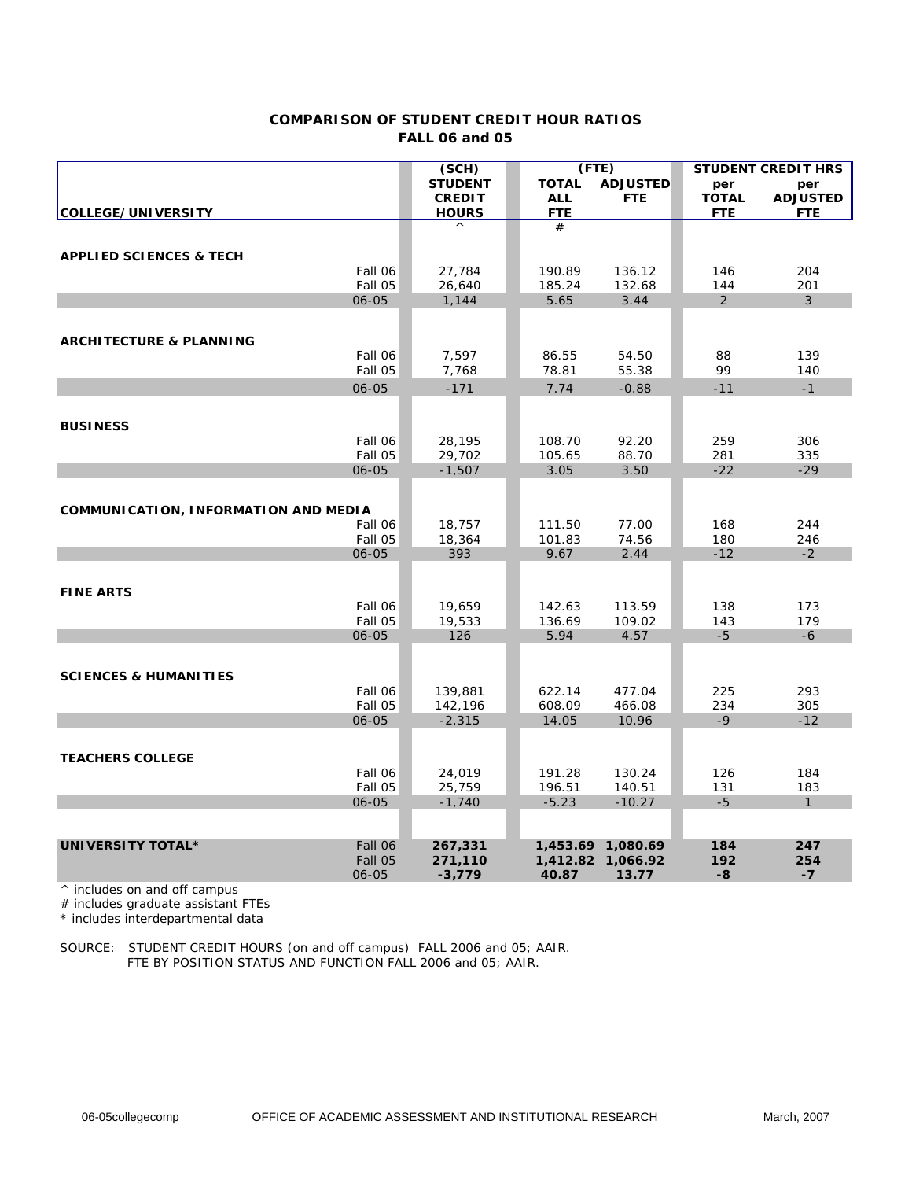## COMPARISON OF STUDENT CREDIT HOUR RATIOS
## FALL 06 and 05

| COLLEGE/UNIVERSITY | | (SCH) STUDENT CREDIT HOURS ^ | (FTE) TOTAL ALL FTE # | (FTE) ADJUSTED FTE | STUDENT CREDIT HRS per TOTAL FTE | STUDENT CREDIT HRS per ADJUSTED FTE |
|---|---|---|---|---|---|---|
| **APPLIED SCIENCES & TECH** | | | | | | |
| | Fall 06 | 27,784 | 190.89 | 136.12 | 146 | 204 |
| | Fall 05 | 26,640 | 185.24 | 132.68 | 144 | 201 |
| | 06-05 | 1,144 | 5.65 | 3.44 | 2 | 3 |
| **ARCHITECTURE & PLANNING** | | | | | | |
| | Fall 06 | 7,597 | 86.55 | 54.50 | 88 | 139 |
| | Fall 05 | 7,768 | 78.81 | 55.38 | 99 | 140 |
| | 06-05 | -171 | 7.74 | -0.88 | -11 | -1 |
| **BUSINESS** | | | | | | |
| | Fall 06 | 28,195 | 108.70 | 92.20 | 259 | 306 |
| | Fall 05 | 29,702 | 105.65 | 88.70 | 281 | 335 |
| | 06-05 | -1,507 | 3.05 | 3.50 | -22 | -29 |
| **COMMUNICATION, INFORMATION AND MEDIA** | | | | | | |
| | Fall 06 | 18,757 | 111.50 | 77.00 | 168 | 244 |
| | Fall 05 | 18,364 | 101.83 | 74.56 | 180 | 246 |
| | 06-05 | 393 | 9.67 | 2.44 | -12 | -2 |
| **FINE ARTS** | | | | | | |
| | Fall 06 | 19,659 | 142.63 | 113.59 | 138 | 173 |
| | Fall 05 | 19,533 | 136.69 | 109.02 | 143 | 179 |
| | 06-05 | 126 | 5.94 | 4.57 | -5 | -6 |
| **SCIENCES & HUMANITIES** | | | | | | |
| | Fall 06 | 139,881 | 622.14 | 477.04 | 225 | 293 |
| | Fall 05 | 142,196 | 608.09 | 466.08 | 234 | 305 |
| | 06-05 | -2,315 | 14.05 | 10.96 | -9 | -12 |
| **TEACHERS COLLEGE** | | | | | | |
| | Fall 06 | 24,019 | 191.28 | 130.24 | 126 | 184 |
| | Fall 05 | 25,759 | 196.51 | 140.51 | 131 | 183 |
| | 06-05 | -1,740 | -5.23 | -10.27 | -5 | 1 |
| **UNIVERSITY TOTAL*** | Fall 06 | **267,331** | **1,453.69** | **1,080.69** | **184** | **247** |
| | Fall 05 | **271,110** | **1,412.82** | **1,066.92** | **192** | **254** |
| | 06-05 | **-3,779** | **40.87** | **13.77** | **-8** | **-7** |

^ includes on and off campus
# includes graduate assistant FTEs
* includes interdepartmental data

SOURCE: STUDENT CREDIT HOURS (on and off campus) FALL 2006 and 05; AAIR.
FTE BY POSITION STATUS AND FUNCTION FALL 2006 and 05; AAIR.

06-05collegecomp OFFICE OF ACADEMIC ASSESSMENT AND INSTITUTIONAL RESEARCH March, 2007